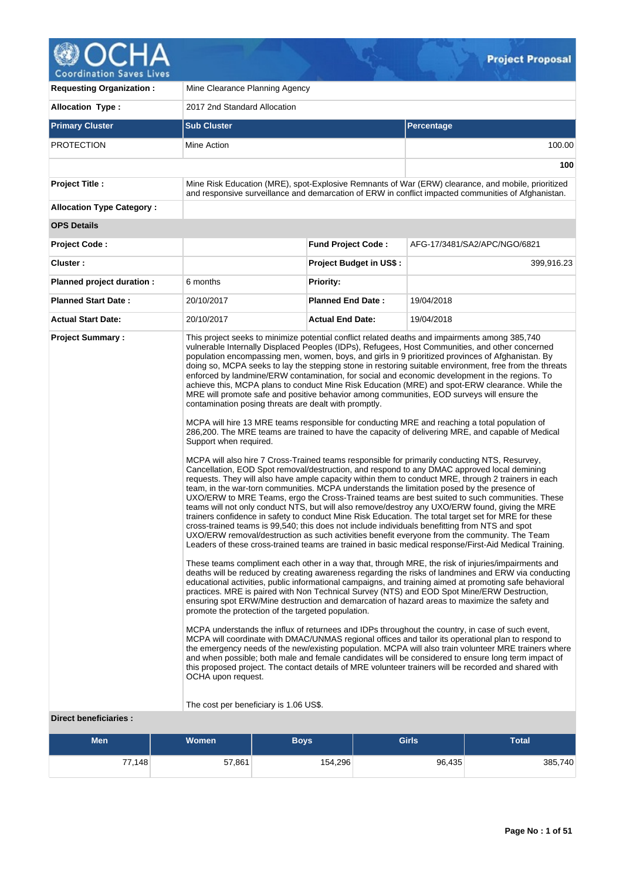# Project Proposal

| | | | |
|---|---|---|---|
| **Requesting Organization :** | Mine Clearance Planning Agency | | |
| **Allocation Type :** | 2017 2nd Standard Allocation | | |

| Primary Cluster | Sub Cluster | Percentage |
|---|---|---|
| PROTECTION | Mine Action | 100.00 |
| | | **100** |

| | | | |
|---|---|---|---|
| **Project Title :** | Mine Risk Education (MRE), spot-Explosive Remnants of War (ERW) clearance, and mobile, prioritized and responsive surveillance and demarcation of ERW in conflict impacted communities of Afghanistan. | | |
| **Allocation Type Category :** | | | |
| **OPS Details** | | | |
| **Project Code :** | | **Fund Project Code :** | AFG-17/3481/SA2/APC/NGO/6821 |
| **Cluster :** | | **Project Budget in US$ :** | 399,916.23 |
| **Planned project duration :** | 6 months | **Priority:** | |
| **Planned Start Date :** | 20/10/2017 | **Planned End Date :** | 19/04/2018 |
| **Actual Start Date:** | 20/10/2017 | **Actual End Date:** | 19/04/2018 |

**Project Summary :**

This project seeks to minimize potential conflict related deaths and impairments among 385,740 vulnerable Internally Displaced Peoples (IDPs), Refugees, Host Communities, and other concerned population encompassing men, women, boys, and girls in 9 prioritized provinces of Afghanistan. By doing so, MCPA seeks to lay the stepping stone in restoring suitable environment, free from the threats enforced by landmine/ERW contamination, for social and economic development in the regions. To achieve this, MCPA plans to conduct Mine Risk Education (MRE) and spot-ERW clearance. While the MRE will promote safe and positive behavior among communities, EOD surveys will ensure the contamination posing threats are dealt with promptly.

MCPA will hire 13 MRE teams responsible for conducting MRE and reaching a total population of 286,200. The MRE teams are trained to have the capacity of delivering MRE, and capable of Medical Support when required.

MCPA will also hire 7 Cross-Trained teams responsible for primarily conducting NTS, Resurvey, Cancellation, EOD Spot removal/destruction, and respond to any DMAC approved local demining requests. They will also have ample capacity within them to conduct MRE, through 2 trainers in each team, in the war-torn communities. MCPA understands the limitation posed by the presence of UXO/ERW to MRE Teams, ergo the Cross-Trained teams are best suited to such communities. These teams will not only conduct NTS, but will also remove/destroy any UXO/ERW found, giving the MRE trainers confidence in safety to conduct Mine Risk Education. The total target set for MRE for these cross-trained teams is 99,540; this does not include individuals benefitting from NTS and spot UXO/ERW removal/destruction as such activities benefit everyone from the community. The Team Leaders of these cross-trained teams are trained in basic medical response/First-Aid Medical Training.

These teams compliment each other in a way that, through MRE, the risk of injuries/impairments and deaths will be reduced by creating awareness regarding the risks of landmines and ERW via conducting educational activities, public informational campaigns, and training aimed at promoting safe behavioral practices. MRE is paired with Non Technical Survey (NTS) and EOD Spot Mine/ERW Destruction, ensuring spot ERW/Mine destruction and demarcation of hazard areas to maximize the safety and promote the protection of the targeted population.

MCPA understands the influx of returnees and IDPs throughout the country, in case of such event, MCPA will coordinate with DMAC/UNMAS regional offices and tailor its operational plan to respond to the emergency needs of the new/existing population. MCPA will also train volunteer MRE trainers where and when possible; both male and female candidates will be considered to ensure long term impact of this proposed project. The contact details of MRE volunteer trainers will be recorded and shared with OCHA upon request.

The cost per beneficiary is 1.06 US$.

**Direct beneficiaries :**

| Men | Women | Boys | Girls | Total |
|---|---|---|---|---|
| 77,148 | 57,861 | 154,296 | 96,435 | 385,740 |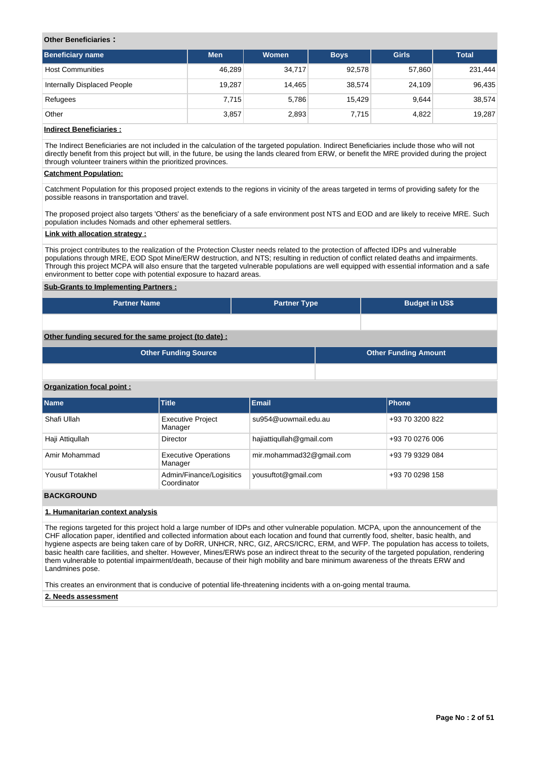**Other Beneficiaries :**

| Beneficiary name | Men | Women | Boys | Girls | Total |
|---|---|---|---|---|---|
| Host Communities | 46,289 | 34,717 | 92,578 | 57,860 | 231,444 |
| Internally Displaced People | 19,287 | 14,465 | 38,574 | 24,109 | 96,435 |
| Refugees | 7,715 | 5,786 | 15,429 | 9,644 | 38,574 |
| Other | 3,857 | 2,893 | 7,715 | 4,822 | 19,287 |

**Indirect Beneficiaries :**

The Indirect Beneficiaries are not included in the calculation of the targeted population. Indirect Beneficiaries include those who will not directly benefit from this project but will, in the future, be using the lands cleared from ERW, or benefit the MRE provided during the project through volunteer trainers within the prioritized provinces.

**Catchment Population:**

Catchment Population for this proposed project extends to the regions in vicinity of the areas targeted in terms of providing safety for the possible reasons in transportation and travel.

The proposed project also targets 'Others' as the beneficiary of a safe environment post NTS and EOD and are likely to receive MRE. Such population includes Nomads and other ephemeral settlers.

**Link with allocation strategy :**

This project contributes to the realization of the Protection Cluster needs related to the protection of affected IDPs and vulnerable populations through MRE, EOD Spot Mine/ERW destruction, and NTS; resulting in reduction of conflict related deaths and impairments. Through this project MCPA will also ensure that the targeted vulnerable populations are well equipped with essential information and a safe environment to better cope with potential exposure to hazard areas.

**Sub-Grants to Implementing Partners :**

| Partner Name | Partner Type | Budget in US$ |
|---|---|---|
| | | |

**Other funding secured for the same project (to date) :**

| Other Funding Source | Other Funding Amount |
|---|---|
| | |

**Organization focal point :**

| Name | Title | Email | Phone |
|---|---|---|---|
| Shafi Ullah | Executive Project Manager | su954@uowmail.edu.au | +93 70 3200 822 |
| Haji Attiqullah | Director | hajiattiqullah@gmail.com | +93 70 0276 006 |
| Amir Mohammad | Executive Operations Manager | mir.mohammad32@gmail.com | +93 79 9329 084 |
| Yousuf Totakhel | Admin/Finance/Logisitics Coordinator | yousuftot@gmail.com | +93 70 0298 158 |

## BACKGROUND

**1. Humanitarian context analysis**

The regions targeted for this project hold a large number of IDPs and other vulnerable population. MCPA, upon the announcement of the CHF allocation paper, identified and collected information about each location and found that currently food, shelter, basic health, and hygiene aspects are being taken care of by DoRR, UNHCR, NRC, GIZ, ARCS/ICRC, ERM, and WFP. The population has access to toilets, basic health care facilities, and shelter. However, Mines/ERWs pose an indirect threat to the security of the targeted population, rendering them vulnerable to potential impairment/death, because of their high mobility and bare minimum awareness of the threats ERW and Landmines pose.

This creates an environment that is conducive of potential life-threatening incidents with a on-going mental trauma.

**2. Needs assessment**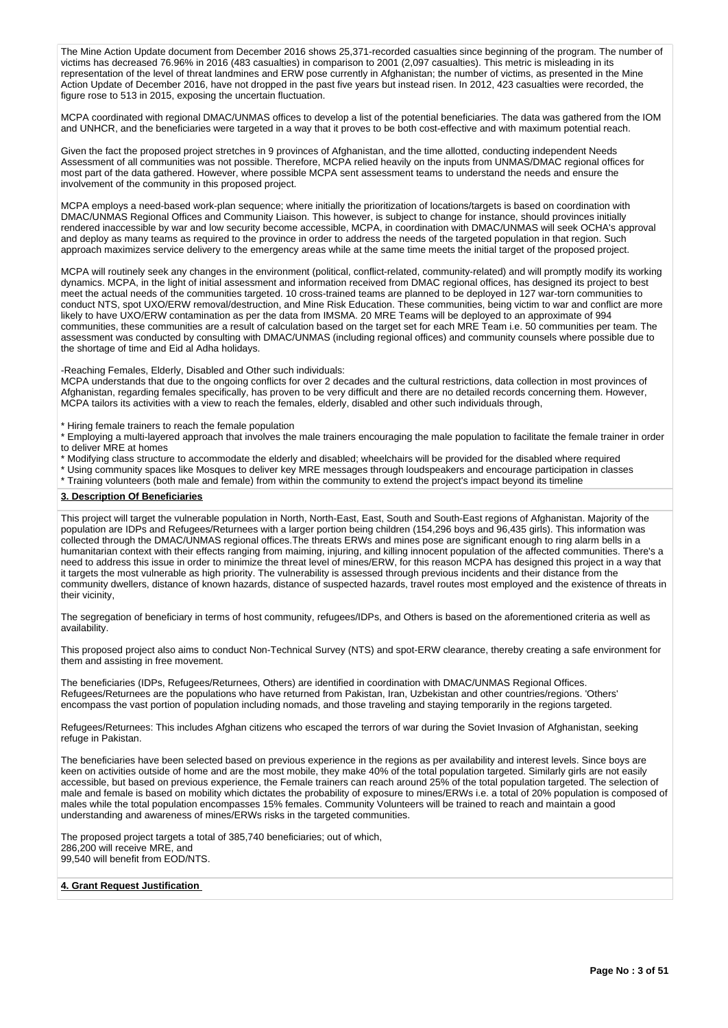The Mine Action Update document from December 2016 shows 25,371-recorded casualties since beginning of the program. The number of victims has decreased 76.96% in 2016 (483 casualties) in comparison to 2001 (2,097 casualties). This metric is misleading in its representation of the level of threat landmines and ERW pose currently in Afghanistan; the number of victims, as presented in the Mine Action Update of December 2016, have not dropped in the past five years but instead risen. In 2012, 423 casualties were recorded, the figure rose to 513 in 2015, exposing the uncertain fluctuation.

MCPA coordinated with regional DMAC/UNMAS offices to develop a list of the potential beneficiaries. The data was gathered from the IOM and UNHCR, and the beneficiaries were targeted in a way that it proves to be both cost-effective and with maximum potential reach.

Given the fact the proposed project stretches in 9 provinces of Afghanistan, and the time allotted, conducting independent Needs Assessment of all communities was not possible. Therefore, MCPA relied heavily on the inputs from UNMAS/DMAC regional offices for most part of the data gathered. However, where possible MCPA sent assessment teams to understand the needs and ensure the involvement of the community in this proposed project.

MCPA employs a need-based work-plan sequence; where initially the prioritization of locations/targets is based on coordination with DMAC/UNMAS Regional Offices and Community Liaison. This however, is subject to change for instance, should provinces initially rendered inaccessible by war and low security become accessible, MCPA, in coordination with DMAC/UNMAS will seek OCHA's approval and deploy as many teams as required to the province in order to address the needs of the targeted population in that region. Such approach maximizes service delivery to the emergency areas while at the same time meets the initial target of the proposed project.

MCPA will routinely seek any changes in the environment (political, conflict-related, community-related) and will promptly modify its working dynamics. MCPA, in the light of initial assessment and information received from DMAC regional offices, has designed its project to best meet the actual needs of the communities targeted. 10 cross-trained teams are planned to be deployed in 127 war-torn communities to conduct NTS, spot UXO/ERW removal/destruction, and Mine Risk Education. These communities, being victim to war and conflict are more likely to have UXO/ERW contamination as per the data from IMSMA. 20 MRE Teams will be deployed to an approximate of 994 communities, these communities are a result of calculation based on the target set for each MRE Team i.e. 50 communities per team. The assessment was conducted by consulting with DMAC/UNMAS (including regional offices) and community counsels where possible due to the shortage of time and Eid al Adha holidays.

-Reaching Females, Elderly, Disabled and Other such individuals:
MCPA understands that due to the ongoing conflicts for over 2 decades and the cultural restrictions, data collection in most provinces of Afghanistan, regarding females specifically, has proven to be very difficult and there are no detailed records concerning them. However, MCPA tailors its activities with a view to reach the females, elderly, disabled and other such individuals through,

* Hiring female trainers to reach the female population
* Employing a multi-layered approach that involves the male trainers encouraging the male population to facilitate the female trainer in order to deliver MRE at homes
* Modifying class structure to accommodate the elderly and disabled; wheelchairs will be provided for the disabled where required
* Using community spaces like Mosques to deliver key MRE messages through loudspeakers and encourage participation in classes
* Training volunteers (both male and female) from within the community to extend the project's impact beyond its timeline

## 3. Description Of Beneficiaries

This project will target the vulnerable population in North, North-East, East, South and South-East regions of Afghanistan. Majority of the population are IDPs and Refugees/Returnees with a larger portion being children (154,296 boys and 96,435 girls). This information was collected through the DMAC/UNMAS regional offices.The threats ERWs and mines pose are significant enough to ring alarm bells in a humanitarian context with their effects ranging from maiming, injuring, and killing innocent population of the affected communities. There's a need to address this issue in order to minimize the threat level of mines/ERW, for this reason MCPA has designed this project in a way that it targets the most vulnerable as high priority. The vulnerability is assessed through previous incidents and their distance from the community dwellers, distance of known hazards, distance of suspected hazards, travel routes most employed and the existence of threats in their vicinity,

The segregation of beneficiary in terms of host community, refugees/IDPs, and Others is based on the aforementioned criteria as well as availability.

This proposed project also aims to conduct Non-Technical Survey (NTS) and spot-ERW clearance, thereby creating a safe environment for them and assisting in free movement.

The beneficiaries (IDPs, Refugees/Returnees, Others) are identified in coordination with DMAC/UNMAS Regional Offices. Refugees/Returnees are the populations who have returned from Pakistan, Iran, Uzbekistan and other countries/regions. 'Others' encompass the vast portion of population including nomads, and those traveling and staying temporarily in the regions targeted.

Refugees/Returnees: This includes Afghan citizens who escaped the terrors of war during the Soviet Invasion of Afghanistan, seeking refuge in Pakistan.

The beneficiaries have been selected based on previous experience in the regions as per availability and interest levels. Since boys are keen on activities outside of home and are the most mobile, they make 40% of the total population targeted. Similarly girls are not easily accessible, but based on previous experience, the Female trainers can reach around 25% of the total population targeted. The selection of male and female is based on mobility which dictates the probability of exposure to mines/ERWs i.e. a total of 20% population is composed of males while the total population encompasses 15% females. Community Volunteers will be trained to reach and maintain a good understanding and awareness of mines/ERWs risks in the targeted communities.

The proposed project targets a total of 385,740 beneficiaries; out of which,
286,200 will receive MRE, and
99,540 will benefit from EOD/NTS.

## 4. Grant Request Justification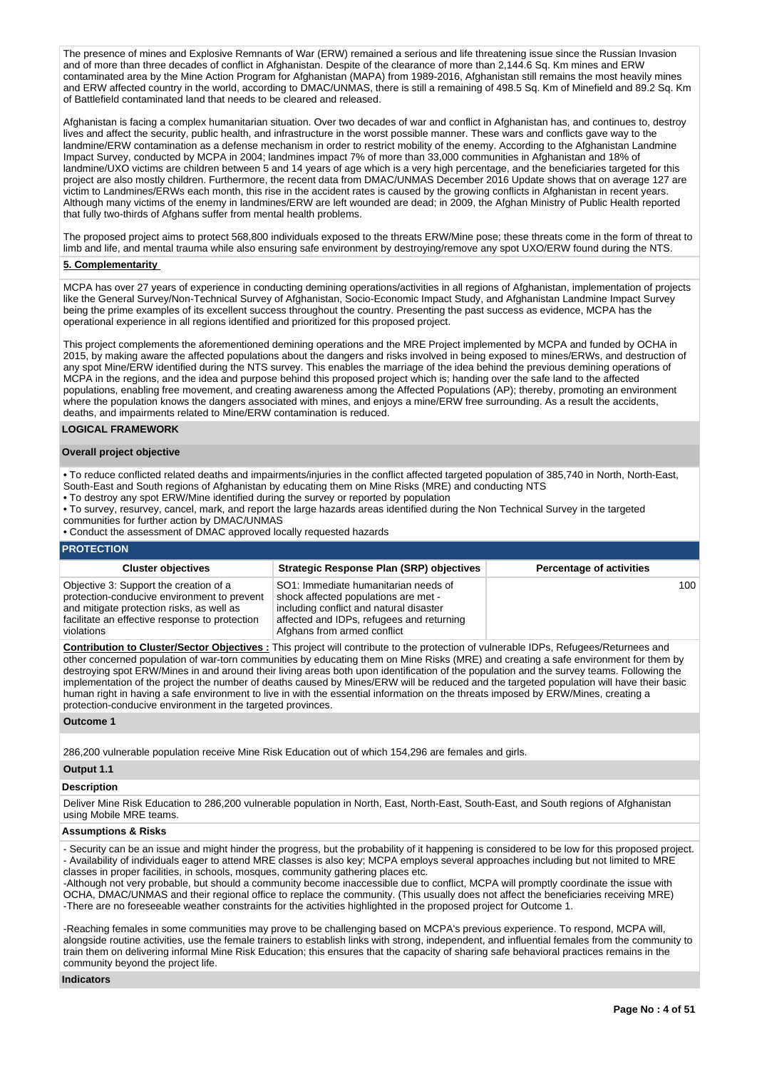The presence of mines and Explosive Remnants of War (ERW) remained a serious and life threatening issue since the Russian Invasion and of more than three decades of conflict in Afghanistan. Despite of the clearance of more than 2,144.6 Sq. Km mines and ERW contaminated area by the Mine Action Program for Afghanistan (MAPA) from 1989-2016, Afghanistan still remains the most heavily mines and ERW affected country in the world, according to DMAC/UNMAS, there is still a remaining of 498.5 Sq. Km of Minefield and 89.2 Sq. Km of Battlefield contaminated land that needs to be cleared and released.

Afghanistan is facing a complex humanitarian situation. Over two decades of war and conflict in Afghanistan has, and continues to, destroy lives and affect the security, public health, and infrastructure in the worst possible manner. These wars and conflicts gave way to the landmine/ERW contamination as a defense mechanism in order to restrict mobility of the enemy. According to the Afghanistan Landmine Impact Survey, conducted by MCPA in 2004; landmines impact 7% of more than 33,000 communities in Afghanistan and 18% of landmine/UXO victims are children between 5 and 14 years of age which is a very high percentage, and the beneficiaries targeted for this project are also mostly children. Furthermore, the recent data from DMAC/UNMAS December 2016 Update shows that on average 127 are victim to Landmines/ERWs each month, this rise in the accident rates is caused by the growing conflicts in Afghanistan in recent years. Although many victims of the enemy in landmines/ERW are left wounded are dead; in 2009, the Afghan Ministry of Public Health reported that fully two-thirds of Afghans suffer from mental health problems.

The proposed project aims to protect 568,800 individuals exposed to the threats ERW/Mine pose; these threats come in the form of threat to limb and life, and mental trauma while also ensuring safe environment by destroying/remove any spot UXO/ERW found during the NTS.

**5. Complementarity**

MCPA has over 27 years of experience in conducting demining operations/activities in all regions of Afghanistan, implementation of projects like the General Survey/Non-Technical Survey of Afghanistan, Socio-Economic Impact Study, and Afghanistan Landmine Impact Survey being the prime examples of its excellent success throughout the country. Presenting the past success as evidence, MCPA has the operational experience in all regions identified and prioritized for this proposed project.

This project complements the aforementioned demining operations and the MRE Project implemented by MCPA and funded by OCHA in 2015, by making aware the affected populations about the dangers and risks involved in being exposed to mines/ERWs, and destruction of any spot Mine/ERW identified during the NTS survey. This enables the marriage of the idea behind the previous demining operations of MCPA in the regions, and the idea and purpose behind this proposed project which is; handing over the safe land to the affected populations, enabling free movement, and creating awareness among the Affected Populations (AP); thereby, promoting an environment where the population knows the dangers associated with mines, and enjoys a mine/ERW free surrounding. As a result the accidents, deaths, and impairments related to Mine/ERW contamination is reduced.

## LOGICAL FRAMEWORK

**Overall project objective**

- To reduce conflicted related deaths and impairments/injuries in the conflict affected targeted population of 385,740 in North, North-East, South-East and South regions of Afghanistan by educating them on Mine Risks (MRE) and conducting NTS
- To destroy any spot ERW/Mine identified during the survey or reported by population
- To survey, resurvey, cancel, mark, and report the large hazards areas identified during the Non Technical Survey in the targeted communities for further action by DMAC/UNMAS
- Conduct the assessment of DMAC approved locally requested hazards

**PROTECTION**

| Cluster objectives | Strategic Response Plan (SRP) objectives | Percentage of activities |
|---|---|---|
| Objective 3: Support the creation of a protection-conducive environment to prevent and mitigate protection risks, as well as facilitate an effective response to protection violations | SO1: Immediate humanitarian needs of shock affected populations are met - including conflict and natural disaster affected and IDPs, refugees and returning Afghans from armed conflict | 100 |

**Contribution to Cluster/Sector Objectives :** This project will contribute to the protection of vulnerable IDPs, Refugees/Returnees and other concerned population of war-torn communities by educating them on Mine Risks (MRE) and creating a safe environment for them by destroying spot ERW/Mines in and around their living areas both upon identification of the population and the survey teams. Following the implementation of the project the number of deaths caused by Mines/ERW will be reduced and the targeted population will have their basic human right in having a safe environment to live in with the essential information on the threats imposed by ERW/Mines, creating a protection-conducive environment in the targeted provinces.

**Outcome 1**

286,200 vulnerable population receive Mine Risk Education out of which 154,296 are females and girls.

**Output 1.1**

**Description**

Deliver Mine Risk Education to 286,200 vulnerable population in North, East, North-East, South-East, and South regions of Afghanistan using Mobile MRE teams.

**Assumptions & Risks**

- Security can be an issue and might hinder the progress, but the probability of it happening is considered to be low for this proposed project.
- Availability of individuals eager to attend MRE classes is also key; MCPA employs several approaches including but not limited to MRE classes in proper facilities, in schools, mosques, community gathering places etc.
-Although not very probable, but should a community become inaccessible due to conflict, MCPA will promptly coordinate the issue with OCHA, DMAC/UNMAS and their regional office to replace the community. (This usually does not affect the beneficiaries receiving MRE)
-There are no foreseeable weather constraints for the activities highlighted in the proposed project for Outcome 1.

-Reaching females in some communities may prove to be challenging based on MCPA's previous experience. To respond, MCPA will, alongside routine activities, use the female trainers to establish links with strong, independent, and influential females from the community to train them on delivering informal Mine Risk Education; this ensures that the capacity of sharing safe behavioral practices remains in the community beyond the project life.

**Indicators**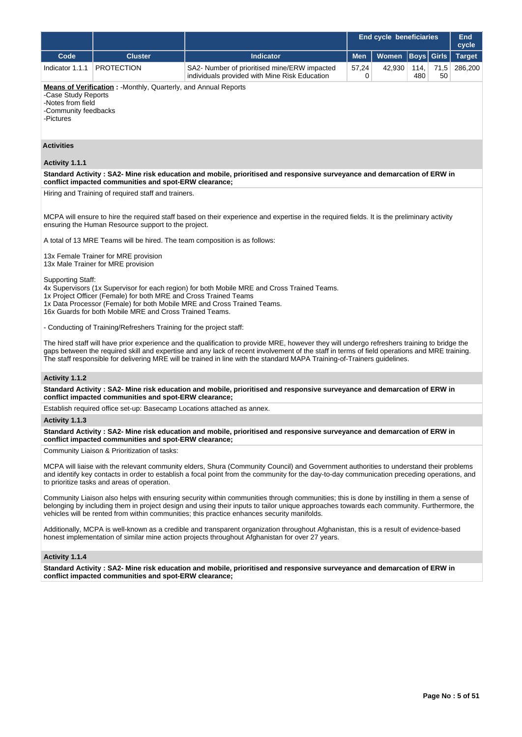| | | | End cycle beneficiaries | | | | End cycle |
|---|---|---|---|---|---|---|---|
| Code | Cluster | Indicator | Men | Women | Boys | Girls | Target |
| Indicator 1.1.1 | PROTECTION | SA2- Number of prioritised mine/ERW impacted individuals provided with Mine Risk Education | 57,240 | 42,930 | 114,480 | 71,550 | 286,200 |

**Means of Verification** : -Monthly, Quarterly, and Annual Reports
-Case Study Reports
-Notes from field
-Community feedbacks
-Pictures

### Activities

#### Activity 1.1.1

**Standard Activity : SA2- Mine risk education and mobile, prioritised and responsive surveyance and demarcation of ERW in conflict impacted communities and spot-ERW clearance;**

Hiring and Training of required staff and trainers.

MCPA will ensure to hire the required staff based on their experience and expertise in the required fields. It is the preliminary activity ensuring the Human Resource support to the project.

A total of 13 MRE Teams will be hired. The team composition is as follows:

13x Female Trainer for MRE provision
13x Male Trainer for MRE provision

Supporting Staff:
4x Supervisors (1x Supervisor for each region) for both Mobile MRE and Cross Trained Teams.
1x Project Officer (Female) for both MRE and Cross Trained Teams
1x Data Processor (Female) for both Mobile MRE and Cross Trained Teams.
16x Guards for both Mobile MRE and Cross Trained Teams.

- Conducting of Training/Refreshers Training for the project staff:

The hired staff will have prior experience and the qualification to provide MRE, however they will undergo refreshers training to bridge the gaps between the required skill and expertise and any lack of recent involvement of the staff in terms of field operations and MRE training. The staff responsible for delivering MRE will be trained in line with the standard MAPA Training-of-Trainers guidelines.

#### Activity 1.1.2

**Standard Activity : SA2- Mine risk education and mobile, prioritised and responsive surveyance and demarcation of ERW in conflict impacted communities and spot-ERW clearance;**

Establish required office set-up: Basecamp Locations attached as annex.

#### Activity 1.1.3

**Standard Activity : SA2- Mine risk education and mobile, prioritised and responsive surveyance and demarcation of ERW in conflict impacted communities and spot-ERW clearance;**

Community Liaison & Prioritization of tasks:

MCPA will liaise with the relevant community elders, Shura (Community Council) and Government authorities to understand their problems and identify key contacts in order to establish a focal point from the community for the day-to-day communication preceding operations, and to prioritize tasks and areas of operation.

Community Liaison also helps with ensuring security within communities through communities; this is done by instilling in them a sense of belonging by including them in project design and using their inputs to tailor unique approaches towards each community. Furthermore, the vehicles will be rented from within communities; this practice enhances security manifolds.

Additionally, MCPA is well-known as a credible and transparent organization throughout Afghanistan, this is a result of evidence-based honest implementation of similar mine action projects throughout Afghanistan for over 27 years.

#### Activity 1.1.4

**Standard Activity : SA2- Mine risk education and mobile, prioritised and responsive surveyance and demarcation of ERW in conflict impacted communities and spot-ERW clearance;**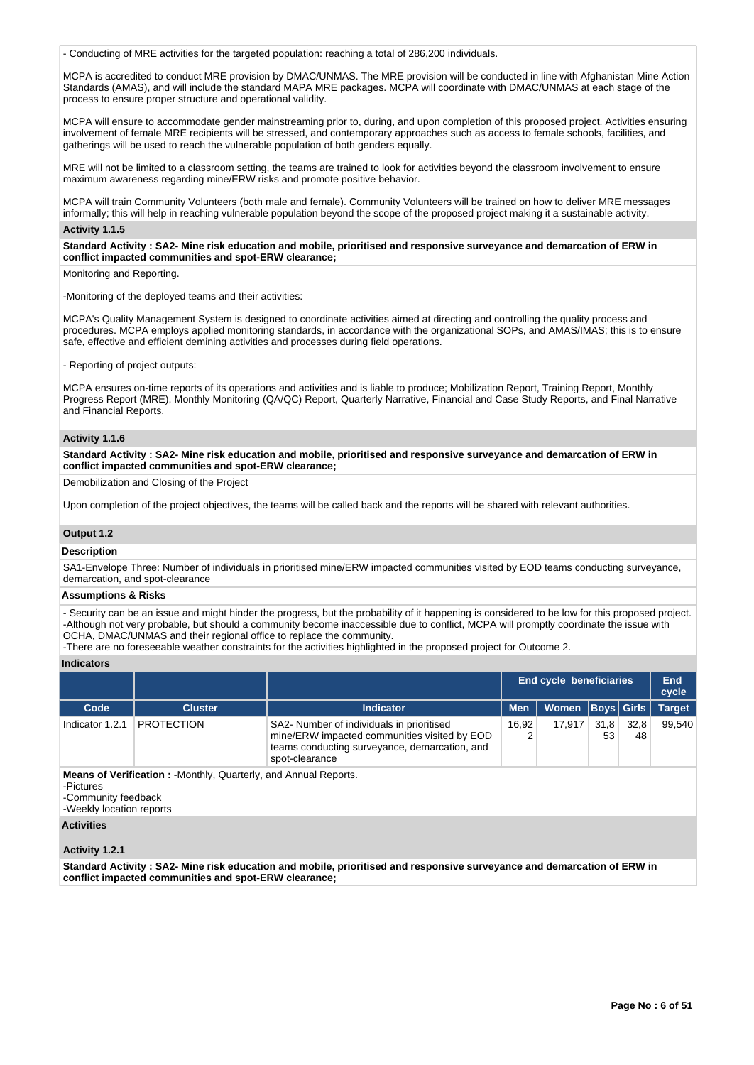- Conducting of MRE activities for the targeted population: reaching a total of 286,200 individuals.

MCPA is accredited to conduct MRE provision by DMAC/UNMAS. The MRE provision will be conducted in line with Afghanistan Mine Action Standards (AMAS), and will include the standard MAPA MRE packages. MCPA will coordinate with DMAC/UNMAS at each stage of the process to ensure proper structure and operational validity.

MCPA will ensure to accommodate gender mainstreaming prior to, during, and upon completion of this proposed project. Activities ensuring involvement of female MRE recipients will be stressed, and contemporary approaches such as access to female schools, facilities, and gatherings will be used to reach the vulnerable population of both genders equally.

MRE will not be limited to a classroom setting, the teams are trained to look for activities beyond the classroom involvement to ensure maximum awareness regarding mine/ERW risks and promote positive behavior.

MCPA will train Community Volunteers (both male and female). Community Volunteers will be trained on how to deliver MRE messages informally; this will help in reaching vulnerable population beyond the scope of the proposed project making it a sustainable activity.

**Activity 1.1.5**

**Standard Activity : SA2- Mine risk education and mobile, prioritised and responsive surveyance and demarcation of ERW in conflict impacted communities and spot-ERW clearance;**

Monitoring and Reporting.

-Monitoring of the deployed teams and their activities:

MCPA's Quality Management System is designed to coordinate activities aimed at directing and controlling the quality process and procedures. MCPA employs applied monitoring standards, in accordance with the organizational SOPs, and AMAS/IMAS; this is to ensure safe, effective and efficient demining activities and processes during field operations.

- Reporting of project outputs:

MCPA ensures on-time reports of its operations and activities and is liable to produce; Mobilization Report, Training Report, Monthly Progress Report (MRE), Monthly Monitoring (QA/QC) Report, Quarterly Narrative, Financial and Case Study Reports, and Final Narrative and Financial Reports.

**Activity 1.1.6**

**Standard Activity : SA2- Mine risk education and mobile, prioritised and responsive surveyance and demarcation of ERW in conflict impacted communities and spot-ERW clearance;**

Demobilization and Closing of the Project

Upon completion of the project objectives, the teams will be called back and the reports will be shared with relevant authorities.

**Output 1.2**

**Description**

SA1-Envelope Three: Number of individuals in prioritised mine/ERW impacted communities visited by EOD teams conducting surveyance, demarcation, and spot-clearance

**Assumptions & Risks**

- Security can be an issue and might hinder the progress, but the probability of it happening is considered to be low for this proposed project.
-Although not very probable, but should a community become inaccessible due to conflict, MCPA will promptly coordinate the issue with OCHA, DMAC/UNMAS and their regional office to replace the community.
-There are no foreseeable weather constraints for the activities highlighted in the proposed project for Outcome 2.

**Indicators**

| | | | End cycle beneficiaries | | | | End cycle |
|---|---|---|---|---|---|---|---|
| **Code** | **Cluster** | **Indicator** | **Men** | **Women** | **Boys** | **Girls** | **Target** |
| Indicator 1.2.1 | PROTECTION | SA2- Number of individuals in prioritised mine/ERW impacted communities visited by EOD teams conducting surveyance, demarcation, and spot-clearance | 16,922 | 17,917 | 31,853 | 32,848 | 99,540 |

**Means of Verification :** -Monthly, Quarterly, and Annual Reports.
-Pictures
-Community feedback
-Weekly location reports

**Activities**

**Activity 1.2.1**

**Standard Activity : SA2- Mine risk education and mobile, prioritised and responsive surveyance and demarcation of ERW in conflict impacted communities and spot-ERW clearance;**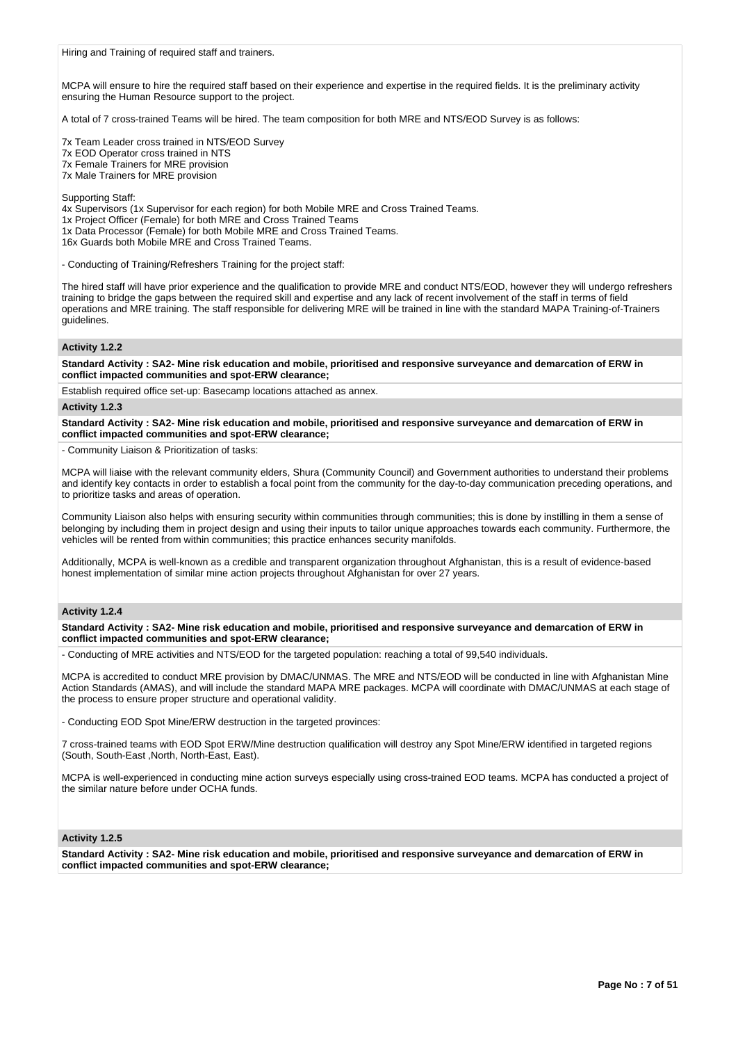Hiring and Training of required staff and trainers.

MCPA will ensure to hire the required staff based on their experience and expertise in the required fields. It is the preliminary activity ensuring the Human Resource support to the project.

A total of 7 cross-trained Teams will be hired. The team composition for both MRE and NTS/EOD Survey is as follows:

7x Team Leader cross trained in NTS/EOD Survey
7x EOD Operator cross trained in NTS
7x Female Trainers for MRE provision
7x Male Trainers for MRE provision

Supporting Staff:
4x Supervisors (1x Supervisor for each region) for both Mobile MRE and Cross Trained Teams.
1x Project Officer (Female) for both MRE and Cross Trained Teams
1x Data Processor (Female) for both Mobile MRE and Cross Trained Teams.
16x Guards both Mobile MRE and Cross Trained Teams.

- Conducting of Training/Refreshers Training for the project staff:

The hired staff will have prior experience and the qualification to provide MRE and conduct NTS/EOD, however they will undergo refreshers training to bridge the gaps between the required skill and expertise and any lack of recent involvement of the staff in terms of field operations and MRE training. The staff responsible for delivering MRE will be trained in line with the standard MAPA Training-of-Trainers guidelines.

### Activity 1.2.2

**Standard Activity : SA2- Mine risk education and mobile, prioritised and responsive surveyance and demarcation of ERW in conflict impacted communities and spot-ERW clearance;**

Establish required office set-up: Basecamp locations attached as annex.

### Activity 1.2.3

**Standard Activity : SA2- Mine risk education and mobile, prioritised and responsive surveyance and demarcation of ERW in conflict impacted communities and spot-ERW clearance;**

- Community Liaison & Prioritization of tasks:

MCPA will liaise with the relevant community elders, Shura (Community Council) and Government authorities to understand their problems and identify key contacts in order to establish a focal point from the community for the day-to-day communication preceding operations, and to prioritize tasks and areas of operation.

Community Liaison also helps with ensuring security within communities through communities; this is done by instilling in them a sense of belonging by including them in project design and using their inputs to tailor unique approaches towards each community. Furthermore, the vehicles will be rented from within communities; this practice enhances security manifolds.

Additionally, MCPA is well-known as a credible and transparent organization throughout Afghanistan, this is a result of evidence-based honest implementation of similar mine action projects throughout Afghanistan for over 27 years.

### Activity 1.2.4

**Standard Activity : SA2- Mine risk education and mobile, prioritised and responsive surveyance and demarcation of ERW in conflict impacted communities and spot-ERW clearance;**

- Conducting of MRE activities and NTS/EOD for the targeted population: reaching a total of 99,540 individuals.

MCPA is accredited to conduct MRE provision by DMAC/UNMAS. The MRE and NTS/EOD will be conducted in line with Afghanistan Mine Action Standards (AMAS), and will include the standard MAPA MRE packages. MCPA will coordinate with DMAC/UNMAS at each stage of the process to ensure proper structure and operational validity.

- Conducting EOD Spot Mine/ERW destruction in the targeted provinces:

7 cross-trained teams with EOD Spot ERW/Mine destruction qualification will destroy any Spot Mine/ERW identified in targeted regions (South, South-East ,North, North-East, East).

MCPA is well-experienced in conducting mine action surveys especially using cross-trained EOD teams. MCPA has conducted a project of the similar nature before under OCHA funds.

### Activity 1.2.5

**Standard Activity : SA2- Mine risk education and mobile, prioritised and responsive surveyance and demarcation of ERW in conflict impacted communities and spot-ERW clearance;**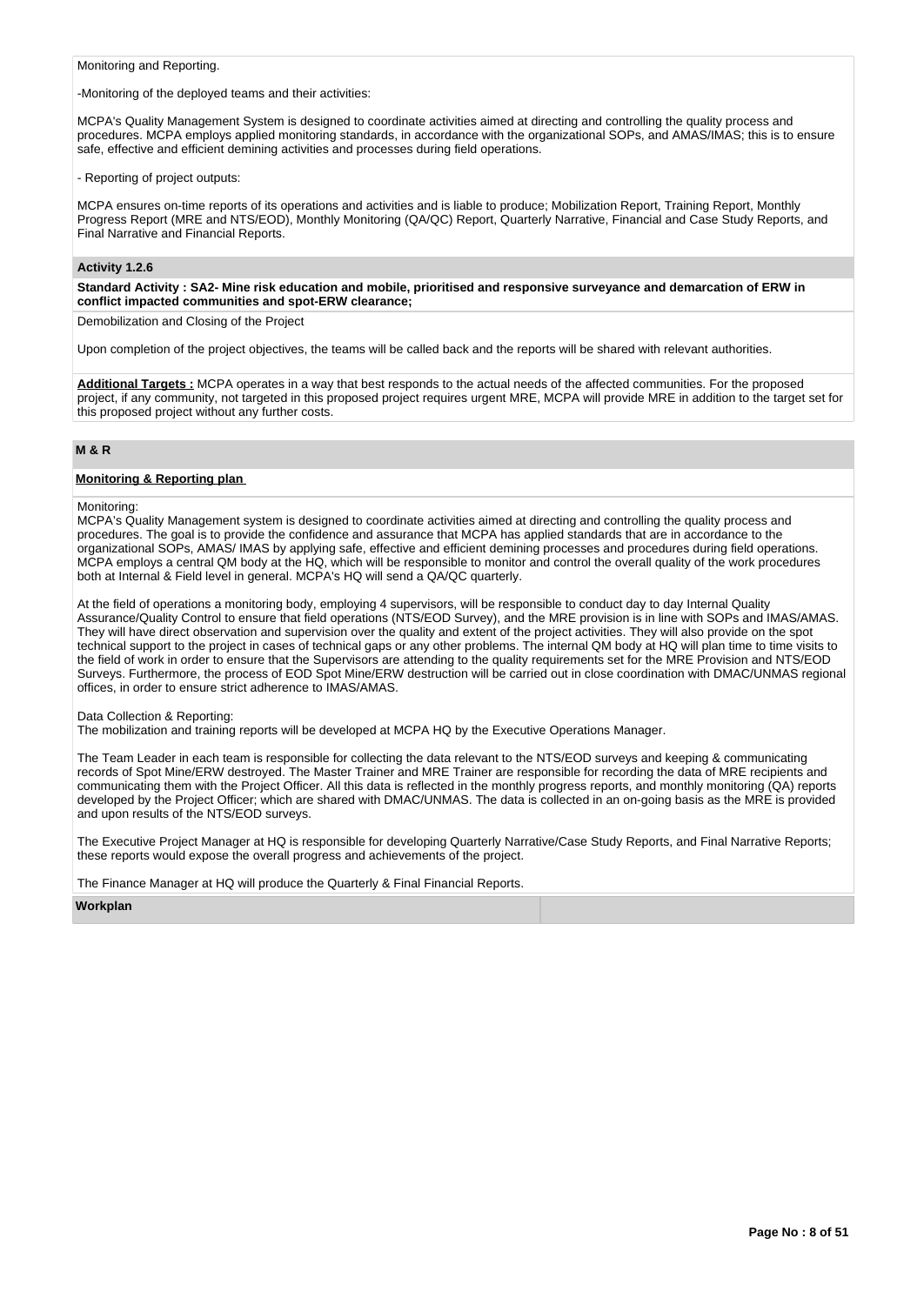Monitoring and Reporting.

-Monitoring of the deployed teams and their activities:

MCPA's Quality Management System is designed to coordinate activities aimed at directing and controlling the quality process and procedures. MCPA employs applied monitoring standards, in accordance with the organizational SOPs, and AMAS/IMAS; this is to ensure safe, effective and efficient demining activities and processes during field operations.

- Reporting of project outputs:

MCPA ensures on-time reports of its operations and activities and is liable to produce; Mobilization Report, Training Report, Monthly Progress Report (MRE and NTS/EOD), Monthly Monitoring (QA/QC) Report, Quarterly Narrative, Financial and Case Study Reports, and Final Narrative and Financial Reports.

### Activity 1.2.6

**Standard Activity : SA2- Mine risk education and mobile, prioritised and responsive surveyance and demarcation of ERW in conflict impacted communities and spot-ERW clearance;**

Demobilization and Closing of the Project

Upon completion of the project objectives, the teams will be called back and the reports will be shared with relevant authorities.

**Additional Targets :** MCPA operates in a way that best responds to the actual needs of the affected communities. For the proposed project, if any community, not targeted in this proposed project requires urgent MRE, MCPA will provide MRE in addition to the target set for this proposed project without any further costs.

## M & R

### Monitoring & Reporting plan

Monitoring:
MCPA's Quality Management system is designed to coordinate activities aimed at directing and controlling the quality process and procedures. The goal is to provide the confidence and assurance that MCPA has applied standards that are in accordance to the organizational SOPs, AMAS/ IMAS by applying safe, effective and efficient demining processes and procedures during field operations. MCPA employs a central QM body at the HQ, which will be responsible to monitor and control the overall quality of the work procedures both at Internal & Field level in general. MCPA's HQ will send a QA/QC quarterly.

At the field of operations a monitoring body, employing 4 supervisors, will be responsible to conduct day to day Internal Quality Assurance/Quality Control to ensure that field operations (NTS/EOD Survey), and the MRE provision is in line with SOPs and IMAS/AMAS. They will have direct observation and supervision over the quality and extent of the project activities. They will also provide on the spot technical support to the project in cases of technical gaps or any other problems. The internal QM body at HQ will plan time to time visits to the field of work in order to ensure that the Supervisors are attending to the quality requirements set for the MRE Provision and NTS/EOD Surveys. Furthermore, the process of EOD Spot Mine/ERW destruction will be carried out in close coordination with DMAC/UNMAS regional offices, in order to ensure strict adherence to IMAS/AMAS.

Data Collection & Reporting:
The mobilization and training reports will be developed at MCPA HQ by the Executive Operations Manager.

The Team Leader in each team is responsible for collecting the data relevant to the NTS/EOD surveys and keeping & communicating records of Spot Mine/ERW destroyed. The Master Trainer and MRE Trainer are responsible for recording the data of MRE recipients and communicating them with the Project Officer. All this data is reflected in the monthly progress reports, and monthly monitoring (QA) reports developed by the Project Officer; which are shared with DMAC/UNMAS. The data is collected in an on-going basis as the MRE is provided and upon results of the NTS/EOD surveys.

The Executive Project Manager at HQ is responsible for developing Quarterly Narrative/Case Study Reports, and Final Narrative Reports; these reports would expose the overall progress and achievements of the project.

The Finance Manager at HQ will produce the Quarterly & Final Financial Reports.

### Workplan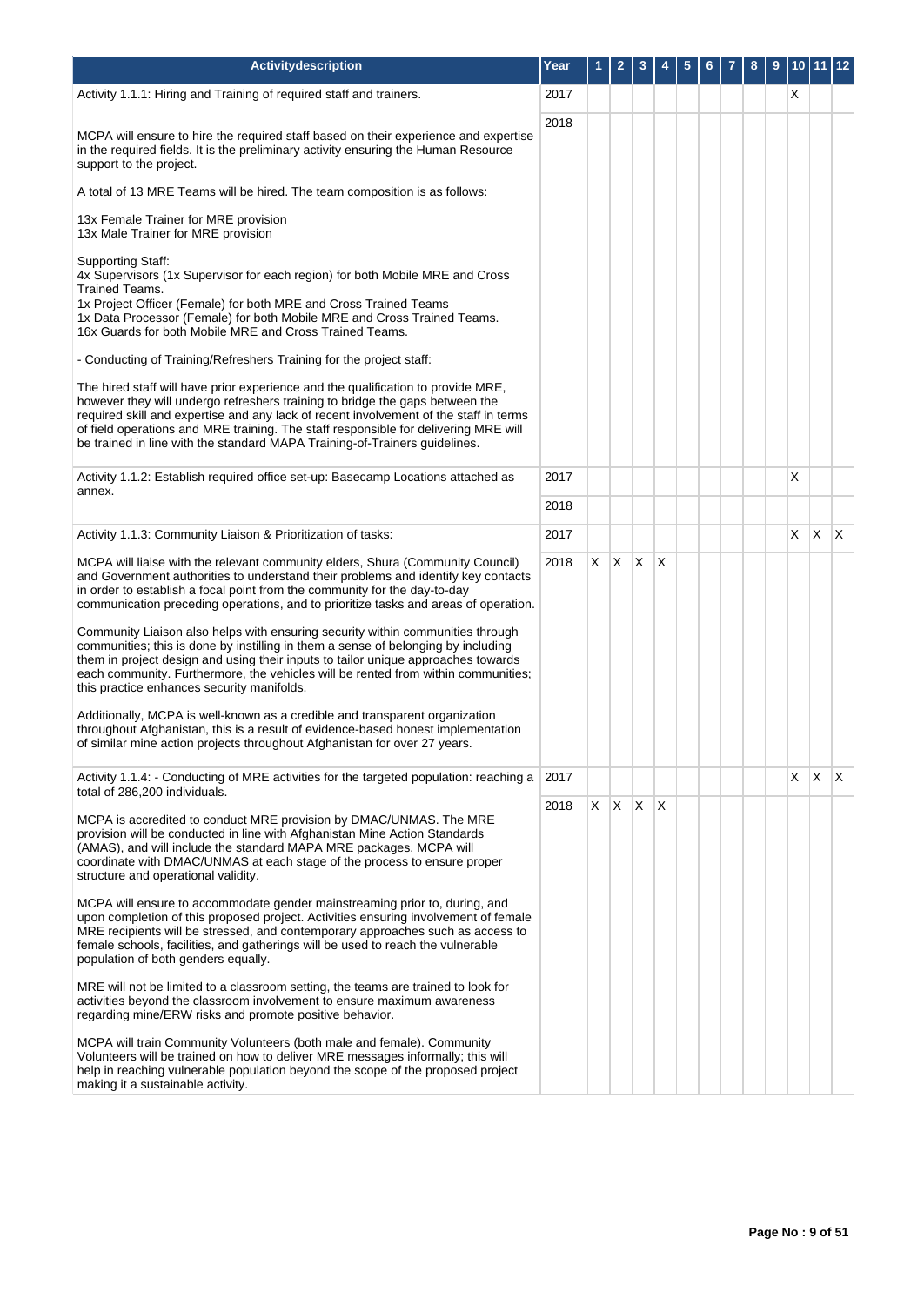| Activitydescription | Year | 1 | 2 | 3 | 4 | 5 | 6 | 7 | 8 | 9 | 10 | 11 | 12 |
|---|---|---|---|---|---|---|---|---|---|---|---|---|---|
| Activity 1.1.1: Hiring and Training of required staff and trainers.<br><br>MCPA will ensure to hire the required staff based on their experience and expertise in the required fields. It is the preliminary activity ensuring the Human Resource support to the project.<br><br>A total of 13 MRE Teams will be hired. The team composition is as follows:<br><br>13x Female Trainer for MRE provision<br>13x Male Trainer for MRE provision<br><br>Supporting Staff:<br>4x Supervisors (1x Supervisor for each region) for both Mobile MRE and Cross Trained Teams.<br>1x Project Officer (Female) for both MRE and Cross Trained Teams<br>1x Data Processor (Female) for both Mobile MRE and Cross Trained Teams.<br>16x Guards for both Mobile MRE and Cross Trained Teams.<br><br>- Conducting of Training/Refreshers Training for the project staff:<br><br>The hired staff will have prior experience and the qualification to provide MRE, however they will undergo refreshers training to bridge the gaps between the required skill and expertise and any lack of recent involvement of the staff in terms of field operations and MRE training. The staff responsible for delivering MRE will be trained in line with the standard MAPA Training-of-Trainers guidelines. | 2017 | | | | | | | | | | X | | |
| | 2018 | | | | | | | | | | | | |
| Activity 1.1.2: Establish required office set-up: Basecamp Locations attached as annex. | 2017 | | | | | | | | | | X | | |
| | 2018 | | | | | | | | | | | | |
| Activity 1.1.3: Community Liaison & Prioritization of tasks:<br><br>MCPA will liaise with the relevant community elders, Shura (Community Council) and Government authorities to understand their problems and identify key contacts in order to establish a focal point from the community for the day-to-day communication preceding operations, and to prioritize tasks and areas of operation.<br><br>Community Liaison also helps with ensuring security within communities through communities; this is done by instilling in them a sense of belonging by including them in project design and using their inputs to tailor unique approaches towards each community. Furthermore, the vehicles will be rented from within communities; this practice enhances security manifolds.<br><br>Additionally, MCPA is well-known as a credible and transparent organization throughout Afghanistan, this is a result of evidence-based honest implementation of similar mine action projects throughout Afghanistan for over 27 years. | 2017 | | | | | | | | | | X | X | X |
| | 2018 | X | X | X | X | | | | | | | | |
| Activity 1.1.4: - Conducting of MRE activities for the targeted population: reaching a total of 286,200 individuals.<br><br>MCPA is accredited to conduct MRE provision by DMAC/UNMAS. The MRE provision will be conducted in line with Afghanistan Mine Action Standards (AMAS), and will include the standard MAPA MRE packages. MCPA will coordinate with DMAC/UNMAS at each stage of the process to ensure proper structure and operational validity.<br><br>MCPA will ensure to accommodate gender mainstreaming prior to, during, and upon completion of this proposed project. Activities ensuring involvement of female MRE recipients will be stressed, and contemporary approaches such as access to female schools, facilities, and gatherings will be used to reach the vulnerable population of both genders equally.<br><br>MRE will not be limited to a classroom setting, the teams are trained to look for activities beyond the classroom involvement to ensure maximum awareness regarding mine/ERW risks and promote positive behavior.<br><br>MCPA will train Community Volunteers (both male and female). Community Volunteers will be trained on how to deliver MRE messages informally; this will help in reaching vulnerable population beyond the scope of the proposed project making it a sustainable activity. | 2017 | | | | | | | | | | X | X | X |
| | 2018 | X | X | X | X | | | | | | | | |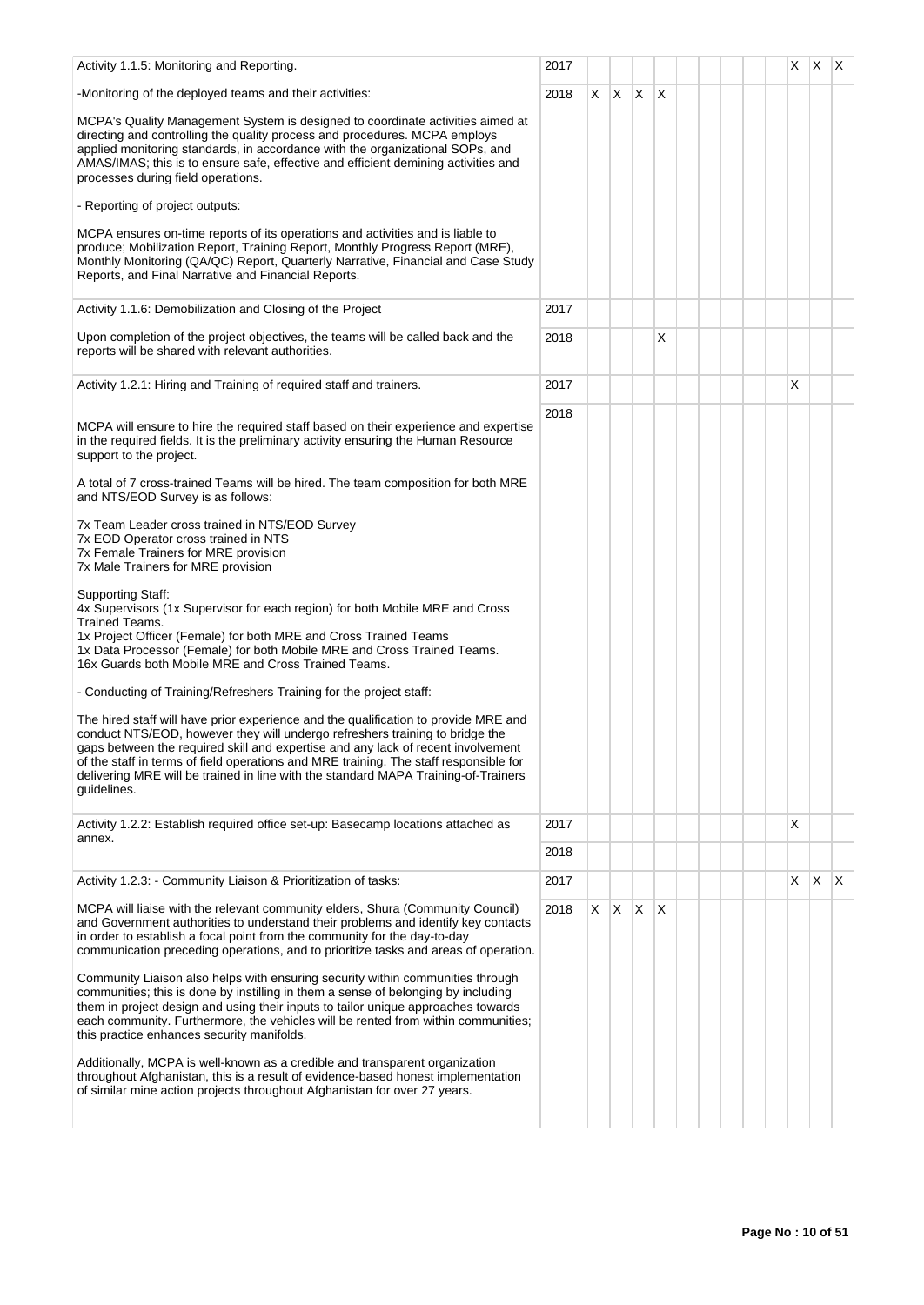| Activity | Year | 1 | 2 | 3 | 4 | 5 | 6 | 7 | 8 | 9 | 10 | 11 | 12 |
|---|---|---|---|---|---|---|---|---|---|---|---|---|---|
| Activity 1.1.5: Monitoring and Reporting.<br><br>-Monitoring of the deployed teams and their activities:<br><br>MCPA's Quality Management System is designed to coordinate activities aimed at directing and controlling the quality process and procedures. MCPA employs applied monitoring standards, in accordance with the organizational SOPs, and AMAS/IMAS; this is to ensure safe, effective and efficient demining activities and processes during field operations.<br><br>- Reporting of project outputs:<br><br>MCPA ensures on-time reports of its operations and activities and is liable to produce; Mobilization Report, Training Report, Monthly Progress Report (MRE), Monthly Monitoring (QA/QC) Report, Quarterly Narrative, Financial and Case Study Reports, and Final Narrative and Financial Reports. | 2017 | | | | | | | | | | X | X | X |
| | 2018 | X | X | X | X | | | | | | | | |
| Activity 1.1.6: Demobilization and Closing of the Project<br><br>Upon completion of the project objectives, the teams will be called back and the reports will be shared with relevant authorities. | 2017 | | | | | | | | | | | | |
| | 2018 | | | | X | | | | | | | | |
| Activity 1.2.1: Hiring and Training of required staff and trainers.<br><br>MCPA will ensure to hire the required staff based on their experience and expertise in the required fields. It is the preliminary activity ensuring the Human Resource support to the project.<br><br>A total of 7 cross-trained Teams will be hired. The team composition for both MRE and NTS/EOD Survey is as follows:<br><br>7x Team Leader cross trained in NTS/EOD Survey<br>7x EOD Operator cross trained in NTS<br>7x Female Trainers for MRE provision<br>7x Male Trainers for MRE provision<br><br>Supporting Staff:<br>4x Supervisors (1x Supervisor for each region) for both Mobile MRE and Cross Trained Teams.<br>1x Project Officer (Female) for both MRE and Cross Trained Teams<br>1x Data Processor (Female) for both Mobile MRE and Cross Trained Teams.<br>16x Guards both Mobile MRE and Cross Trained Teams.<br><br>- Conducting of Training/Refreshers Training for the project staff:<br><br>The hired staff will have prior experience and the qualification to provide MRE and conduct NTS/EOD, however they will undergo refreshers training to bridge the gaps between the required skill and expertise and any lack of recent involvement of the staff in terms of field operations and MRE training. The staff responsible for delivering MRE will be trained in line with the standard MAPA Training-of-Trainers guidelines. | 2017 | | | | | | | | | | X | | |
| | 2018 | | | | | | | | | | | | |
| Activity 1.2.2: Establish required office set-up: Basecamp locations attached as annex. | 2017 | | | | | | | | | | X | | |
| | 2018 | | | | | | | | | | | | |
| Activity 1.2.3: - Community Liaison & Prioritization of tasks:<br><br>MCPA will liaise with the relevant community elders, Shura (Community Council) and Government authorities to understand their problems and identify key contacts in order to establish a focal point from the community for the day-to-day communication preceding operations, and to prioritize tasks and areas of operation.<br><br>Community Liaison also helps with ensuring security within communities through communities; this is done by instilling in them a sense of belonging by including them in project design and using their inputs to tailor unique approaches towards each community. Furthermore, the vehicles will be rented from within communities; this practice enhances security manifolds.<br><br>Additionally, MCPA is well-known as a credible and transparent organization throughout Afghanistan, this is a result of evidence-based honest implementation of similar mine action projects throughout Afghanistan for over 27 years. | 2017 | | | | | | | | | | X | X | X |
| | 2018 | X | X | X | X | | | | | | | | |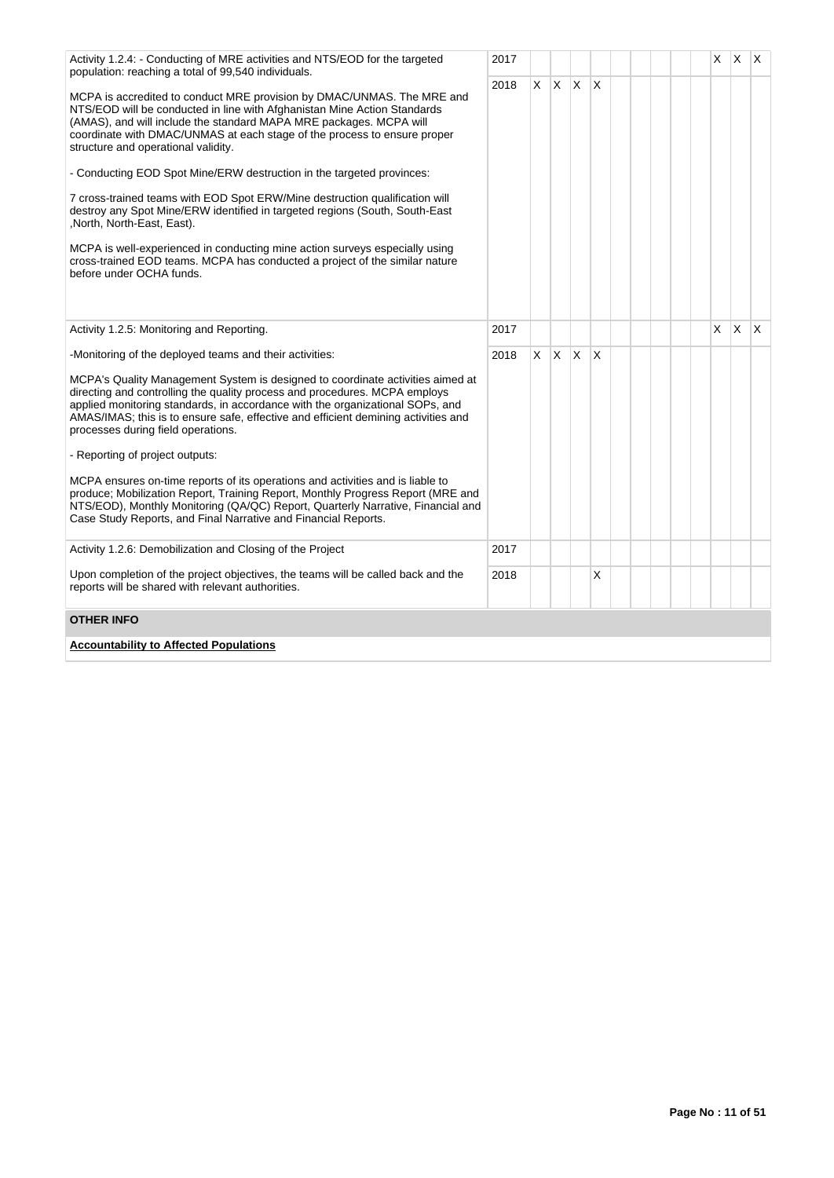| Activity | Year | 1 | 2 | 3 | 4 | 5 | 6 | 7 | 8 | 9 | 10 | 11 | 12 |
|---|---|---|---|---|---|---|---|---|---|---|---|---|---|
| Activity 1.2.4: - Conducting of MRE activities and NTS/EOD for the targeted population: reaching a total of 99,540 individuals.<br><br>MCPA is accredited to conduct MRE provision by DMAC/UNMAS. The MRE and NTS/EOD will be conducted in line with Afghanistan Mine Action Standards (AMAS), and will include the standard MAPA MRE packages. MCPA will coordinate with DMAC/UNMAS at each stage of the process to ensure proper structure and operational validity.<br><br>- Conducting EOD Spot Mine/ERW destruction in the targeted provinces:<br><br>7 cross-trained teams with EOD Spot ERW/Mine destruction qualification will destroy any Spot Mine/ERW identified in targeted regions (South, South-East ,North, North-East, East).<br><br>MCPA is well-experienced in conducting mine action surveys especially using cross-trained EOD teams. MCPA has conducted a project of the similar nature before under OCHA funds. | 2017 | | | | | | | | | | X | X | X |
| | 2018 | X | X | X | X | | | | | | | | |
| Activity 1.2.5: Monitoring and Reporting.<br><br>-Monitoring of the deployed teams and their activities:<br><br>MCPA's Quality Management System is designed to coordinate activities aimed at directing and controlling the quality process and procedures. MCPA employs applied monitoring standards, in accordance with the organizational SOPs, and AMAS/IMAS; this is to ensure safe, effective and efficient demining activities and processes during field operations.<br><br>- Reporting of project outputs:<br><br>MCPA ensures on-time reports of its operations and activities and is liable to produce; Mobilization Report, Training Report, Monthly Progress Report (MRE and NTS/EOD), Monthly Monitoring (QA/QC) Report, Quarterly Narrative, Financial and Case Study Reports, and Final Narrative and Financial Reports. | 2017 | | | | | | | | | | X | X | X |
| | 2018 | X | X | X | X | | | | | | | | |
| Activity 1.2.6: Demobilization and Closing of the Project<br><br>Upon completion of the project objectives, the teams will be called back and the reports will be shared with relevant authorities. | 2017 | | | | | | | | | | | | |
| | 2018 | | | | X | | | | | | | | |

**OTHER INFO**

**Accountability to Affected Populations**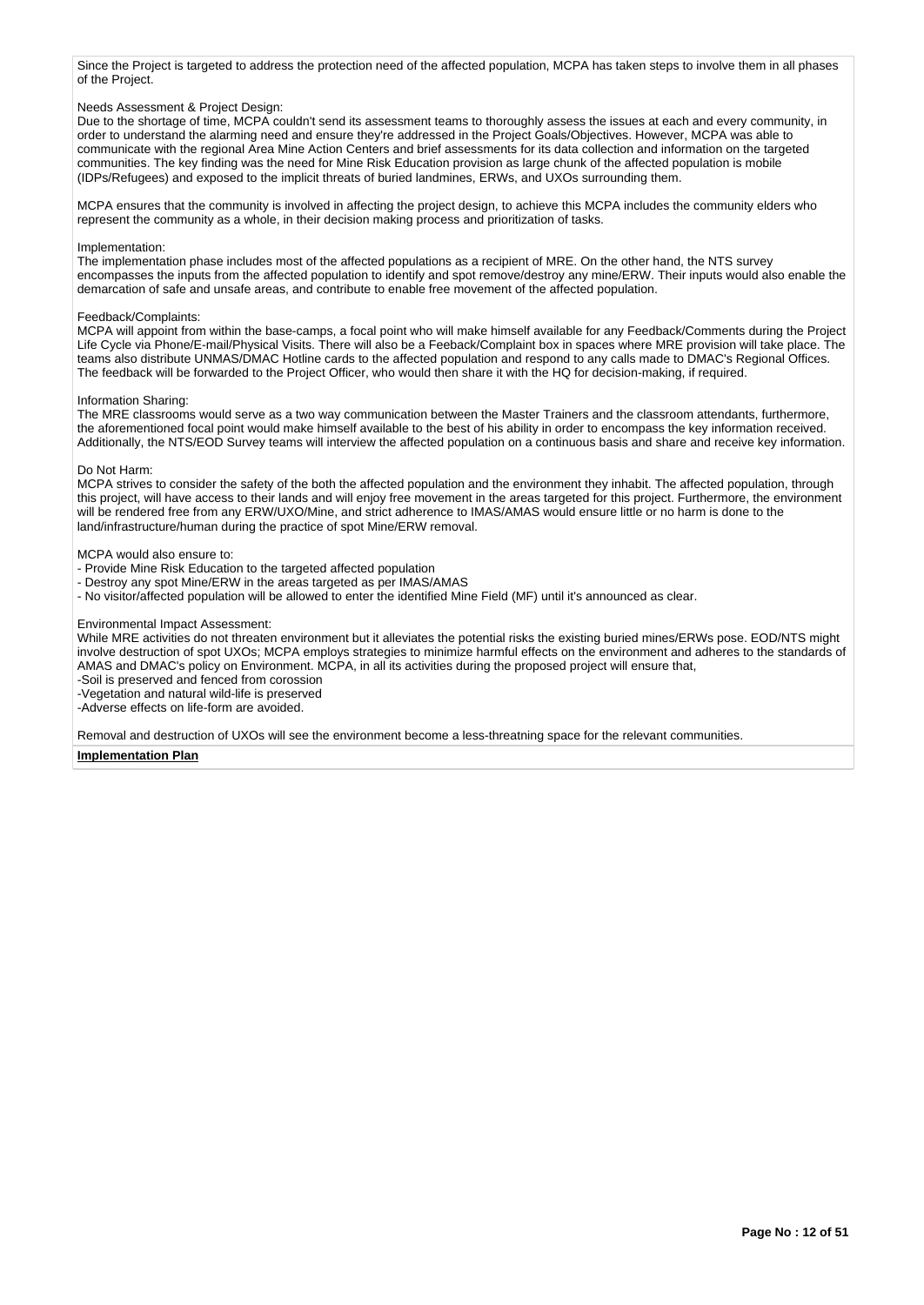Since the Project is targeted to address the protection need of the affected population, MCPA has taken steps to involve them in all phases of the Project.

Needs Assessment & Project Design:
Due to the shortage of time, MCPA couldn't send its assessment teams to thoroughly assess the issues at each and every community, in order to understand the alarming need and ensure they're addressed in the Project Goals/Objectives. However, MCPA was able to communicate with the regional Area Mine Action Centers and brief assessments for its data collection and information on the targeted communities. The key finding was the need for Mine Risk Education provision as large chunk of the affected population is mobile (IDPs/Refugees) and exposed to the implicit threats of buried landmines, ERWs, and UXOs surrounding them.

MCPA ensures that the community is involved in affecting the project design, to achieve this MCPA includes the community elders who represent the community as a whole, in their decision making process and prioritization of tasks.

Implementation:
The implementation phase includes most of the affected populations as a recipient of MRE. On the other hand, the NTS survey encompasses the inputs from the affected population to identify and spot remove/destroy any mine/ERW. Their inputs would also enable the demarcation of safe and unsafe areas, and contribute to enable free movement of the affected population.

Feedback/Complaints:
MCPA will appoint from within the base-camps, a focal point who will make himself available for any Feedback/Comments during the Project Life Cycle via Phone/E-mail/Physical Visits. There will also be a Feeback/Complaint box in spaces where MRE provision will take place. The teams also distribute UNMAS/DMAC Hotline cards to the affected population and respond to any calls made to DMAC's Regional Offices. The feedback will be forwarded to the Project Officer, who would then share it with the HQ for decision-making, if required.

Information Sharing:
The MRE classrooms would serve as a two way communication between the Master Trainers and the classroom attendants, furthermore, the aforementioned focal point would make himself available to the best of his ability in order to encompass the key information received. Additionally, the NTS/EOD Survey teams will interview the affected population on a continuous basis and share and receive key information.

Do Not Harm:
MCPA strives to consider the safety of the both the affected population and the environment they inhabit. The affected population, through this project, will have access to their lands and will enjoy free movement in the areas targeted for this project. Furthermore, the environment will be rendered free from any ERW/UXO/Mine, and strict adherence to IMAS/AMAS would ensure little or no harm is done to the land/infrastructure/human during the practice of spot Mine/ERW removal.

MCPA would also ensure to:
- Provide Mine Risk Education to the targeted affected population
- Destroy any spot Mine/ERW in the areas targeted as per IMAS/AMAS
- No visitor/affected population will be allowed to enter the identified Mine Field (MF) until it's announced as clear.

Environmental Impact Assessment:
While MRE activities do not threaten environment but it alleviates the potential risks the existing buried mines/ERWs pose. EOD/NTS might involve destruction of spot UXOs; MCPA employs strategies to minimize harmful effects on the environment and adheres to the standards of AMAS and DMAC's policy on Environment. MCPA, in all its activities during the proposed project will ensure that,
-Soil is preserved and fenced from corossion
-Vegetation and natural wild-life is preserved
-Adverse effects on life-form are avoided.

Removal and destruction of UXOs will see the environment become a less-threatning space for the relevant communities.

**Implementation Plan**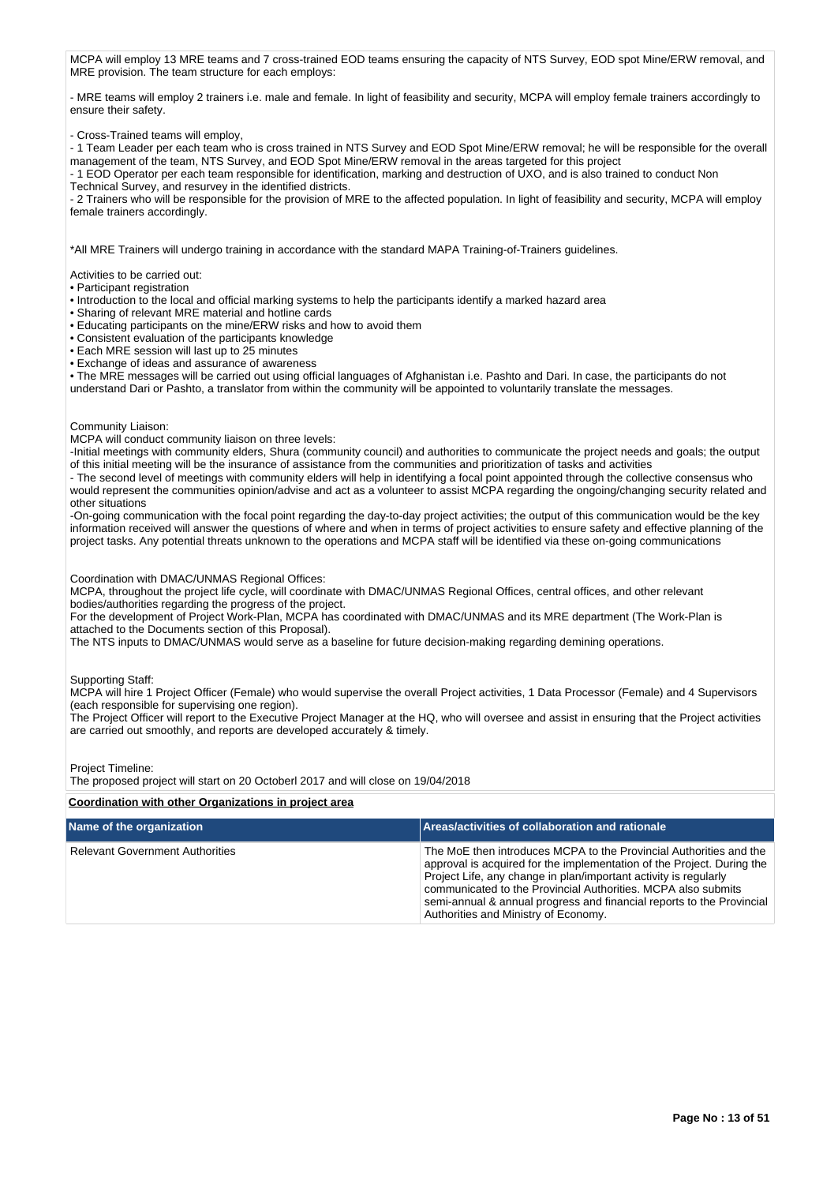MCPA will employ 13 MRE teams and 7 cross-trained EOD teams ensuring the capacity of NTS Survey, EOD spot Mine/ERW removal, and MRE provision. The team structure for each employs:

- MRE teams will employ 2 trainers i.e. male and female. In light of feasibility and security, MCPA will employ female trainers accordingly to ensure their safety.

- Cross-Trained teams will employ,
- 1 Team Leader per each team who is cross trained in NTS Survey and EOD Spot Mine/ERW removal; he will be responsible for the overall management of the team, NTS Survey, and EOD Spot Mine/ERW removal in the areas targeted for this project
- 1 EOD Operator per each team responsible for identification, marking and destruction of UXO, and is also trained to conduct Non Technical Survey, and resurvey in the identified districts.
- 2 Trainers who will be responsible for the provision of MRE to the affected population. In light of feasibility and security, MCPA will employ female trainers accordingly.

*All MRE Trainers will undergo training in accordance with the standard MAPA Training-of-Trainers guidelines.

Activities to be carried out:
• Participant registration
• Introduction to the local and official marking systems to help the participants identify a marked hazard area
• Sharing of relevant MRE material and hotline cards
• Educating participants on the mine/ERW risks and how to avoid them
• Consistent evaluation of the participants knowledge
• Each MRE session will last up to 25 minutes
• Exchange of ideas and assurance of awareness
• The MRE messages will be carried out using official languages of Afghanistan i.e. Pashto and Dari. In case, the participants do not understand Dari or Pashto, a translator from within the community will be appointed to voluntarily translate the messages.

Community Liaison:
MCPA will conduct community liaison on three levels:
-Initial meetings with community elders, Shura (community council) and authorities to communicate the project needs and goals; the output of this initial meeting will be the insurance of assistance from the communities and prioritization of tasks and activities
- The second level of meetings with community elders will help in identifying a focal point appointed through the collective consensus who would represent the communities opinion/advise and act as a volunteer to assist MCPA regarding the ongoing/changing security related and other situations
-On-going communication with the focal point regarding the day-to-day project activities; the output of this communication would be the key information received will answer the questions of where and when in terms of project activities to ensure safety and effective planning of the project tasks. Any potential threats unknown to the operations and MCPA staff will be identified via these on-going communications

Coordination with DMAC/UNMAS Regional Offices:
MCPA, throughout the project life cycle, will coordinate with DMAC/UNMAS Regional Offices, central offices, and other relevant bodies/authorities regarding the progress of the project.
For the development of Project Work-Plan, MCPA has coordinated with DMAC/UNMAS and its MRE department (The Work-Plan is attached to the Documents section of this Proposal).
The NTS inputs to DMAC/UNMAS would serve as a baseline for future decision-making regarding demining operations.

Supporting Staff:
MCPA will hire 1 Project Officer (Female) who would supervise the overall Project activities, 1 Data Processor (Female) and 4 Supervisors (each responsible for supervising one region).
The Project Officer will report to the Executive Project Manager at the HQ, who will oversee and assist in ensuring that the Project activities are carried out smoothly, and reports are developed accurately & timely.

Project Timeline:
The proposed project will start on 20 Octoberl 2017 and will close on 19/04/2018

**Coordination with other Organizations in project area**

| Name of the organization | Areas/activities of collaboration and rationale |
| --- | --- |
| Relevant Government Authorities | The MoE then introduces MCPA to the Provincial Authorities and the approval is acquired for the implementation of the Project. During the Project Life, any change in plan/important activity is regularly communicated to the Provincial Authorities. MCPA also submits semi-annual & annual progress and financial reports to the Provincial Authorities and Ministry of Economy. |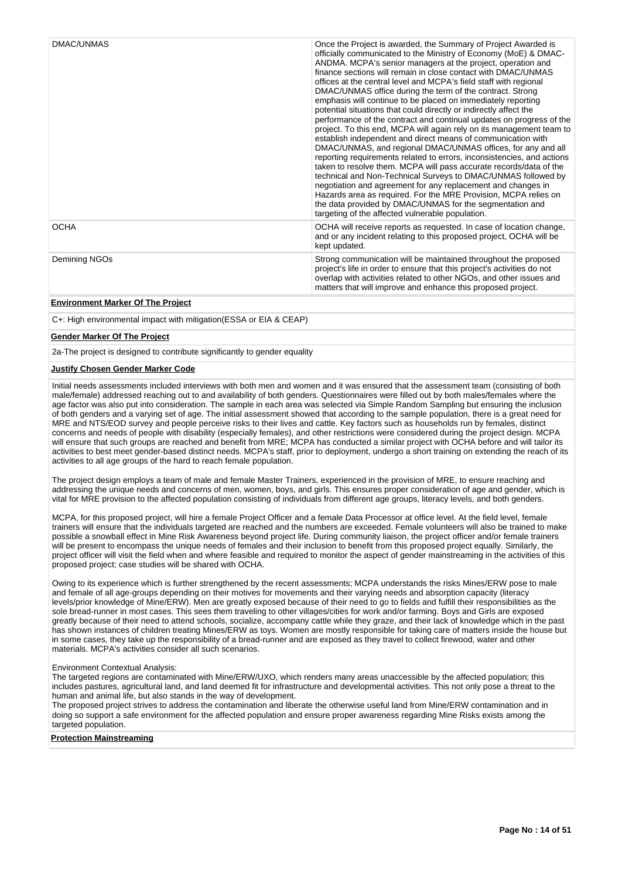| | |
|---|---|
| DMAC/UNMAS | Once the Project is awarded, the Summary of Project Awarded is officially communicated to the Ministry of Economy (MoE) & DMAC-ANDMA. MCPA's senior managers at the project, operation and finance sections will remain in close contact with DMAC/UNMAS offices at the central level and MCPA's field staff with regional DMAC/UNMAS office during the term of the contract. Strong emphasis will continue to be placed on immediately reporting potential situations that could directly or indirectly affect the performance of the contract and continual updates on progress of the project. To this end, MCPA will again rely on its management team to establish independent and direct means of communication with DMAC/UNMAS, and regional DMAC/UNMAS offices, for any and all reporting requirements related to errors, inconsistencies, and actions taken to resolve them. MCPA will pass accurate records/data of the technical and Non-Technical Surveys to DMAC/UNMAS followed by negotiation and agreement for any replacement and changes in Hazards area as required. For the MRE Provision, MCPA relies on the data provided by DMAC/UNMAS for the segmentation and targeting of the affected vulnerable population. |
| OCHA | OCHA will receive reports as requested. In case of location change, and or any incident relating to this proposed project, OCHA will be kept updated. |
| Demining NGOs | Strong communication will be maintained throughout the proposed project's life in order to ensure that this project's activities do not overlap with activities related to other NGOs, and other issues and matters that will improve and enhance this proposed project. |

**Environment Marker Of The Project**

C+: High environmental impact with mitigation(ESSA or EIA & CEAP)

**Gender Marker Of The Project**

2a-The project is designed to contribute significantly to gender equality

**Justify Chosen Gender Marker Code**

Initial needs assessments included interviews with both men and women and it was ensured that the assessment team (consisting of both male/female) addressed reaching out to and availability of both genders. Questionnaires were filled out by both males/females where the age factor was also put into consideration. The sample in each area was selected via Simple Random Sampling but ensuring the inclusion of both genders and a varying set of age. The initial assessment showed that according to the sample population, there is a great need for MRE and NTS/EOD survey and people perceive risks to their lives and cattle. Key factors such as households run by females, distinct concerns and needs of people with disability (especially females), and other restrictions were considered during the project design. MCPA will ensure that such groups are reached and benefit from MRE; MCPA has conducted a similar project with OCHA before and will tailor its activities to best meet gender-based distinct needs. MCPA's staff, prior to deployment, undergo a short training on extending the reach of its activities to all age groups of the hard to reach female population.

The project design employs a team of male and female Master Trainers, experienced in the provision of MRE, to ensure reaching and addressing the unique needs and concerns of men, women, boys, and girls. This ensures proper consideration of age and gender, which is vital for MRE provision to the affected population consisting of individuals from different age groups, literacy levels, and both genders.

MCPA, for this proposed project, will hire a female Project Officer and a female Data Processor at office level. At the field level, female trainers will ensure that the individuals targeted are reached and the numbers are exceeded. Female volunteers will also be trained to make possible a snowball effect in Mine Risk Awareness beyond project life. During community liaison, the project officer and/or female trainers will be present to encompass the unique needs of females and their inclusion to benefit from this proposed project equally. Similarly, the project officer will visit the field when and where feasible and required to monitor the aspect of gender mainstreaming in the activities of this proposed project; case studies will be shared with OCHA.

Owing to its experience which is further strengthened by the recent assessments; MCPA understands the risks Mines/ERW pose to male and female of all age-groups depending on their motives for movements and their varying needs and absorption capacity (literacy levels/prior knowledge of Mine/ERW). Men are greatly exposed because of their need to go to fields and fulfill their responsibilities as the sole bread-runner in most cases. This sees them traveling to other villages/cities for work and/or farming. Boys and Girls are exposed greatly because of their need to attend schools, socialize, accompany cattle while they graze, and their lack of knowledge which in the past has shown instances of children treating Mines/ERW as toys. Women are mostly responsible for taking care of matters inside the house but in some cases, they take up the responsibility of a bread-runner and are exposed as they travel to collect firewood, water and other materials. MCPA's activities consider all such scenarios.

Environment Contextual Analysis:
The targeted regions are contaminated with Mine/ERW/UXO, which renders many areas unaccessible by the affected population; this includes pastures, agricultural land, and land deemed fit for infrastructure and developmental activities. This not only pose a threat to the human and animal life, but also stands in the way of development.
The proposed project strives to address the contamination and liberate the otherwise useful land from Mine/ERW contamination and in doing so support a safe environment for the affected population and ensure proper awareness regarding Mine Risks exists among the targeted population.

**Protection Mainstreaming**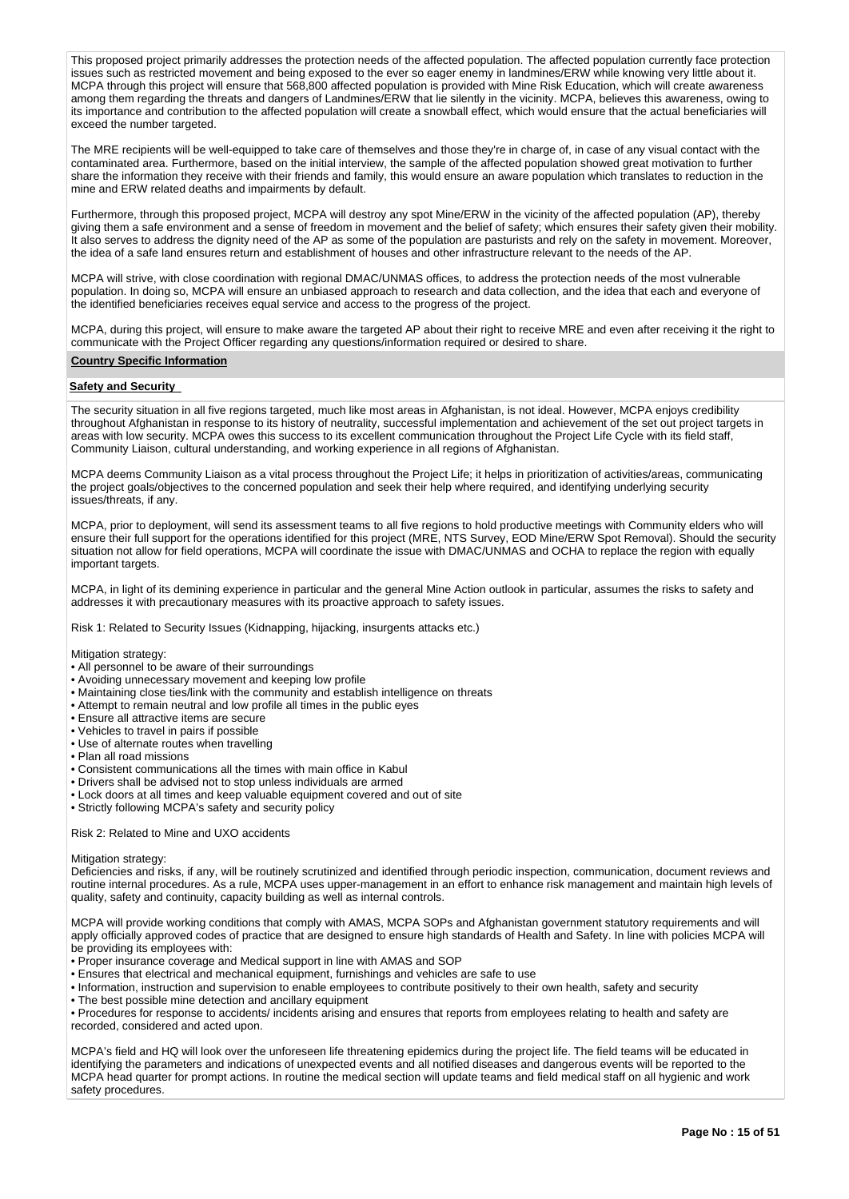This proposed project primarily addresses the protection needs of the affected population. The affected population currently face protection issues such as restricted movement and being exposed to the ever so eager enemy in landmines/ERW while knowing very little about it. MCPA through this project will ensure that 568,800 affected population is provided with Mine Risk Education, which will create awareness among them regarding the threats and dangers of Landmines/ERW that lie silently in the vicinity. MCPA, believes this awareness, owing to its importance and contribution to the affected population will create a snowball effect, which would ensure that the actual beneficiaries will exceed the number targeted.

The MRE recipients will be well-equipped to take care of themselves and those they're in charge of, in case of any visual contact with the contaminated area. Furthermore, based on the initial interview, the sample of the affected population showed great motivation to further share the information they receive with their friends and family, this would ensure an aware population which translates to reduction in the mine and ERW related deaths and impairments by default.

Furthermore, through this proposed project, MCPA will destroy any spot Mine/ERW in the vicinity of the affected population (AP), thereby giving them a safe environment and a sense of freedom in movement and the belief of safety; which ensures their safety given their mobility. It also serves to address the dignity need of the AP as some of the population are pasturists and rely on the safety in movement. Moreover, the idea of a safe land ensures return and establishment of houses and other infrastructure relevant to the needs of the AP.

MCPA will strive, with close coordination with regional DMAC/UNMAS offices, to address the protection needs of the most vulnerable population. In doing so, MCPA will ensure an unbiased approach to research and data collection, and the idea that each and everyone of the identified beneficiaries receives equal service and access to the progress of the project.

MCPA, during this project, will ensure to make aware the targeted AP about their right to receive MRE and even after receiving it the right to communicate with the Project Officer regarding any questions/information required or desired to share.

## Country Specific Information

### Safety and Security

The security situation in all five regions targeted, much like most areas in Afghanistan, is not ideal. However, MCPA enjoys credibility throughout Afghanistan in response to its history of neutrality, successful implementation and achievement of the set out project targets in areas with low security. MCPA owes this success to its excellent communication throughout the Project Life Cycle with its field staff, Community Liaison, cultural understanding, and working experience in all regions of Afghanistan.

MCPA deems Community Liaison as a vital process throughout the Project Life; it helps in prioritization of activities/areas, communicating the project goals/objectives to the concerned population and seek their help where required, and identifying underlying security issues/threats, if any.

MCPA, prior to deployment, will send its assessment teams to all five regions to hold productive meetings with Community elders who will ensure their full support for the operations identified for this project (MRE, NTS Survey, EOD Mine/ERW Spot Removal). Should the security situation not allow for field operations, MCPA will coordinate the issue with DMAC/UNMAS and OCHA to replace the region with equally important targets.

MCPA, in light of its demining experience in particular and the general Mine Action outlook in particular, assumes the risks to safety and addresses it with precautionary measures with its proactive approach to safety issues.

Risk 1: Related to Security Issues (Kidnapping, hijacking, insurgents attacks etc.)

Mitigation strategy:
- All personnel to be aware of their surroundings
- Avoiding unnecessary movement and keeping low profile
- Maintaining close ties/link with the community and establish intelligence on threats
- Attempt to remain neutral and low profile all times in the public eyes
- Ensure all attractive items are secure
- Vehicles to travel in pairs if possible
- Use of alternate routes when travelling
- Plan all road missions
- Consistent communications all the times with main office in Kabul
- Drivers shall be advised not to stop unless individuals are armed
- Lock doors at all times and keep valuable equipment covered and out of site
- Strictly following MCPA's safety and security policy

Risk 2: Related to Mine and UXO accidents

Mitigation strategy:
Deficiencies and risks, if any, will be routinely scrutinized and identified through periodic inspection, communication, document reviews and routine internal procedures. As a rule, MCPA uses upper-management in an effort to enhance risk management and maintain high levels of quality, safety and continuity, capacity building as well as internal controls.

MCPA will provide working conditions that comply with AMAS, MCPA SOPs and Afghanistan government statutory requirements and will apply officially approved codes of practice that are designed to ensure high standards of Health and Safety. In line with policies MCPA will be providing its employees with:
- Proper insurance coverage and Medical support in line with AMAS and SOP
- Ensures that electrical and mechanical equipment, furnishings and vehicles are safe to use
- Information, instruction and supervision to enable employees to contribute positively to their own health, safety and security
- The best possible mine detection and ancillary equipment
- Procedures for response to accidents/ incidents arising and ensures that reports from employees relating to health and safety are recorded, considered and acted upon.

MCPA's field and HQ will look over the unforeseen life threatening epidemics during the project life. The field teams will be educated in identifying the parameters and indications of unexpected events and all notified diseases and dangerous events will be reported to the MCPA head quarter for prompt actions. In routine the medical section will update teams and field medical staff on all hygienic and work safety procedures.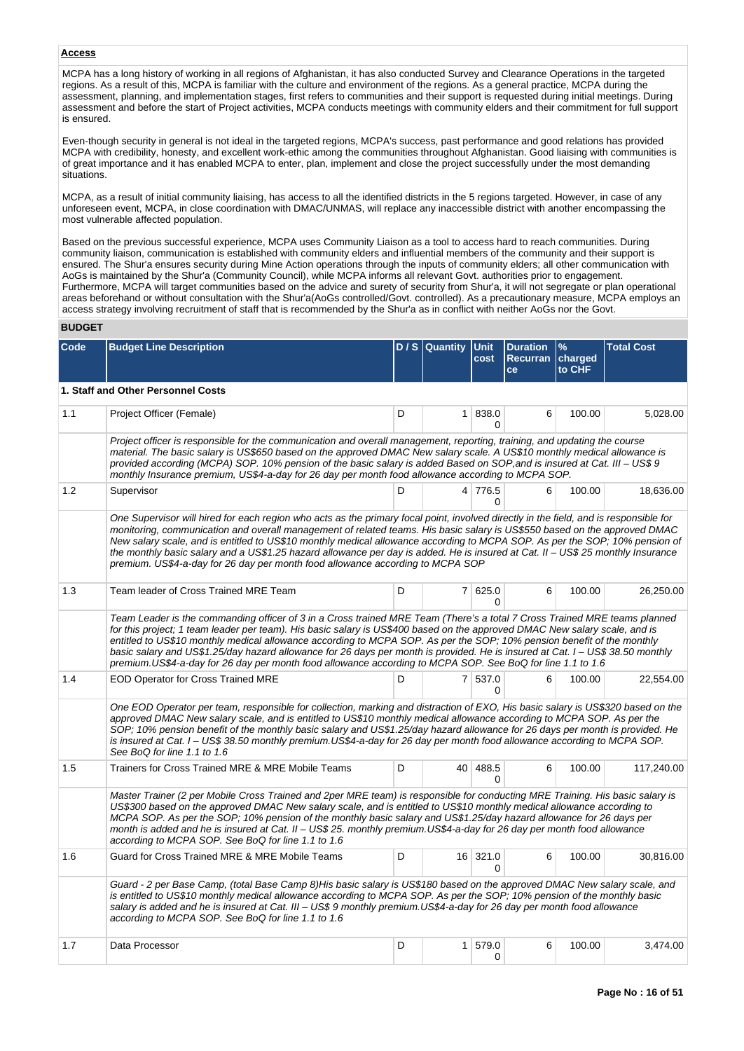**Access**

MCPA has a long history of working in all regions of Afghanistan, it has also conducted Survey and Clearance Operations in the targeted regions. As a result of this, MCPA is familiar with the culture and environment of the regions. As a general practice, MCPA during the assessment, planning, and implementation stages, first refers to communities and their support is requested during initial meetings. During assessment and before the start of Project activities, MCPA conducts meetings with community elders and their commitment for full support is ensured.

Even-though security in general is not ideal in the targeted regions, MCPA's success, past performance and good relations has provided MCPA with credibility, honesty, and excellent work-ethic among the communities throughout Afghanistan. Good liaising with communities is of great importance and it has enabled MCPA to enter, plan, implement and close the project successfully under the most demanding situations.

MCPA, as a result of initial community liaising, has access to all the identified districts in the 5 regions targeted. However, in case of any unforeseen event, MCPA, in close coordination with DMAC/UNMAS, will replace any inaccessible district with another encompassing the most vulnerable affected population.

Based on the previous successful experience, MCPA uses Community Liaison as a tool to access hard to reach communities. During community liaison, communication is established with community elders and influential members of the community and their support is ensured. The Shur'a ensures security during Mine Action operations through the inputs of community elders; all other communication with AoGs is maintained by the Shur'a (Community Council), while MCPA informs all relevant Govt. authorities prior to engagement. Furthermore, MCPA will target communities based on the advice and surety of security from Shur'a, it will not segregate or plan operational areas beforehand or without consultation with the Shur'a(AoGs controlled/Govt. controlled). As a precautionary measure, MCPA employs an access strategy involving recruitment of staff that is recommended by the Shur'a as in conflict with neither AoGs nor the Govt.

**BUDGET**

| Code | Budget Line Description | D / S | Quantity | Unit cost | Duration Recurrance | % charged to CHF | Total Cost |
|---|---|---|---|---|---|---|---|
| **1. Staff and Other Personnel Costs** | | | | | | | |
| 1.1 | Project Officer (Female) | D | 1 | 838.00 | 6 | 100.00 | 5,028.00 |
| | *Project officer is responsible for the communication and overall management, reporting, training, and updating the course material. The basic salary is US$650 based on the approved DMAC New salary scale. A US$10 monthly medical allowance is provided according (MCPA) SOP. 10% pension of the basic salary is added Based on SOP,and is insured at Cat. III – US$ 9 monthly Insurance premium, US$4-a-day for 26 day per month food allowance according to MCPA SOP.* | | | | | | |
| 1.2 | Supervisor | D | 4 | 776.50 | 6 | 100.00 | 18,636.00 |
| | *One Supervisor will hired for each region who acts as the primary focal point, involved directly in the field, and is responsible for monitoring, communication and overall management of related teams. His basic salary is US$550 based on the approved DMAC New salary scale, and is entitled to US$10 monthly medical allowance according to MCPA SOP. As per the SOP; 10% pension of the monthly basic salary and a US$1.25 hazard allowance per day is added. He is insured at Cat. II – US$ 25 monthly Insurance premium. US$4-a-day for 26 day per month food allowance according to MCPA SOP* | | | | | | |
| 1.3 | Team leader of Cross Trained MRE Team | D | 7 | 625.00 | 6 | 100.00 | 26,250.00 |
| | *Team Leader is the commanding officer of 3 in a Cross trained MRE Team (There's a total 7 Cross Trained MRE teams planned for this project; 1 team leader per team). His basic salary is US$400 based on the approved DMAC New salary scale, and is entitled to US$10 monthly medical allowance according to MCPA SOP. As per the SOP; 10% pension benefit of the monthly basic salary and US$1.25/day hazard allowance for 26 days per month is provided. He is insured at Cat. I – US$ 38.50 monthly premium.US$4-a-day for 26 day per month food allowance according to MCPA SOP. See BoQ for line 1.1 to 1.6* | | | | | | |
| 1.4 | EOD Operator for Cross Trained MRE | D | 7 | 537.00 | 6 | 100.00 | 22,554.00 |
| | *One EOD Operator per team, responsible for collection, marking and distraction of EXO, His basic salary is US$320 based on the approved DMAC New salary scale, and is entitled to US$10 monthly medical allowance according to MCPA SOP. As per the SOP; 10% pension benefit of the monthly basic salary and US$1.25/day hazard allowance for 26 days per month is provided. He is insured at Cat. I – US$ 38.50 monthly premium.US$4-a-day for 26 day per month food allowance according to MCPA SOP. See BoQ for line 1.1 to 1.6* | | | | | | |
| 1.5 | Trainers for Cross Trained MRE & MRE Mobile Teams | D | 40 | 488.50 | 6 | 100.00 | 117,240.00 |
| | *Master Trainer (2 per Mobile Cross Trained and 2per MRE team) is responsible for conducting MRE Training. His basic salary is US$300 based on the approved DMAC New salary scale, and is entitled to US$10 monthly medical allowance according to MCPA SOP. As per the SOP; 10% pension of the monthly basic salary and US$1.25/day hazard allowance for 26 days per month is added and he is insured at Cat. II – US$ 25. monthly premium.US$4-a-day for 26 day per month food allowance according to MCPA SOP. See BoQ for line 1.1 to 1.6* | | | | | | |
| 1.6 | Guard for Cross Trained MRE & MRE Mobile Teams | D | 16 | 321.00 | 6 | 100.00 | 30,816.00 |
| | *Guard - 2 per Base Camp, (total Base Camp 8)His basic salary is US$180 based on the approved DMAC New salary scale, and is entitled to US$10 monthly medical allowance according to MCPA SOP. As per the SOP; 10% pension of the monthly basic salary is added and he is insured at Cat. III – US$ 9 monthly premium.US$4-a-day for 26 day per month food allowance according to MCPA SOP. See BoQ for line 1.1 to 1.6* | | | | | | |
| 1.7 | Data Processor | D | 1 | 579.00 | 6 | 100.00 | 3,474.00 |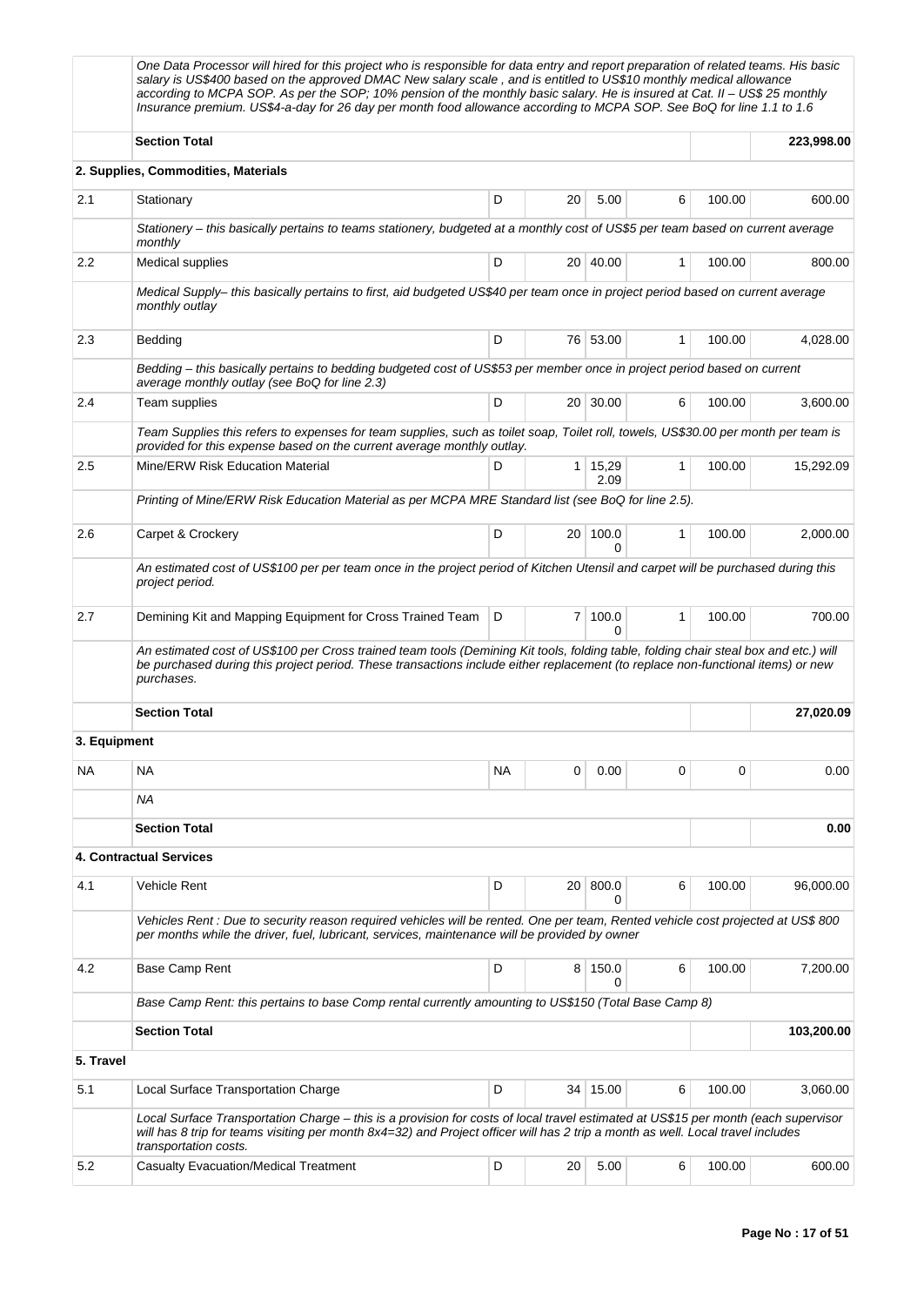| | One Data Processor will hired for this project who is responsible for data entry and report preparation of related teams. His basic salary is US$400 based on the approved DMAC New salary scale , and is entitled to US$10 monthly medical allowance according to MCPA SOP. As per the SOP; 10% pension of the monthly basic salary. He is insured at Cat. II – US$ 25 monthly Insurance premium. US$4-a-day for 26 day per month food allowance according to MCPA SOP. See BoQ for line 1.1 to 1.6 | | | | | | |
|---|---|---|---|---|---|---|---|
| | **Section Total** | | | | | | **223,998.00** |
| **2. Supplies, Commodities, Materials** | | | | | | | |
| 2.1 | Stationary | D | 20 | 5.00 | 6 | 100.00 | 600.00 |
| | *Stationery – this basically pertains to teams stationery, budgeted at a monthly cost of US$5 per team based on current average monthly* | | | | | | |
| 2.2 | Medical supplies | D | 20 | 40.00 | 1 | 100.00 | 800.00 |
| | *Medical Supply– this basically pertains to first, aid budgeted US$40 per team once in project period based on current average monthly outlay* | | | | | | |
| 2.3 | Bedding | D | 76 | 53.00 | 1 | 100.00 | 4,028.00 |
| | *Bedding – this basically pertains to bedding budgeted cost of US$53 per member once in project period based on current average monthly outlay (see BoQ for line 2.3)* | | | | | | |
| 2.4 | Team supplies | D | 20 | 30.00 | 6 | 100.00 | 3,600.00 |
| | *Team Supplies this refers to expenses for team supplies, such as toilet soap, Toilet roll, towels, US$30.00 per month per team is provided for this expense based on the current average monthly outlay.* | | | | | | |
| 2.5 | Mine/ERW Risk Education Material | D | 1 | 15,292.09 | 1 | 100.00 | 15,292.09 |
| | *Printing of Mine/ERW Risk Education Material as per MCPA MRE Standard list (see BoQ for line 2.5).* | | | | | | |
| 2.6 | Carpet & Crockery | D | 20 | 100.00 | 1 | 100.00 | 2,000.00 |
| | *An estimated cost of US$100 per per team once in the project period of Kitchen Utensil and carpet will be purchased during this project period.* | | | | | | |
| 2.7 | Demining Kit and Mapping Equipment for Cross Trained Team | D | 7 | 100.00 | 1 | 100.00 | 700.00 |
| | *An estimated cost of US$100 per Cross trained team tools (Demining Kit tools, folding table, folding chair steal box and etc.) will be purchased during this project period. These transactions include either replacement (to replace non-functional items) or new purchases.* | | | | | | |
| | **Section Total** | | | | | | **27,020.09** |
| **3. Equipment** | | | | | | | |
| NA | NA | NA | 0 | 0.00 | 0 | 0 | 0.00 |
| | *NA* | | | | | | |
| | **Section Total** | | | | | | **0.00** |
| **4. Contractual Services** | | | | | | | |
| 4.1 | Vehicle Rent | D | 20 | 800.00 | 6 | 100.00 | 96,000.00 |
| | *Vehicles Rent : Due to security reason required vehicles will be rented. One per team, Rented vehicle cost projected at US$ 800 per months while the driver, fuel, lubricant, services, maintenance will be provided by owner* | | | | | | |
| 4.2 | Base Camp Rent | D | 8 | 150.00 | 6 | 100.00 | 7,200.00 |
| | *Base Camp Rent: this pertains to base Comp rental currently amounting to US$150 (Total Base Camp 8)* | | | | | | |
| | **Section Total** | | | | | | **103,200.00** |
| **5. Travel** | | | | | | | |
| 5.1 | Local Surface Transportation Charge | D | 34 | 15.00 | 6 | 100.00 | 3,060.00 |
| | *Local Surface Transportation Charge – this is a provision for costs of local travel estimated at US$15 per month (each supervisor will has 8 trip for teams visiting per month 8x4=32) and Project officer will has 2 trip a month as well. Local travel includes transportation costs.* | | | | | | |
| 5.2 | Casualty Evacuation/Medical Treatment | D | 20 | 5.00 | 6 | 100.00 | 600.00 |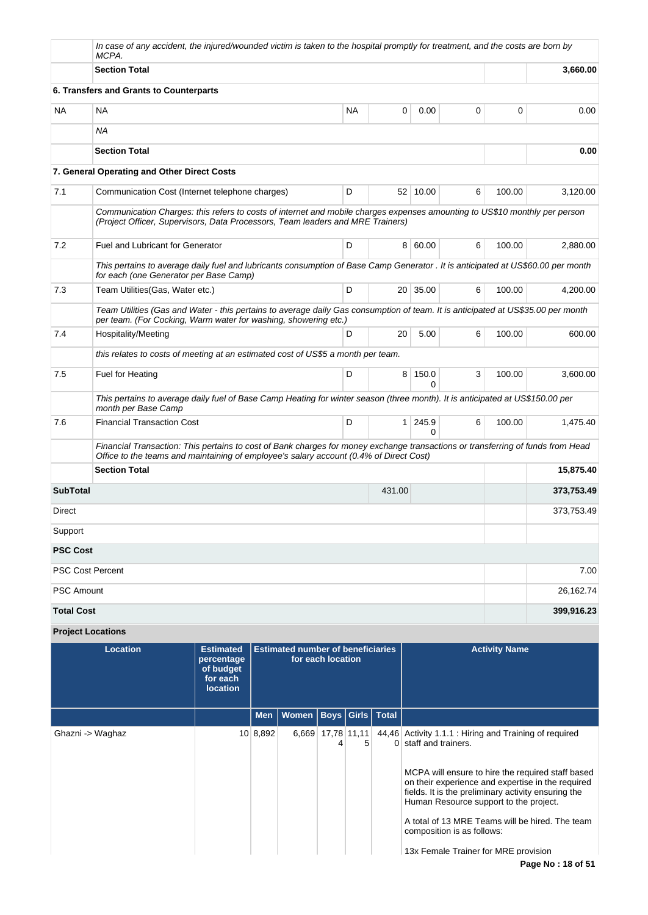| | | | | | | | | |
|---|---|---|---|---|---|---|---|---|
| | *In case of any accident, the injured/wounded victim is taken to the hospital promptly for treatment, and the costs are born by MCPA.* | | | | | | | |
| | **Section Total** | | | | | | | **3,660.00** |
| **6. Transfers and Grants to Counterparts** | | | | | | | | |
| NA | NA | NA | 0 | 0.00 | 0 | 0 | | 0.00 |
| | *NA* | | | | | | | |
| | **Section Total** | | | | | | | **0.00** |
| **7. General Operating and Other Direct Costs** | | | | | | | | |
| 7.1 | Communication Cost (Internet telephone charges) | D | 52 | 10.00 | 6 | 100.00 | | 3,120.00 |
| | *Communication Charges: this refers to costs of internet and mobile charges expenses amounting to US$10 monthly per person (Project Officer, Supervisors, Data Processors, Team leaders and MRE Trainers)* | | | | | | | |
| 7.2 | Fuel and Lubricant for Generator | D | 8 | 60.00 | 6 | 100.00 | | 2,880.00 |
| | *This pertains to average daily fuel and lubricants consumption of Base Camp Generator . It is anticipated at US$60.00 per month for each (one Generator per Base Camp)* | | | | | | | |
| 7.3 | Team Utilities(Gas, Water etc.) | D | 20 | 35.00 | 6 | 100.00 | | 4,200.00 |
| | *Team Utilities (Gas and Water - this pertains to average daily Gas consumption of team. It is anticipated at US$35.00 per month per team. (For Cocking, Warm water for washing, showering etc.)* | | | | | | | |
| 7.4 | Hospitality/Meeting | D | 20 | 5.00 | 6 | 100.00 | | 600.00 |
| | *this relates to costs of meeting at an estimated cost of US$5 a month per team.* | | | | | | | |
| 7.5 | Fuel for Heating | D | 8 | 150.00 | 3 | 100.00 | | 3,600.00 |
| | *This pertains to average daily fuel of Base Camp Heating for winter season (three month). It is anticipated at US$150.00 per month per Base Camp* | | | | | | | |
| 7.6 | Financial Transaction Cost | D | 1 | 245.90 | 6 | 100.00 | | 1,475.40 |
| | *Financial Transaction: This pertains to cost of Bank charges for money exchange transactions or transferring of funds from Head Office to the teams and maintaining of employee's salary account (0.4% of Direct Cost)* | | | | | | | |
| | **Section Total** | | | | | | | **15,875.40** |
| **SubTotal** | | | 431.00 | | | | | **373,753.49** |
| Direct | | | | | | | | 373,753.49 |
| Support | | | | | | | | |
| **PSC Cost** | | | | | | | | |
| PSC Cost Percent | | | | | | | | 7.00 |
| PSC Amount | | | | | | | | 26,162.74 |
| **Total Cost** | | | | | | | | **399,916.23** |

**Project Locations**

| Location | Estimated percentage of budget for each location | Estimated number of beneficiaries for each location | | | | | Activity Name |
|---|---|---|---|---|---|---|---|
| | | Men | Women | Boys | Girls | Total | |
| Ghazni -> Waghaz | 10 | 8,892 | 6,669 | 17,784 | 11,115 | 44,460 | Activity 1.1.1 : Hiring and Training of required staff and trainers.<br><br>MCPA will ensure to hire the required staff based on their experience and expertise in the required fields. It is the preliminary activity ensuring the Human Resource support to the project.<br><br>A total of 13 MRE Teams will be hired. The team composition is as follows:<br><br>13x Female Trainer for MRE provision |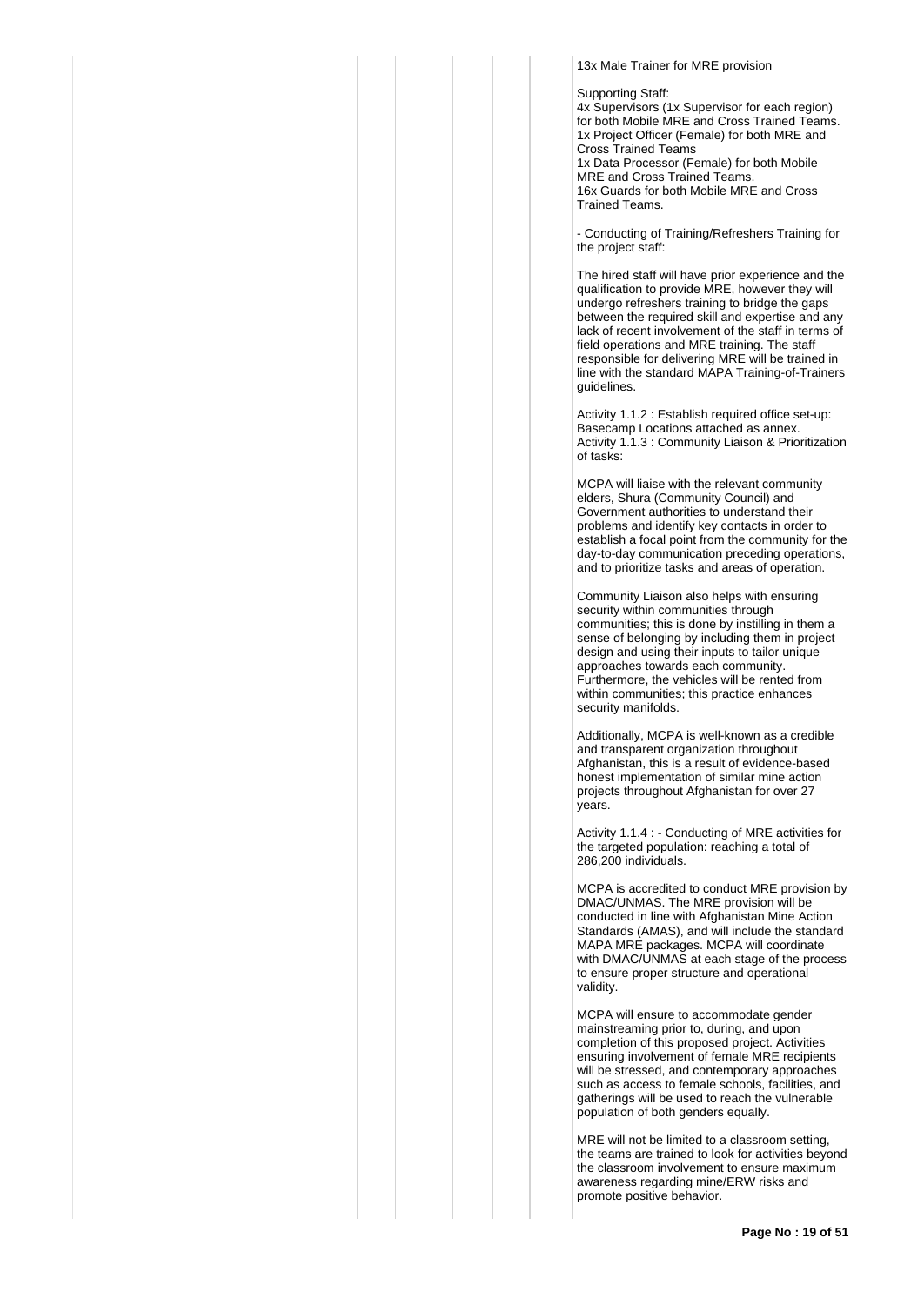13x Male Trainer for MRE provision

Supporting Staff:
4x Supervisors (1x Supervisor for each region) for both Mobile MRE and Cross Trained Teams.
1x Project Officer (Female) for both MRE and Cross Trained Teams
1x Data Processor (Female) for both Mobile MRE and Cross Trained Teams.
16x Guards for both Mobile MRE and Cross Trained Teams.

- Conducting of Training/Refreshers Training for the project staff:

The hired staff will have prior experience and the qualification to provide MRE, however they will undergo refreshers training to bridge the gaps between the required skill and expertise and any lack of recent involvement of the staff in terms of field operations and MRE training. The staff responsible for delivering MRE will be trained in line with the standard MAPA Training-of-Trainers guidelines.

Activity 1.1.2 : Establish required office set-up: Basecamp Locations attached as annex.
Activity 1.1.3 : Community Liaison & Prioritization of tasks:

MCPA will liaise with the relevant community elders, Shura (Community Council) and Government authorities to understand their problems and identify key contacts in order to establish a focal point from the community for the day-to-day communication preceding operations, and to prioritize tasks and areas of operation.

Community Liaison also helps with ensuring security within communities through communities; this is done by instilling in them a sense of belonging by including them in project design and using their inputs to tailor unique approaches towards each community. Furthermore, the vehicles will be rented from within communities; this practice enhances security manifolds.

Additionally, MCPA is well-known as a credible and transparent organization throughout Afghanistan, this is a result of evidence-based honest implementation of similar mine action projects throughout Afghanistan for over 27 years.

Activity 1.1.4 : - Conducting of MRE activities for the targeted population: reaching a total of 286,200 individuals.

MCPA is accredited to conduct MRE provision by DMAC/UNMAS. The MRE provision will be conducted in line with Afghanistan Mine Action Standards (AMAS), and will include the standard MAPA MRE packages. MCPA will coordinate with DMAC/UNMAS at each stage of the process to ensure proper structure and operational validity.

MCPA will ensure to accommodate gender mainstreaming prior to, during, and upon completion of this proposed project. Activities ensuring involvement of female MRE recipients will be stressed, and contemporary approaches such as access to female schools, facilities, and gatherings will be used to reach the vulnerable population of both genders equally.

MRE will not be limited to a classroom setting, the teams are trained to look for activities beyond the classroom involvement to ensure maximum awareness regarding mine/ERW risks and promote positive behavior.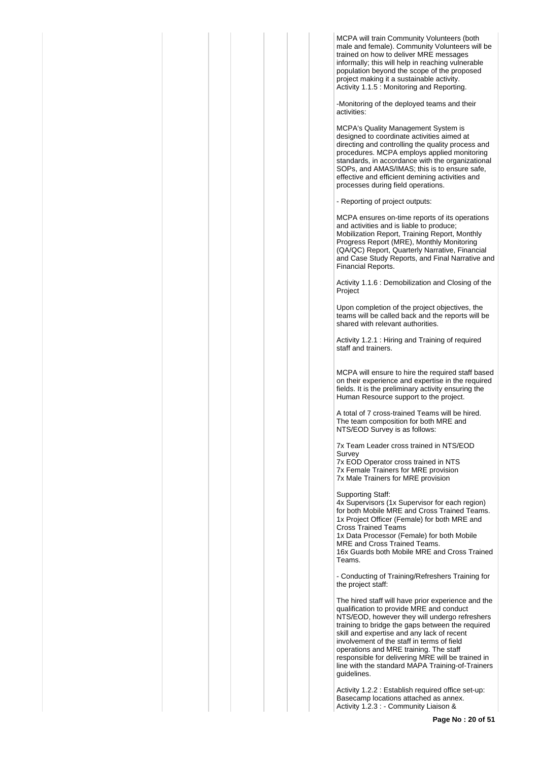MCPA will train Community Volunteers (both male and female). Community Volunteers will be trained on how to deliver MRE messages informally; this will help in reaching vulnerable population beyond the scope of the proposed project making it a sustainable activity.
Activity 1.1.5 : Monitoring and Reporting.

-Monitoring of the deployed teams and their activities:

MCPA's Quality Management System is designed to coordinate activities aimed at directing and controlling the quality process and procedures. MCPA employs applied monitoring standards, in accordance with the organizational SOPs, and AMAS/IMAS; this is to ensure safe, effective and efficient demining activities and processes during field operations.

- Reporting of project outputs:

MCPA ensures on-time reports of its operations and activities and is liable to produce; Mobilization Report, Training Report, Monthly Progress Report (MRE), Monthly Monitoring (QA/QC) Report, Quarterly Narrative, Financial and Case Study Reports, and Final Narrative and Financial Reports.

Activity 1.1.6 : Demobilization and Closing of the Project

Upon completion of the project objectives, the teams will be called back and the reports will be shared with relevant authorities.

Activity 1.2.1 : Hiring and Training of required staff and trainers.

MCPA will ensure to hire the required staff based on their experience and expertise in the required fields. It is the preliminary activity ensuring the Human Resource support to the project.

A total of 7 cross-trained Teams will be hired. The team composition for both MRE and NTS/EOD Survey is as follows:

7x Team Leader cross trained in NTS/EOD Survey
7x EOD Operator cross trained in NTS
7x Female Trainers for MRE provision
7x Male Trainers for MRE provision

Supporting Staff:
4x Supervisors (1x Supervisor for each region) for both Mobile MRE and Cross Trained Teams.
1x Project Officer (Female) for both MRE and Cross Trained Teams
1x Data Processor (Female) for both Mobile MRE and Cross Trained Teams.
16x Guards both Mobile MRE and Cross Trained Teams.

- Conducting of Training/Refreshers Training for the project staff:

The hired staff will have prior experience and the qualification to provide MRE and conduct NTS/EOD, however they will undergo refreshers training to bridge the gaps between the required skill and expertise and any lack of recent involvement of the staff in terms of field operations and MRE training. The staff responsible for delivering MRE will be trained in line with the standard MAPA Training-of-Trainers guidelines.

Activity 1.2.2 : Establish required office set-up: Basecamp locations attached as annex.
Activity 1.2.3 : - Community Liaison &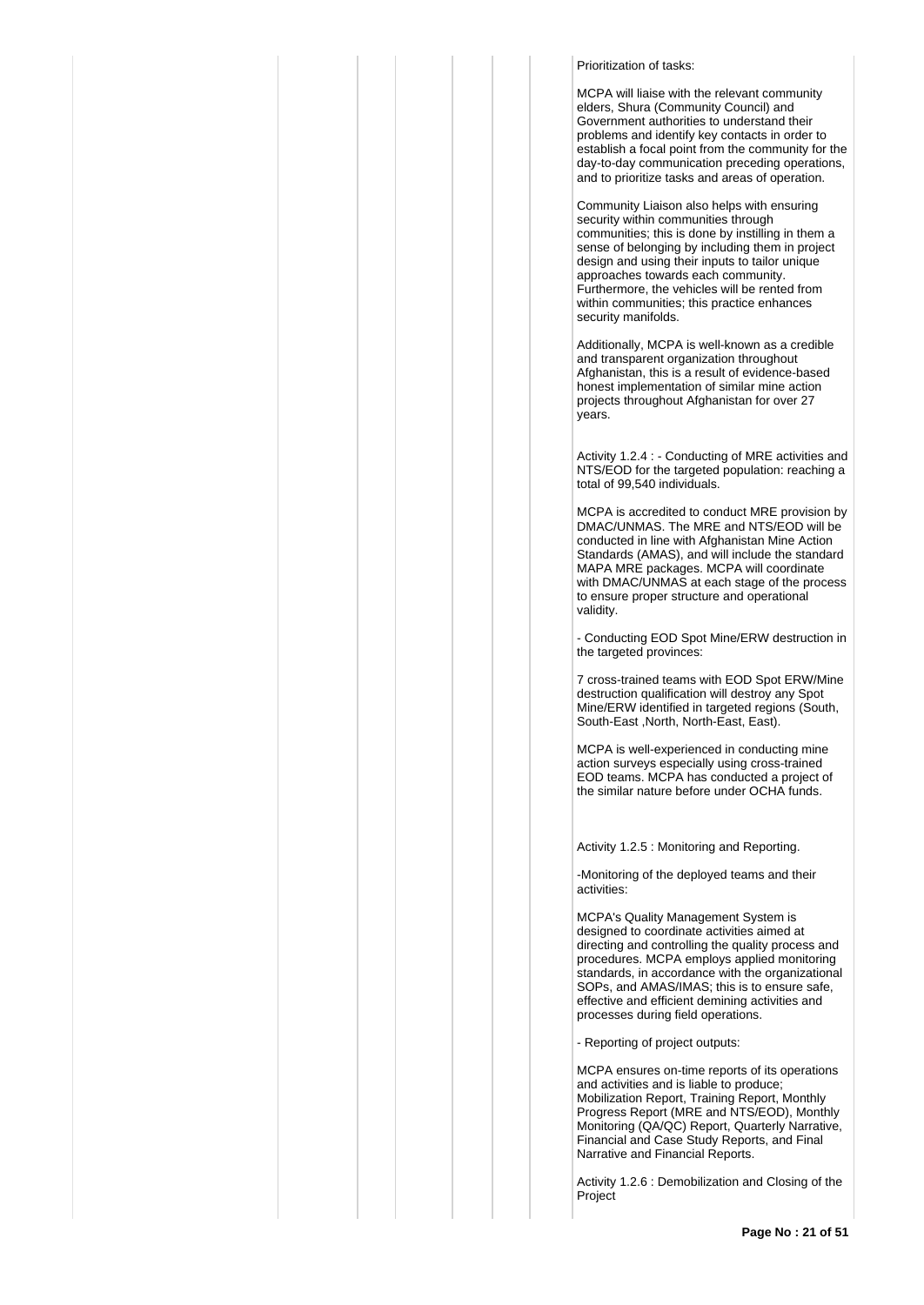Prioritization of tasks:

MCPA will liaise with the relevant community elders, Shura (Community Council) and Government authorities to understand their problems and identify key contacts in order to establish a focal point from the community for the day-to-day communication preceding operations, and to prioritize tasks and areas of operation.

Community Liaison also helps with ensuring security within communities through communities; this is done by instilling in them a sense of belonging by including them in project design and using their inputs to tailor unique approaches towards each community. Furthermore, the vehicles will be rented from within communities; this practice enhances security manifolds.

Additionally, MCPA is well-known as a credible and transparent organization throughout Afghanistan, this is a result of evidence-based honest implementation of similar mine action projects throughout Afghanistan for over 27 years.

Activity 1.2.4 : - Conducting of MRE activities and NTS/EOD for the targeted population: reaching a total of 99,540 individuals.

MCPA is accredited to conduct MRE provision by DMAC/UNMAS. The MRE and NTS/EOD will be conducted in line with Afghanistan Mine Action Standards (AMAS), and will include the standard MAPA MRE packages. MCPA will coordinate with DMAC/UNMAS at each stage of the process to ensure proper structure and operational validity.

- Conducting EOD Spot Mine/ERW destruction in the targeted provinces:

7 cross-trained teams with EOD Spot ERW/Mine destruction qualification will destroy any Spot Mine/ERW identified in targeted regions (South, South-East ,North, North-East, East).

MCPA is well-experienced in conducting mine action surveys especially using cross-trained EOD teams. MCPA has conducted a project of the similar nature before under OCHA funds.

Activity 1.2.5 : Monitoring and Reporting.

-Monitoring of the deployed teams and their activities:

MCPA's Quality Management System is designed to coordinate activities aimed at directing and controlling the quality process and procedures. MCPA employs applied monitoring standards, in accordance with the organizational SOPs, and AMAS/IMAS; this is to ensure safe, effective and efficient demining activities and processes during field operations.

- Reporting of project outputs:

MCPA ensures on-time reports of its operations and activities and is liable to produce; Mobilization Report, Training Report, Monthly Progress Report (MRE and NTS/EOD), Monthly Monitoring (QA/QC) Report, Quarterly Narrative, Financial and Case Study Reports, and Final Narrative and Financial Reports.

Activity 1.2.6 : Demobilization and Closing of the Project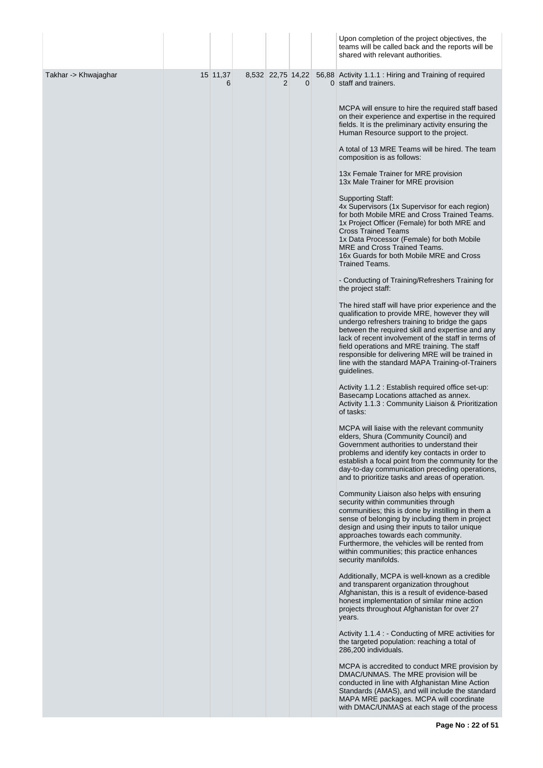| | | | | | | | |
|---|---|---|---|---|---|---|---|
| | | | | | | | Upon completion of the project objectives, the teams will be called back and the reports will be shared with relevant authorities. |
| Takhar -> Khwajaghar | 15 | 11,376 | 8,532 | 22,752 | 14,220 | 56,880 | Activity 1.1.1 : Hiring and Training of required staff and trainers.<br><br>MCPA will ensure to hire the required staff based on their experience and expertise in the required fields. It is the preliminary activity ensuring the Human Resource support to the project.<br><br>A total of 13 MRE Teams will be hired. The team composition is as follows:<br><br>13x Female Trainer for MRE provision<br>13x Male Trainer for MRE provision<br><br>Supporting Staff:<br>4x Supervisors (1x Supervisor for each region) for both Mobile MRE and Cross Trained Teams.<br>1x Project Officer (Female) for both MRE and Cross Trained Teams<br>1x Data Processor (Female) for both Mobile MRE and Cross Trained Teams.<br>16x Guards for both Mobile MRE and Cross Trained Teams.<br><br>- Conducting of Training/Refreshers Training for the project staff:<br><br>The hired staff will have prior experience and the qualification to provide MRE, however they will undergo refreshers training to bridge the gaps between the required skill and expertise and any lack of recent involvement of the staff in terms of field operations and MRE training. The staff responsible for delivering MRE will be trained in line with the standard MAPA Training-of-Trainers guidelines.<br><br>Activity 1.1.2 : Establish required office set-up: Basecamp Locations attached as annex.<br>Activity 1.1.3 : Community Liaison & Prioritization of tasks:<br><br>MCPA will liaise with the relevant community elders, Shura (Community Council) and Government authorities to understand their problems and identify key contacts in order to establish a focal point from the community for the day-to-day communication preceding operations, and to prioritize tasks and areas of operation.<br><br>Community Liaison also helps with ensuring security within communities through communities; this is done by instilling in them a sense of belonging by including them in project design and using their inputs to tailor unique approaches towards each community. Furthermore, the vehicles will be rented from within communities; this practice enhances security manifolds.<br><br>Additionally, MCPA is well-known as a credible and transparent organization throughout Afghanistan, this is a result of evidence-based honest implementation of similar mine action projects throughout Afghanistan for over 27 years.<br><br>Activity 1.1.4 : - Conducting of MRE activities for the targeted population: reaching a total of 286,200 individuals.<br><br>MCPA is accredited to conduct MRE provision by DMAC/UNMAS. The MRE provision will be conducted in line with Afghanistan Mine Action Standards (AMAS), and will include the standard MAPA MRE packages. MCPA will coordinate with DMAC/UNMAS at each stage of the process |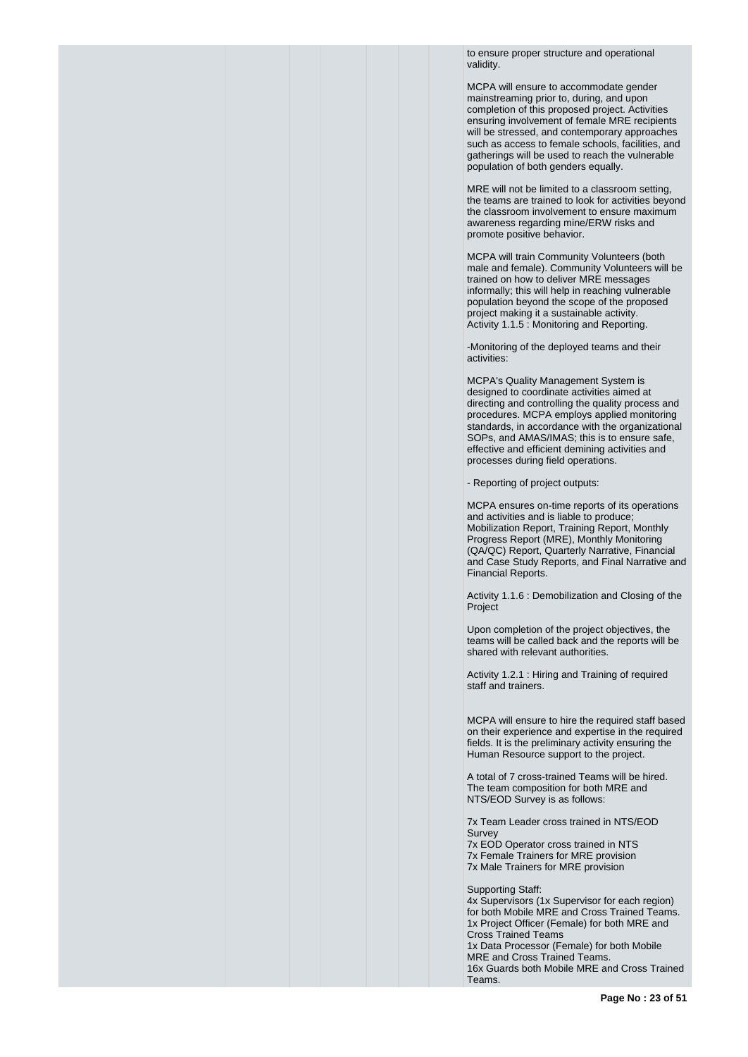to ensure proper structure and operational validity.

MCPA will ensure to accommodate gender mainstreaming prior to, during, and upon completion of this proposed project. Activities ensuring involvement of female MRE recipients will be stressed, and contemporary approaches such as access to female schools, facilities, and gatherings will be used to reach the vulnerable population of both genders equally.

MRE will not be limited to a classroom setting, the teams are trained to look for activities beyond the classroom involvement to ensure maximum awareness regarding mine/ERW risks and promote positive behavior.

MCPA will train Community Volunteers (both male and female). Community Volunteers will be trained on how to deliver MRE messages informally; this will help in reaching vulnerable population beyond the scope of the proposed project making it a sustainable activity.
Activity 1.1.5 : Monitoring and Reporting.

-Monitoring of the deployed teams and their activities:

MCPA's Quality Management System is designed to coordinate activities aimed at directing and controlling the quality process and procedures. MCPA employs applied monitoring standards, in accordance with the organizational SOPs, and AMAS/IMAS; this is to ensure safe, effective and efficient demining activities and processes during field operations.

- Reporting of project outputs:

MCPA ensures on-time reports of its operations and activities and is liable to produce; Mobilization Report, Training Report, Monthly Progress Report (MRE), Monthly Monitoring (QA/QC) Report, Quarterly Narrative, Financial and Case Study Reports, and Final Narrative and Financial Reports.

Activity 1.1.6 : Demobilization and Closing of the Project

Upon completion of the project objectives, the teams will be called back and the reports will be shared with relevant authorities.

Activity 1.2.1 : Hiring and Training of required staff and trainers.

MCPA will ensure to hire the required staff based on their experience and expertise in the required fields. It is the preliminary activity ensuring the Human Resource support to the project.

A total of 7 cross-trained Teams will be hired. The team composition for both MRE and NTS/EOD Survey is as follows:

7x Team Leader cross trained in NTS/EOD Survey
7x EOD Operator cross trained in NTS
7x Female Trainers for MRE provision
7x Male Trainers for MRE provision

Supporting Staff:
4x Supervisors (1x Supervisor for each region) for both Mobile MRE and Cross Trained Teams.
1x Project Officer (Female) for both MRE and Cross Trained Teams
1x Data Processor (Female) for both Mobile MRE and Cross Trained Teams.
16x Guards both Mobile MRE and Cross Trained Teams.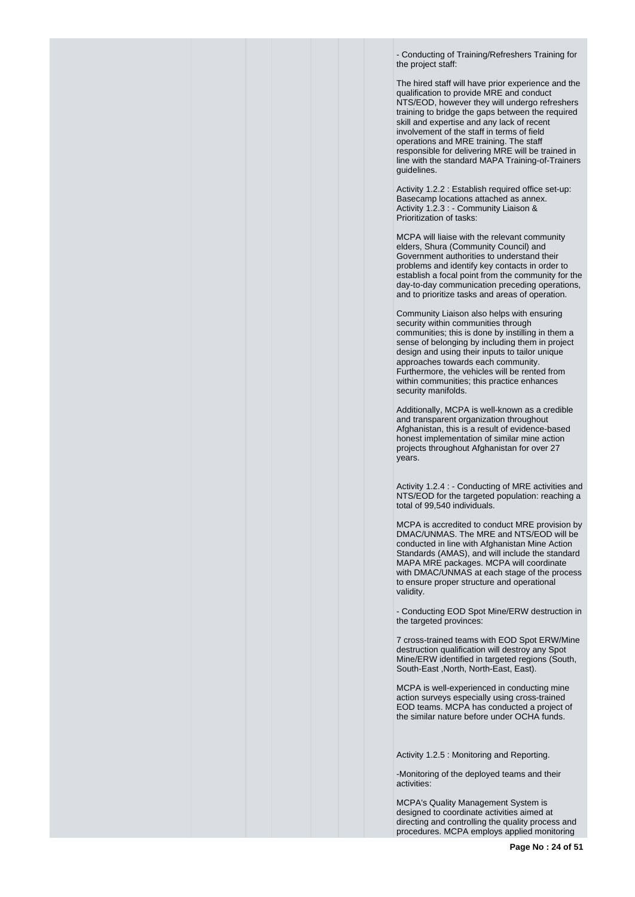- Conducting of Training/Refreshers Training for the project staff:

The hired staff will have prior experience and the qualification to provide MRE and conduct NTS/EOD, however they will undergo refreshers training to bridge the gaps between the required skill and expertise and any lack of recent involvement of the staff in terms of field operations and MRE training. The staff responsible for delivering MRE will be trained in line with the standard MAPA Training-of-Trainers guidelines.

Activity 1.2.2 : Establish required office set-up: Basecamp locations attached as annex.
Activity 1.2.3 : - Community Liaison & Prioritization of tasks:

MCPA will liaise with the relevant community elders, Shura (Community Council) and Government authorities to understand their problems and identify key contacts in order to establish a focal point from the community for the day-to-day communication preceding operations, and to prioritize tasks and areas of operation.

Community Liaison also helps with ensuring security within communities through communities; this is done by instilling in them a sense of belonging by including them in project design and using their inputs to tailor unique approaches towards each community. Furthermore, the vehicles will be rented from within communities; this practice enhances security manifolds.

Additionally, MCPA is well-known as a credible and transparent organization throughout Afghanistan, this is a result of evidence-based honest implementation of similar mine action projects throughout Afghanistan for over 27 years.

Activity 1.2.4 : - Conducting of MRE activities and NTS/EOD for the targeted population: reaching a total of 99,540 individuals.

MCPA is accredited to conduct MRE provision by DMAC/UNMAS. The MRE and NTS/EOD will be conducted in line with Afghanistan Mine Action Standards (AMAS), and will include the standard MAPA MRE packages. MCPA will coordinate with DMAC/UNMAS at each stage of the process to ensure proper structure and operational validity.

- Conducting EOD Spot Mine/ERW destruction in the targeted provinces:

7 cross-trained teams with EOD Spot ERW/Mine destruction qualification will destroy any Spot Mine/ERW identified in targeted regions (South, South-East ,North, North-East, East).

MCPA is well-experienced in conducting mine action surveys especially using cross-trained EOD teams. MCPA has conducted a project of the similar nature before under OCHA funds.

Activity 1.2.5 : Monitoring and Reporting.

-Monitoring of the deployed teams and their activities:

MCPA's Quality Management System is designed to coordinate activities aimed at directing and controlling the quality process and procedures. MCPA employs applied monitoring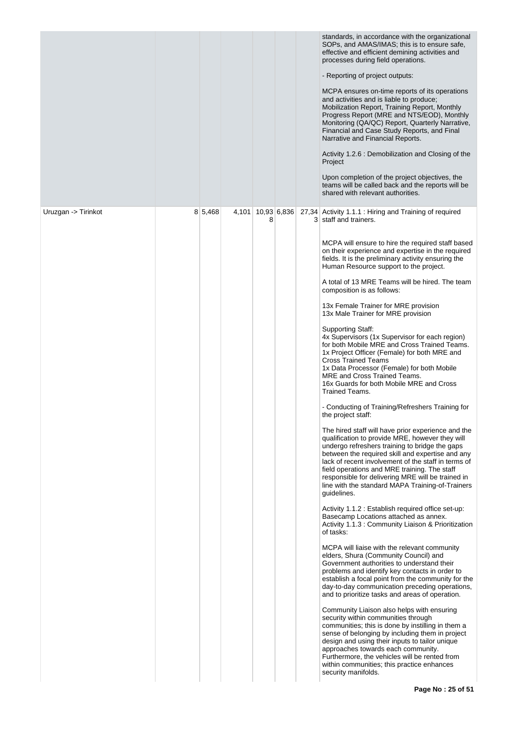| | | | | | | | |
|---|---|---|---|---|---|---|---|
| | | | | | | | standards, in accordance with the organizational SOPs, and AMAS/IMAS; this is to ensure safe, effective and efficient demining activities and processes during field operations.<br><br>- Reporting of project outputs:<br><br>MCPA ensures on-time reports of its operations and activities and is liable to produce; Mobilization Report, Training Report, Monthly Progress Report (MRE and NTS/EOD), Monthly Monitoring (QA/QC) Report, Quarterly Narrative, Financial and Case Study Reports, and Final Narrative and Financial Reports.<br><br>Activity 1.2.6 : Demobilization and Closing of the Project<br><br>Upon completion of the project objectives, the teams will be called back and the reports will be shared with relevant authorities. |
| Uruzgan -> Tirinkot | 8 | 5,468 | 4,101 | 10,938 | 6,836 | 27,343 | Activity 1.1.1 : Hiring and Training of required staff and trainers.<br><br>MCPA will ensure to hire the required staff based on their experience and expertise in the required fields. It is the preliminary activity ensuring the Human Resource support to the project.<br><br>A total of 13 MRE Teams will be hired. The team composition is as follows:<br><br>13x Female Trainer for MRE provision<br>13x Male Trainer for MRE provision<br><br>Supporting Staff:<br>4x Supervisors (1x Supervisor for each region) for both Mobile MRE and Cross Trained Teams.<br>1x Project Officer (Female) for both MRE and Cross Trained Teams<br>1x Data Processor (Female) for both Mobile MRE and Cross Trained Teams.<br>16x Guards for both Mobile MRE and Cross Trained Teams.<br><br>- Conducting of Training/Refreshers Training for the project staff:<br><br>The hired staff will have prior experience and the qualification to provide MRE, however they will undergo refreshers training to bridge the gaps between the required skill and expertise and any lack of recent involvement of the staff in terms of field operations and MRE training. The staff responsible for delivering MRE will be trained in line with the standard MAPA Training-of-Trainers guidelines.<br><br>Activity 1.1.2 : Establish required office set-up: Basecamp Locations attached as annex.<br>Activity 1.1.3 : Community Liaison & Prioritization of tasks:<br><br>MCPA will liaise with the relevant community elders, Shura (Community Council) and Government authorities to understand their problems and identify key contacts in order to establish a focal point from the community for the day-to-day communication preceding operations, and to prioritize tasks and areas of operation.<br><br>Community Liaison also helps with ensuring security within communities through communities; this is done by instilling in them a sense of belonging by including them in project design and using their inputs to tailor unique approaches towards each community. Furthermore, the vehicles will be rented from within communities; this practice enhances security manifolds. |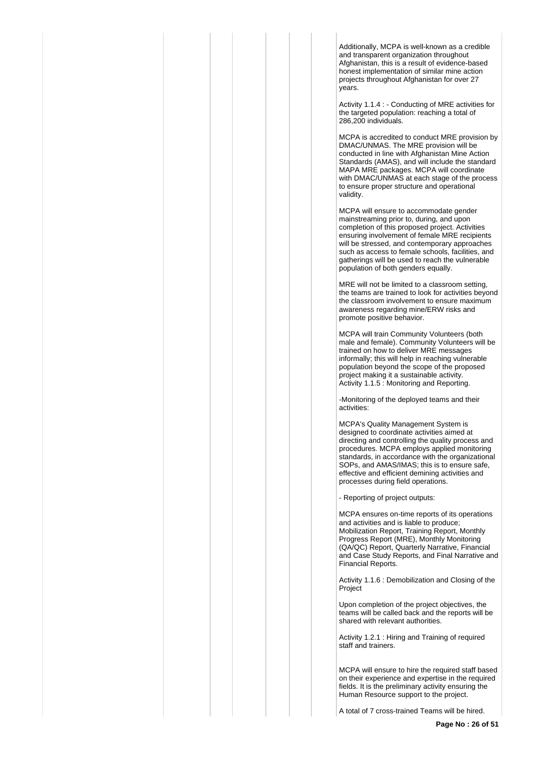Additionally, MCPA is well-known as a credible and transparent organization throughout Afghanistan, this is a result of evidence-based honest implementation of similar mine action projects throughout Afghanistan for over 27 years.

Activity 1.1.4 : - Conducting of MRE activities for the targeted population: reaching a total of 286,200 individuals.

MCPA is accredited to conduct MRE provision by DMAC/UNMAS. The MRE provision will be conducted in line with Afghanistan Mine Action Standards (AMAS), and will include the standard MAPA MRE packages. MCPA will coordinate with DMAC/UNMAS at each stage of the process to ensure proper structure and operational validity.

MCPA will ensure to accommodate gender mainstreaming prior to, during, and upon completion of this proposed project. Activities ensuring involvement of female MRE recipients will be stressed, and contemporary approaches such as access to female schools, facilities, and gatherings will be used to reach the vulnerable population of both genders equally.

MRE will not be limited to a classroom setting, the teams are trained to look for activities beyond the classroom involvement to ensure maximum awareness regarding mine/ERW risks and promote positive behavior.

MCPA will train Community Volunteers (both male and female). Community Volunteers will be trained on how to deliver MRE messages informally; this will help in reaching vulnerable population beyond the scope of the proposed project making it a sustainable activity.
Activity 1.1.5 : Monitoring and Reporting.

-Monitoring of the deployed teams and their activities:

MCPA's Quality Management System is designed to coordinate activities aimed at directing and controlling the quality process and procedures. MCPA employs applied monitoring standards, in accordance with the organizational SOPs, and AMAS/IMAS; this is to ensure safe, effective and efficient demining activities and processes during field operations.

- Reporting of project outputs:

MCPA ensures on-time reports of its operations and activities and is liable to produce; Mobilization Report, Training Report, Monthly Progress Report (MRE), Monthly Monitoring (QA/QC) Report, Quarterly Narrative, Financial and Case Study Reports, and Final Narrative and Financial Reports.

Activity 1.1.6 : Demobilization and Closing of the Project

Upon completion of the project objectives, the teams will be called back and the reports will be shared with relevant authorities.

Activity 1.2.1 : Hiring and Training of required staff and trainers.

MCPA will ensure to hire the required staff based on their experience and expertise in the required fields. It is the preliminary activity ensuring the Human Resource support to the project.

A total of 7 cross-trained Teams will be hired.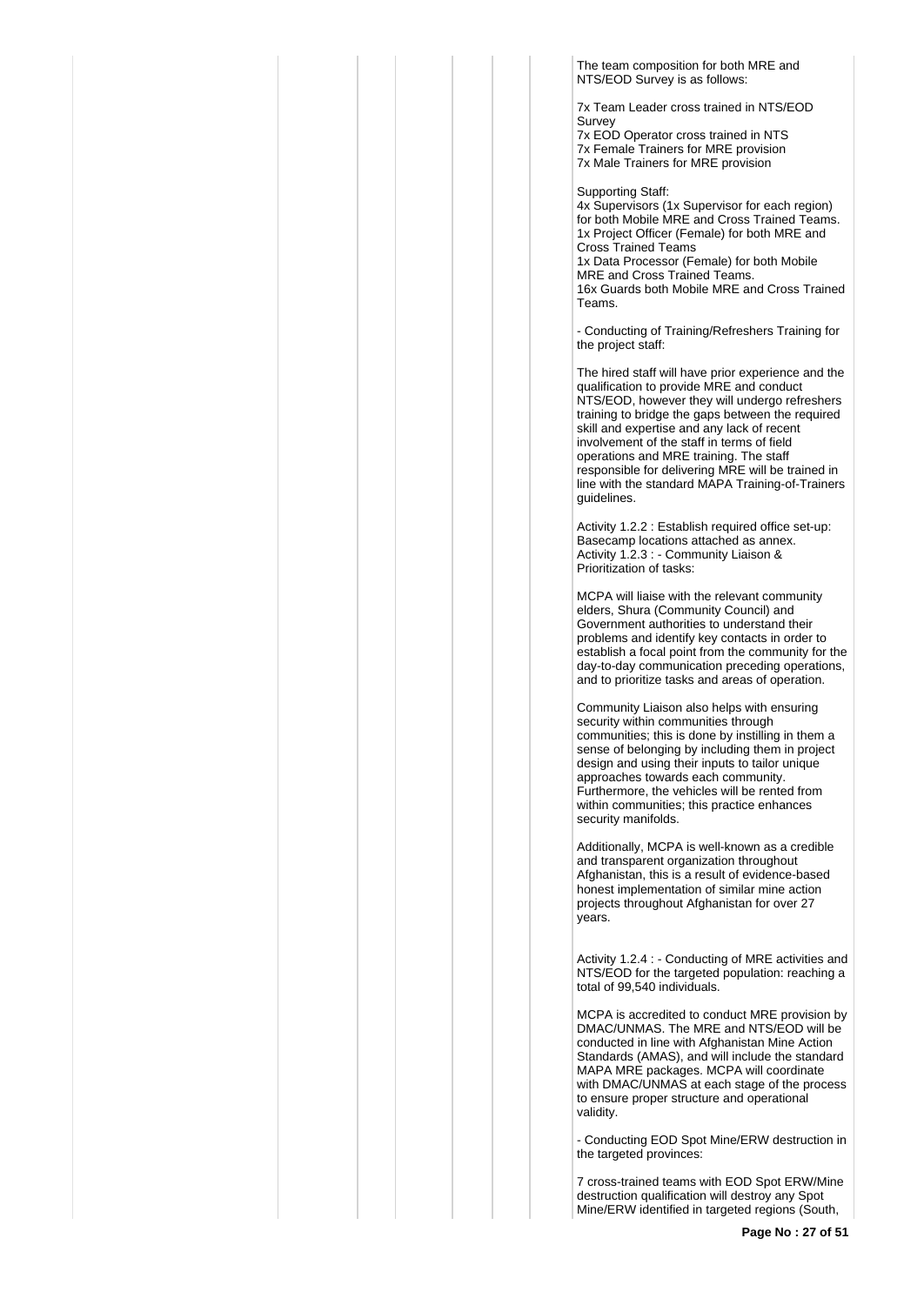The team composition for both MRE and NTS/EOD Survey is as follows:

7x Team Leader cross trained in NTS/EOD Survey
7x EOD Operator cross trained in NTS
7x Female Trainers for MRE provision
7x Male Trainers for MRE provision

Supporting Staff:
4x Supervisors (1x Supervisor for each region) for both Mobile MRE and Cross Trained Teams.
1x Project Officer (Female) for both MRE and Cross Trained Teams
1x Data Processor (Female) for both Mobile MRE and Cross Trained Teams.
16x Guards both Mobile MRE and Cross Trained Teams.

- Conducting of Training/Refreshers Training for the project staff:

The hired staff will have prior experience and the qualification to provide MRE and conduct NTS/EOD, however they will undergo refreshers training to bridge the gaps between the required skill and expertise and any lack of recent involvement of the staff in terms of field operations and MRE training. The staff responsible for delivering MRE will be trained in line with the standard MAPA Training-of-Trainers guidelines.

Activity 1.2.2 : Establish required office set-up: Basecamp locations attached as annex.
Activity 1.2.3 : - Community Liaison & Prioritization of tasks:

MCPA will liaise with the relevant community elders, Shura (Community Council) and Government authorities to understand their problems and identify key contacts in order to establish a focal point from the community for the day-to-day communication preceding operations, and to prioritize tasks and areas of operation.

Community Liaison also helps with ensuring security within communities through communities; this is done by instilling in them a sense of belonging by including them in project design and using their inputs to tailor unique approaches towards each community. Furthermore, the vehicles will be rented from within communities; this practice enhances security manifolds.

Additionally, MCPA is well-known as a credible and transparent organization throughout Afghanistan, this is a result of evidence-based honest implementation of similar mine action projects throughout Afghanistan for over 27 years.

Activity 1.2.4 : - Conducting of MRE activities and NTS/EOD for the targeted population: reaching a total of 99,540 individuals.

MCPA is accredited to conduct MRE provision by DMAC/UNMAS. The MRE and NTS/EOD will be conducted in line with Afghanistan Mine Action Standards (AMAS), and will include the standard MAPA MRE packages. MCPA will coordinate with DMAC/UNMAS at each stage of the process to ensure proper structure and operational validity.

- Conducting EOD Spot Mine/ERW destruction in the targeted provinces:

7 cross-trained teams with EOD Spot ERW/Mine destruction qualification will destroy any Spot Mine/ERW identified in targeted regions (South,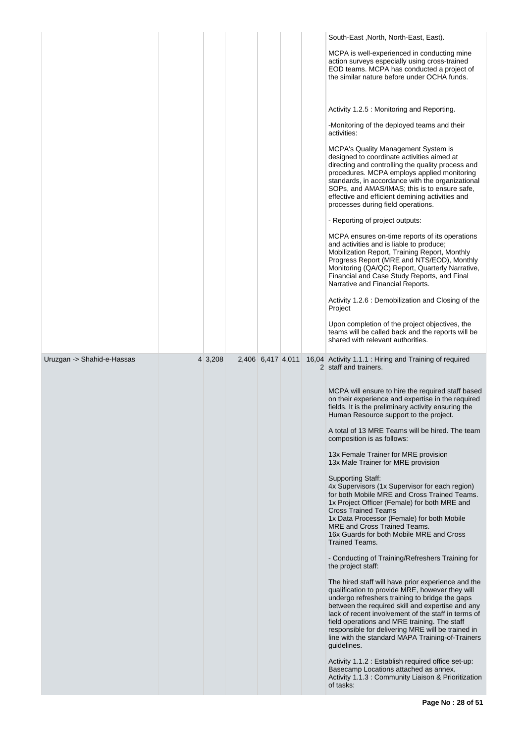| | | | | | | | |
|---|---|---|---|---|---|---|---|
| | | | | | | | South-East ,North, North-East, East).<br><br>MCPA is well-experienced in conducting mine action surveys especially using cross-trained EOD teams. MCPA has conducted a project of the similar nature before under OCHA funds.<br><br>Activity 1.2.5 : Monitoring and Reporting.<br><br>-Monitoring of the deployed teams and their activities:<br><br>MCPA's Quality Management System is designed to coordinate activities aimed at directing and controlling the quality process and procedures. MCPA employs applied monitoring standards, in accordance with the organizational SOPs, and AMAS/IMAS; this is to ensure safe, effective and efficient demining activities and processes during field operations.<br><br>- Reporting of project outputs:<br><br>MCPA ensures on-time reports of its operations and activities and is liable to produce; Mobilization Report, Training Report, Monthly Progress Report (MRE and NTS/EOD), Monthly Monitoring (QA/QC) Report, Quarterly Narrative, Financial and Case Study Reports, and Final Narrative and Financial Reports.<br><br>Activity 1.2.6 : Demobilization and Closing of the Project<br><br>Upon completion of the project objectives, the teams will be called back and the reports will be shared with relevant authorities. |
| Uruzgan -> Shahid-e-Hassas | | 4 | 3,208 | 2,406 | 6,417 | 4,011 | 16,042 | Activity 1.1.1 : Hiring and Training of required staff and trainers.<br><br>MCPA will ensure to hire the required staff based on their experience and expertise in the required fields. It is the preliminary activity ensuring the Human Resource support to the project.<br><br>A total of 13 MRE Teams will be hired. The team composition is as follows:<br><br>13x Female Trainer for MRE provision<br>13x Male Trainer for MRE provision<br><br>Supporting Staff:<br>4x Supervisors (1x Supervisor for each region) for both Mobile MRE and Cross Trained Teams.<br>1x Project Officer (Female) for both MRE and Cross Trained Teams<br>1x Data Processor (Female) for both Mobile MRE and Cross Trained Teams.<br>16x Guards for both Mobile MRE and Cross Trained Teams.<br><br>- Conducting of Training/Refreshers Training for the project staff:<br><br>The hired staff will have prior experience and the qualification to provide MRE, however they will undergo refreshers training to bridge the gaps between the required skill and expertise and any lack of recent involvement of the staff in terms of field operations and MRE training. The staff responsible for delivering MRE will be trained in line with the standard MAPA Training-of-Trainers guidelines.<br><br>Activity 1.1.2 : Establish required office set-up: Basecamp Locations attached as annex.<br>Activity 1.1.3 : Community Liaison & Prioritization of tasks: |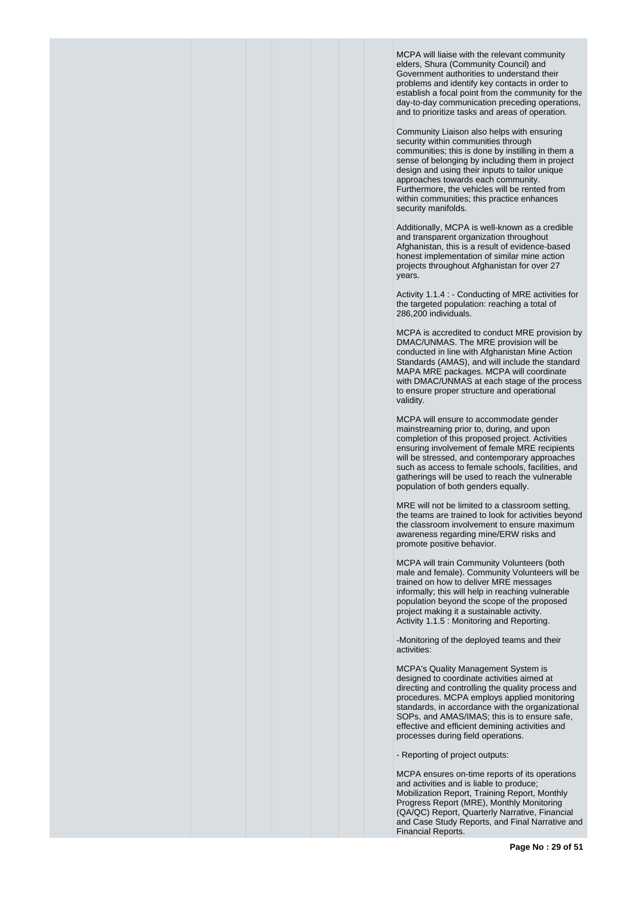MCPA will liaise with the relevant community elders, Shura (Community Council) and Government authorities to understand their problems and identify key contacts in order to establish a focal point from the community for the day-to-day communication preceding operations, and to prioritize tasks and areas of operation.

Community Liaison also helps with ensuring security within communities through communities; this is done by instilling in them a sense of belonging by including them in project design and using their inputs to tailor unique approaches towards each community. Furthermore, the vehicles will be rented from within communities; this practice enhances security manifolds.

Additionally, MCPA is well-known as a credible and transparent organization throughout Afghanistan, this is a result of evidence-based honest implementation of similar mine action projects throughout Afghanistan for over 27 years.

Activity 1.1.4 : - Conducting of MRE activities for the targeted population: reaching a total of 286,200 individuals.

MCPA is accredited to conduct MRE provision by DMAC/UNMAS. The MRE provision will be conducted in line with Afghanistan Mine Action Standards (AMAS), and will include the standard MAPA MRE packages. MCPA will coordinate with DMAC/UNMAS at each stage of the process to ensure proper structure and operational validity.

MCPA will ensure to accommodate gender mainstreaming prior to, during, and upon completion of this proposed project. Activities ensuring involvement of female MRE recipients will be stressed, and contemporary approaches such as access to female schools, facilities, and gatherings will be used to reach the vulnerable population of both genders equally.

MRE will not be limited to a classroom setting, the teams are trained to look for activities beyond the classroom involvement to ensure maximum awareness regarding mine/ERW risks and promote positive behavior.

MCPA will train Community Volunteers (both male and female). Community Volunteers will be trained on how to deliver MRE messages informally; this will help in reaching vulnerable population beyond the scope of the proposed project making it a sustainable activity.
Activity 1.1.5 : Monitoring and Reporting.

-Monitoring of the deployed teams and their activities:

MCPA's Quality Management System is designed to coordinate activities aimed at directing and controlling the quality process and procedures. MCPA employs applied monitoring standards, in accordance with the organizational SOPs, and AMAS/IMAS; this is to ensure safe, effective and efficient demining activities and processes during field operations.

- Reporting of project outputs:

MCPA ensures on-time reports of its operations and activities and is liable to produce; Mobilization Report, Training Report, Monthly Progress Report (MRE), Monthly Monitoring (QA/QC) Report, Quarterly Narrative, Financial and Case Study Reports, and Final Narrative and Financial Reports.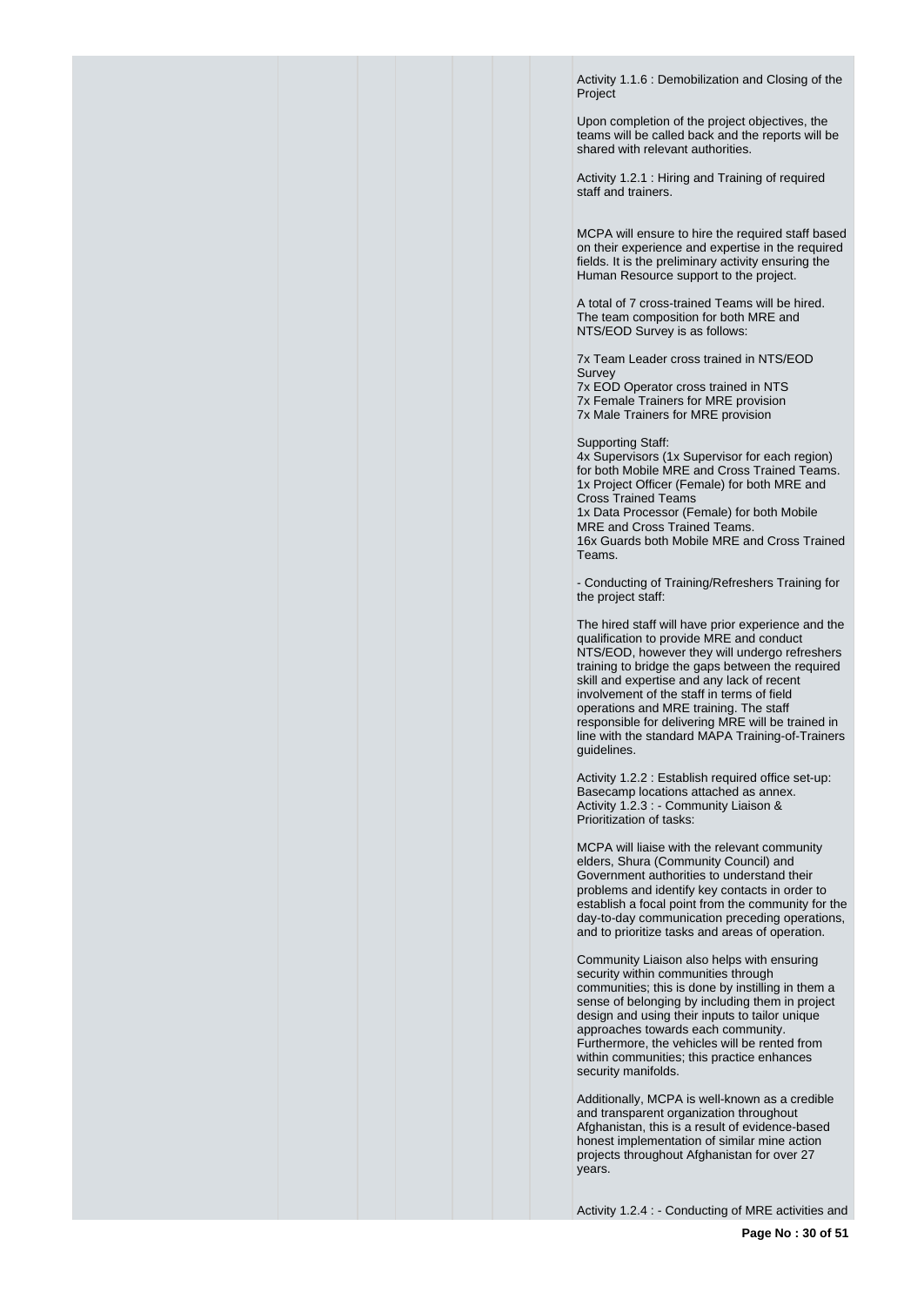Activity 1.1.6 : Demobilization and Closing of the Project

Upon completion of the project objectives, the teams will be called back and the reports will be shared with relevant authorities.

Activity 1.2.1 : Hiring and Training of required staff and trainers.

MCPA will ensure to hire the required staff based on their experience and expertise in the required fields. It is the preliminary activity ensuring the Human Resource support to the project.

A total of 7 cross-trained Teams will be hired. The team composition for both MRE and NTS/EOD Survey is as follows:

7x Team Leader cross trained in NTS/EOD Survey
7x EOD Operator cross trained in NTS
7x Female Trainers for MRE provision
7x Male Trainers for MRE provision

Supporting Staff:
4x Supervisors (1x Supervisor for each region) for both Mobile MRE and Cross Trained Teams.
1x Project Officer (Female) for both MRE and Cross Trained Teams
1x Data Processor (Female) for both Mobile MRE and Cross Trained Teams.
16x Guards both Mobile MRE and Cross Trained Teams.

- Conducting of Training/Refreshers Training for the project staff:

The hired staff will have prior experience and the qualification to provide MRE and conduct NTS/EOD, however they will undergo refreshers training to bridge the gaps between the required skill and expertise and any lack of recent involvement of the staff in terms of field operations and MRE training. The staff responsible for delivering MRE will be trained in line with the standard MAPA Training-of-Trainers guidelines.

Activity 1.2.2 : Establish required office set-up: Basecamp locations attached as annex.
Activity 1.2.3 : - Community Liaison & Prioritization of tasks:

MCPA will liaise with the relevant community elders, Shura (Community Council) and Government authorities to understand their problems and identify key contacts in order to establish a focal point from the community for the day-to-day communication preceding operations, and to prioritize tasks and areas of operation.

Community Liaison also helps with ensuring security within communities through communities; this is done by instilling in them a sense of belonging by including them in project design and using their inputs to tailor unique approaches towards each community. Furthermore, the vehicles will be rented from within communities; this practice enhances security manifolds.

Additionally, MCPA is well-known as a credible and transparent organization throughout Afghanistan, this is a result of evidence-based honest implementation of similar mine action projects throughout Afghanistan for over 27 years.

Activity 1.2.4 : - Conducting of MRE activities and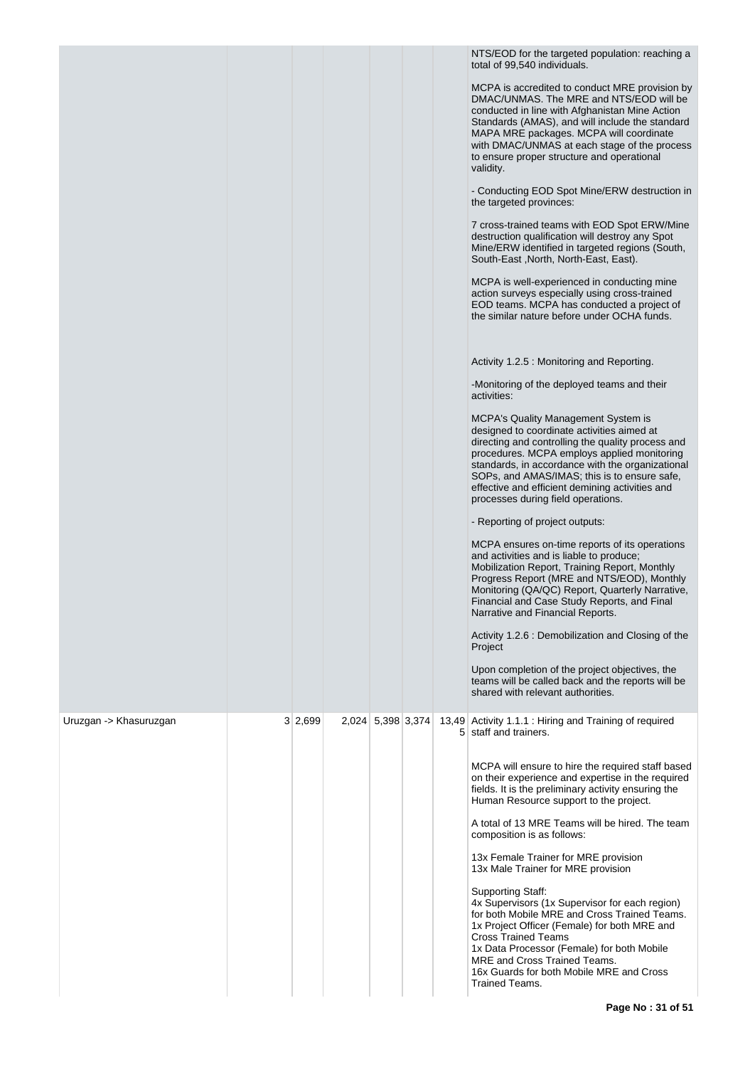| | | | | | | | |
|---|---|---|---|---|---|---|---|
| | | | | | | | NTS/EOD for the targeted population: reaching a total of 99,540 individuals.<br><br>MCPA is accredited to conduct MRE provision by DMAC/UNMAS. The MRE and NTS/EOD will be conducted in line with Afghanistan Mine Action Standards (AMAS), and will include the standard MAPA MRE packages. MCPA will coordinate with DMAC/UNMAS at each stage of the process to ensure proper structure and operational validity.<br><br>- Conducting EOD Spot Mine/ERW destruction in the targeted provinces:<br><br>7 cross-trained teams with EOD Spot ERW/Mine destruction qualification will destroy any Spot Mine/ERW identified in targeted regions (South, South-East ,North, North-East, East).<br><br>MCPA is well-experienced in conducting mine action surveys especially using cross-trained EOD teams. MCPA has conducted a project of the similar nature before under OCHA funds.<br><br>Activity 1.2.5 : Monitoring and Reporting.<br><br>-Monitoring of the deployed teams and their activities:<br><br>MCPA's Quality Management System is designed to coordinate activities aimed at directing and controlling the quality process and procedures. MCPA employs applied monitoring standards, in accordance with the organizational SOPs, and AMAS/IMAS; this is to ensure safe, effective and efficient demining activities and processes during field operations.<br><br>- Reporting of project outputs:<br><br>MCPA ensures on-time reports of its operations and activities and is liable to produce; Mobilization Report, Training Report, Monthly Progress Report (MRE and NTS/EOD), Monthly Monitoring (QA/QC) Report, Quarterly Narrative, Financial and Case Study Reports, and Final Narrative and Financial Reports.<br><br>Activity 1.2.6 : Demobilization and Closing of the Project<br><br>Upon completion of the project objectives, the teams will be called back and the reports will be shared with relevant authorities. |
| Uruzgan -> Khasuruzgan | 3 | 2,699 | 2,024 | 5,398 | 3,374 | 13,495 | Activity 1.1.1 : Hiring and Training of required staff and trainers.<br><br>MCPA will ensure to hire the required staff based on their experience and expertise in the required fields. It is the preliminary activity ensuring the Human Resource support to the project.<br><br>A total of 13 MRE Teams will be hired. The team composition is as follows:<br><br>13x Female Trainer for MRE provision<br>13x Male Trainer for MRE provision<br><br>Supporting Staff:<br>4x Supervisors (1x Supervisor for each region) for both Mobile MRE and Cross Trained Teams.<br>1x Project Officer (Female) for both MRE and Cross Trained Teams<br>1x Data Processor (Female) for both Mobile MRE and Cross Trained Teams.<br>16x Guards for both Mobile MRE and Cross Trained Teams. |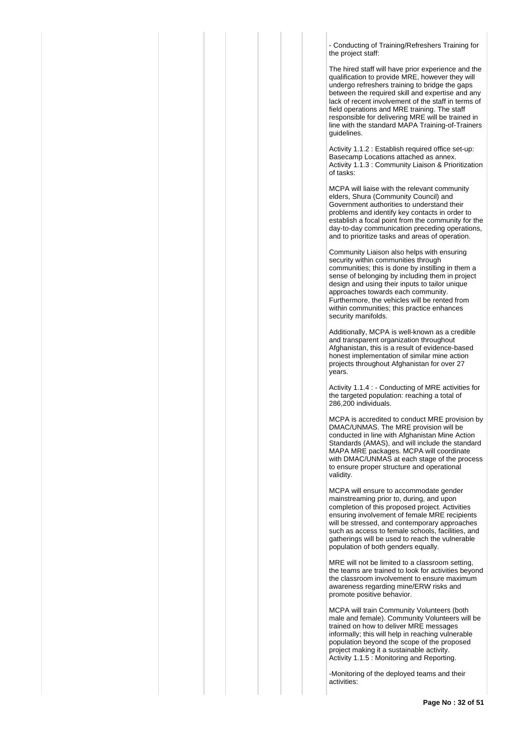- Conducting of Training/Refreshers Training for the project staff:

The hired staff will have prior experience and the qualification to provide MRE, however they will undergo refreshers training to bridge the gaps between the required skill and expertise and any lack of recent involvement of the staff in terms of field operations and MRE training. The staff responsible for delivering MRE will be trained in line with the standard MAPA Training-of-Trainers guidelines.

Activity 1.1.2 : Establish required office set-up: Basecamp Locations attached as annex.
Activity 1.1.3 : Community Liaison & Prioritization of tasks:

MCPA will liaise with the relevant community elders, Shura (Community Council) and Government authorities to understand their problems and identify key contacts in order to establish a focal point from the community for the day-to-day communication preceding operations, and to prioritize tasks and areas of operation.

Community Liaison also helps with ensuring security within communities through communities; this is done by instilling in them a sense of belonging by including them in project design and using their inputs to tailor unique approaches towards each community. Furthermore, the vehicles will be rented from within communities; this practice enhances security manifolds.

Additionally, MCPA is well-known as a credible and transparent organization throughout Afghanistan, this is a result of evidence-based honest implementation of similar mine action projects throughout Afghanistan for over 27 years.

Activity 1.1.4 : - Conducting of MRE activities for the targeted population: reaching a total of 286,200 individuals.

MCPA is accredited to conduct MRE provision by DMAC/UNMAS. The MRE provision will be conducted in line with Afghanistan Mine Action Standards (AMAS), and will include the standard MAPA MRE packages. MCPA will coordinate with DMAC/UNMAS at each stage of the process to ensure proper structure and operational validity.

MCPA will ensure to accommodate gender mainstreaming prior to, during, and upon completion of this proposed project. Activities ensuring involvement of female MRE recipients will be stressed, and contemporary approaches such as access to female schools, facilities, and gatherings will be used to reach the vulnerable population of both genders equally.

MRE will not be limited to a classroom setting, the teams are trained to look for activities beyond the classroom involvement to ensure maximum awareness regarding mine/ERW risks and promote positive behavior.

MCPA will train Community Volunteers (both male and female). Community Volunteers will be trained on how to deliver MRE messages informally; this will help in reaching vulnerable population beyond the scope of the proposed project making it a sustainable activity.
Activity 1.1.5 : Monitoring and Reporting.

-Monitoring of the deployed teams and their activities: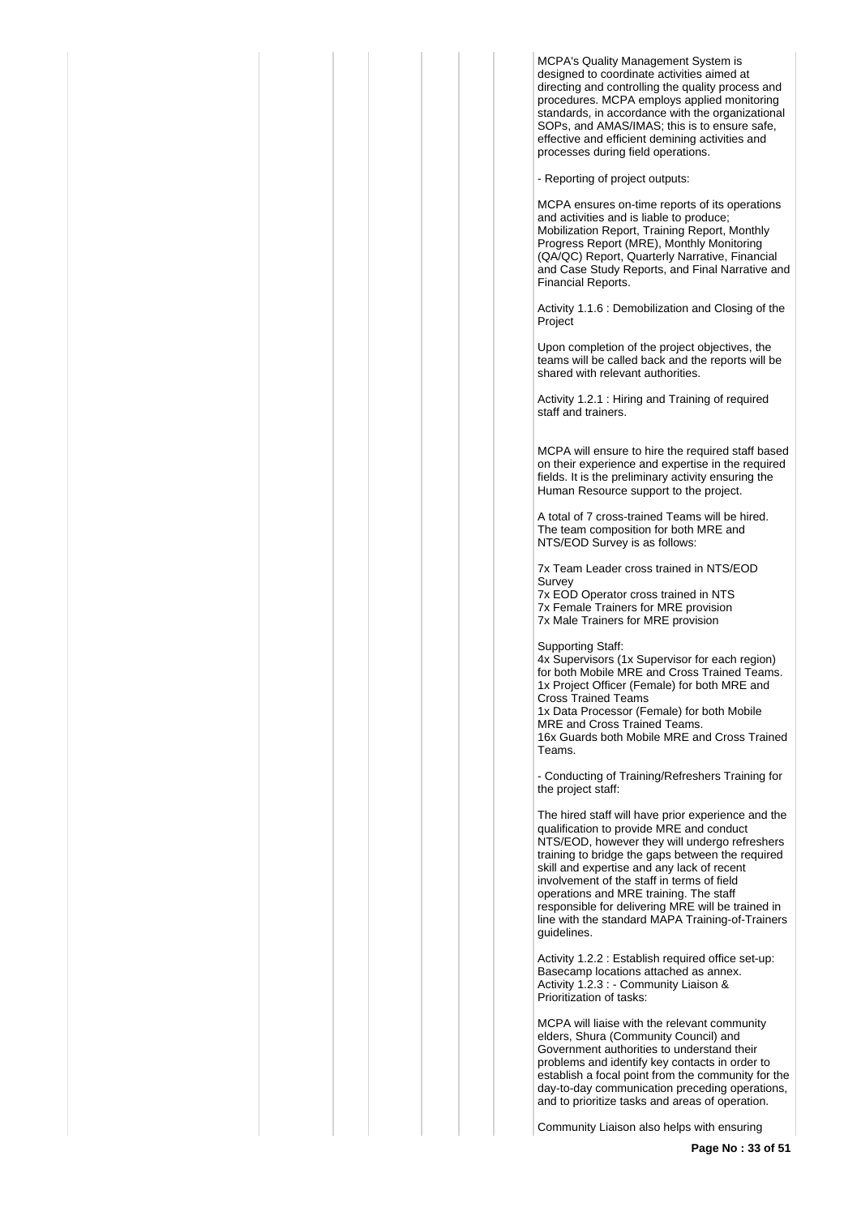MCPA's Quality Management System is designed to coordinate activities aimed at directing and controlling the quality process and procedures. MCPA employs applied monitoring standards, in accordance with the organizational SOPs, and AMAS/IMAS; this is to ensure safe, effective and efficient demining activities and processes during field operations.

- Reporting of project outputs:

MCPA ensures on-time reports of its operations and activities and is liable to produce; Mobilization Report, Training Report, Monthly Progress Report (MRE), Monthly Monitoring (QA/QC) Report, Quarterly Narrative, Financial and Case Study Reports, and Final Narrative and Financial Reports.

Activity 1.1.6 : Demobilization and Closing of the Project

Upon completion of the project objectives, the teams will be called back and the reports will be shared with relevant authorities.

Activity 1.2.1 : Hiring and Training of required staff and trainers.

MCPA will ensure to hire the required staff based on their experience and expertise in the required fields. It is the preliminary activity ensuring the Human Resource support to the project.

A total of 7 cross-trained Teams will be hired. The team composition for both MRE and NTS/EOD Survey is as follows:

7x Team Leader cross trained in NTS/EOD Survey
7x EOD Operator cross trained in NTS
7x Female Trainers for MRE provision
7x Male Trainers for MRE provision

Supporting Staff:
4x Supervisors (1x Supervisor for each region) for both Mobile MRE and Cross Trained Teams.
1x Project Officer (Female) for both MRE and Cross Trained Teams
1x Data Processor (Female) for both Mobile MRE and Cross Trained Teams.
16x Guards both Mobile MRE and Cross Trained Teams.

- Conducting of Training/Refreshers Training for the project staff:

The hired staff will have prior experience and the qualification to provide MRE and conduct NTS/EOD, however they will undergo refreshers training to bridge the gaps between the required skill and expertise and any lack of recent involvement of the staff in terms of field operations and MRE training. The staff responsible for delivering MRE will be trained in line with the standard MAPA Training-of-Trainers guidelines.

Activity 1.2.2 : Establish required office set-up: Basecamp locations attached as annex.
Activity 1.2.3 : - Community Liaison & Prioritization of tasks:

MCPA will liaise with the relevant community elders, Shura (Community Council) and Government authorities to understand their problems and identify key contacts in order to establish a focal point from the community for the day-to-day communication preceding operations, and to prioritize tasks and areas of operation.

Community Liaison also helps with ensuring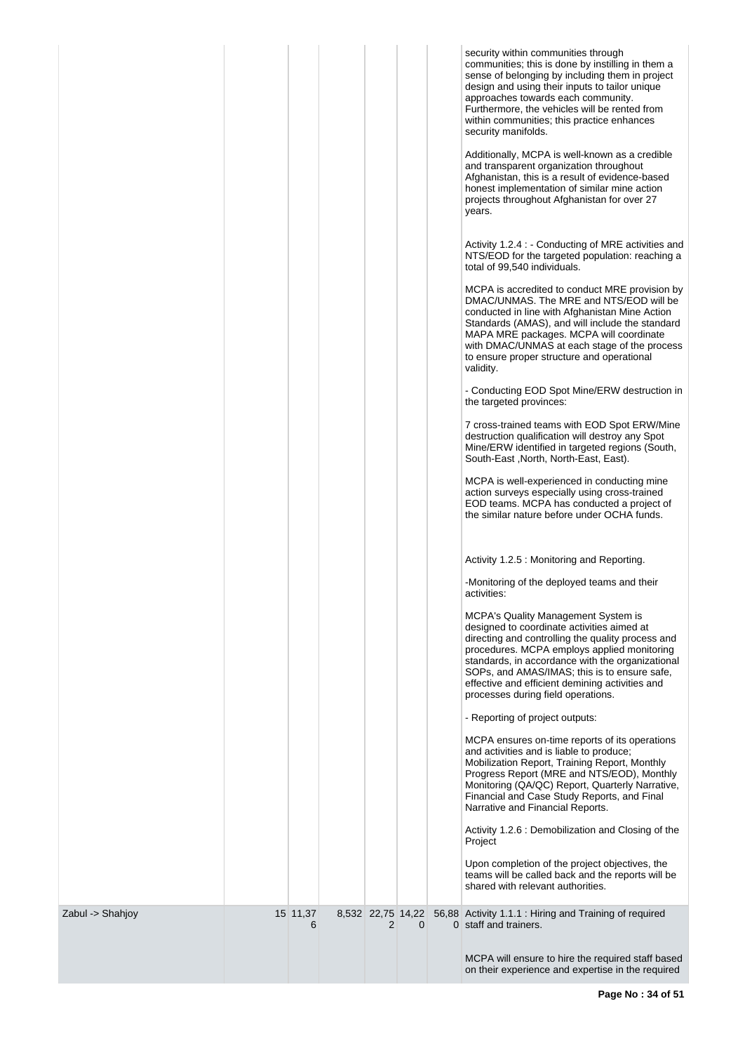| | | | | | | | |
|---|---|---|---|---|---|---|---|
| | | | | | | | security within communities through communities; this is done by instilling in them a sense of belonging by including them in project design and using their inputs to tailor unique approaches towards each community. Furthermore, the vehicles will be rented from within communities; this practice enhances security manifolds.<br><br>Additionally, MCPA is well-known as a credible and transparent organization throughout Afghanistan, this is a result of evidence-based honest implementation of similar mine action projects throughout Afghanistan for over 27 years.<br><br>Activity 1.2.4 : - Conducting of MRE activities and NTS/EOD for the targeted population: reaching a total of 99,540 individuals.<br><br>MCPA is accredited to conduct MRE provision by DMAC/UNMAS. The MRE and NTS/EOD will be conducted in line with Afghanistan Mine Action Standards (AMAS), and will include the standard MAPA MRE packages. MCPA will coordinate with DMAC/UNMAS at each stage of the process to ensure proper structure and operational validity.<br><br>- Conducting EOD Spot Mine/ERW destruction in the targeted provinces:<br><br>7 cross-trained teams with EOD Spot ERW/Mine destruction qualification will destroy any Spot Mine/ERW identified in targeted regions (South, South-East ,North, North-East, East).<br><br>MCPA is well-experienced in conducting mine action surveys especially using cross-trained EOD teams. MCPA has conducted a project of the similar nature before under OCHA funds.<br><br>Activity 1.2.5 : Monitoring and Reporting.<br><br>-Monitoring of the deployed teams and their activities:<br><br>MCPA's Quality Management System is designed to coordinate activities aimed at directing and controlling the quality process and procedures. MCPA employs applied monitoring standards, in accordance with the organizational SOPs, and AMAS/IMAS; this is to ensure safe, effective and efficient demining activities and processes during field operations.<br><br>- Reporting of project outputs:<br><br>MCPA ensures on-time reports of its operations and activities and is liable to produce; Mobilization Report, Training Report, Monthly Progress Report (MRE and NTS/EOD), Monthly Monitoring (QA/QC) Report, Quarterly Narrative, Financial and Case Study Reports, and Final Narrative and Financial Reports.<br><br>Activity 1.2.6 : Demobilization and Closing of the Project<br><br>Upon completion of the project objectives, the teams will be called back and the reports will be shared with relevant authorities. |
| Zabul -> Shahjoy | 15 | 11,376 | 8,532 | 22,752 | 14,220 | 56,880 | Activity 1.1.1 : Hiring and Training of required staff and trainers.<br><br>MCPA will ensure to hire the required staff based on their experience and expertise in the required |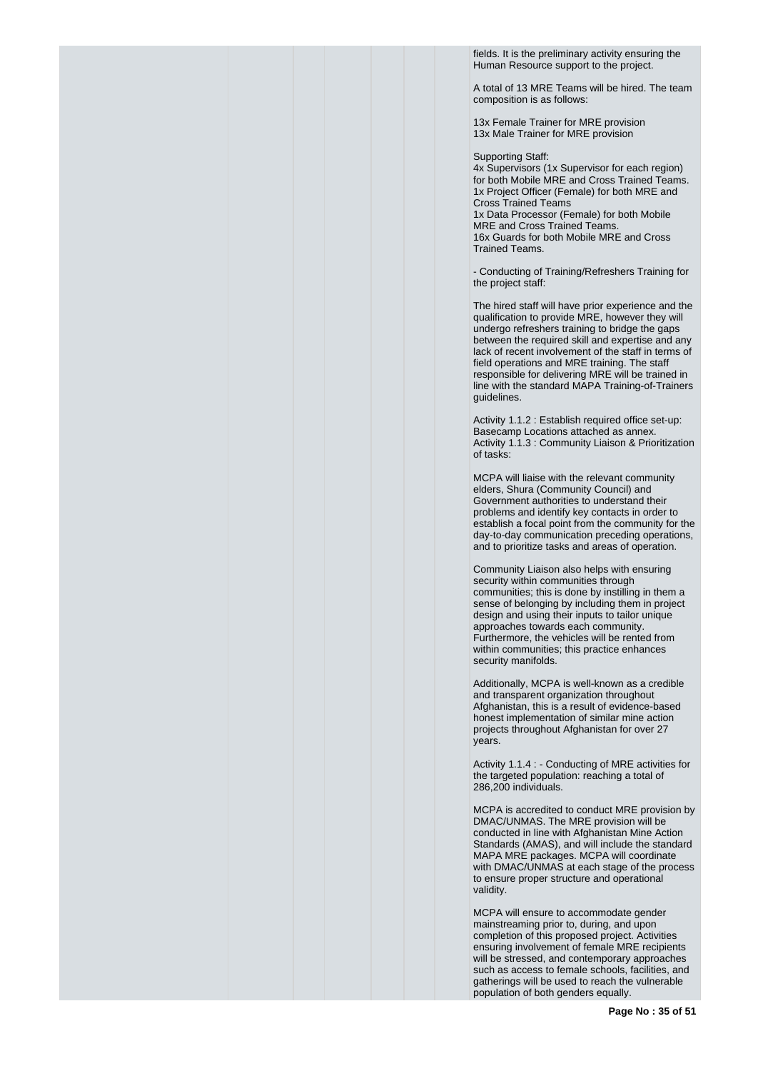fields. It is the preliminary activity ensuring the Human Resource support to the project.

A total of 13 MRE Teams will be hired. The team composition is as follows:

13x Female Trainer for MRE provision
13x Male Trainer for MRE provision

Supporting Staff:
4x Supervisors (1x Supervisor for each region) for both Mobile MRE and Cross Trained Teams.
1x Project Officer (Female) for both MRE and Cross Trained Teams
1x Data Processor (Female) for both Mobile MRE and Cross Trained Teams.
16x Guards for both Mobile MRE and Cross Trained Teams.

- Conducting of Training/Refreshers Training for the project staff:

The hired staff will have prior experience and the qualification to provide MRE, however they will undergo refreshers training to bridge the gaps between the required skill and expertise and any lack of recent involvement of the staff in terms of field operations and MRE training. The staff responsible for delivering MRE will be trained in line with the standard MAPA Training-of-Trainers guidelines.

Activity 1.1.2 : Establish required office set-up: Basecamp Locations attached as annex.
Activity 1.1.3 : Community Liaison & Prioritization of tasks:

MCPA will liaise with the relevant community elders, Shura (Community Council) and Government authorities to understand their problems and identify key contacts in order to establish a focal point from the community for the day-to-day communication preceding operations, and to prioritize tasks and areas of operation.

Community Liaison also helps with ensuring security within communities through communities; this is done by instilling in them a sense of belonging by including them in project design and using their inputs to tailor unique approaches towards each community. Furthermore, the vehicles will be rented from within communities; this practice enhances security manifolds.

Additionally, MCPA is well-known as a credible and transparent organization throughout Afghanistan, this is a result of evidence-based honest implementation of similar mine action projects throughout Afghanistan for over 27 years.

Activity 1.1.4 : - Conducting of MRE activities for the targeted population: reaching a total of 286,200 individuals.

MCPA is accredited to conduct MRE provision by DMAC/UNMAS. The MRE provision will be conducted in line with Afghanistan Mine Action Standards (AMAS), and will include the standard MAPA MRE packages. MCPA will coordinate with DMAC/UNMAS at each stage of the process to ensure proper structure and operational validity.

MCPA will ensure to accommodate gender mainstreaming prior to, during, and upon completion of this proposed project. Activities ensuring involvement of female MRE recipients will be stressed, and contemporary approaches such as access to female schools, facilities, and gatherings will be used to reach the vulnerable population of both genders equally.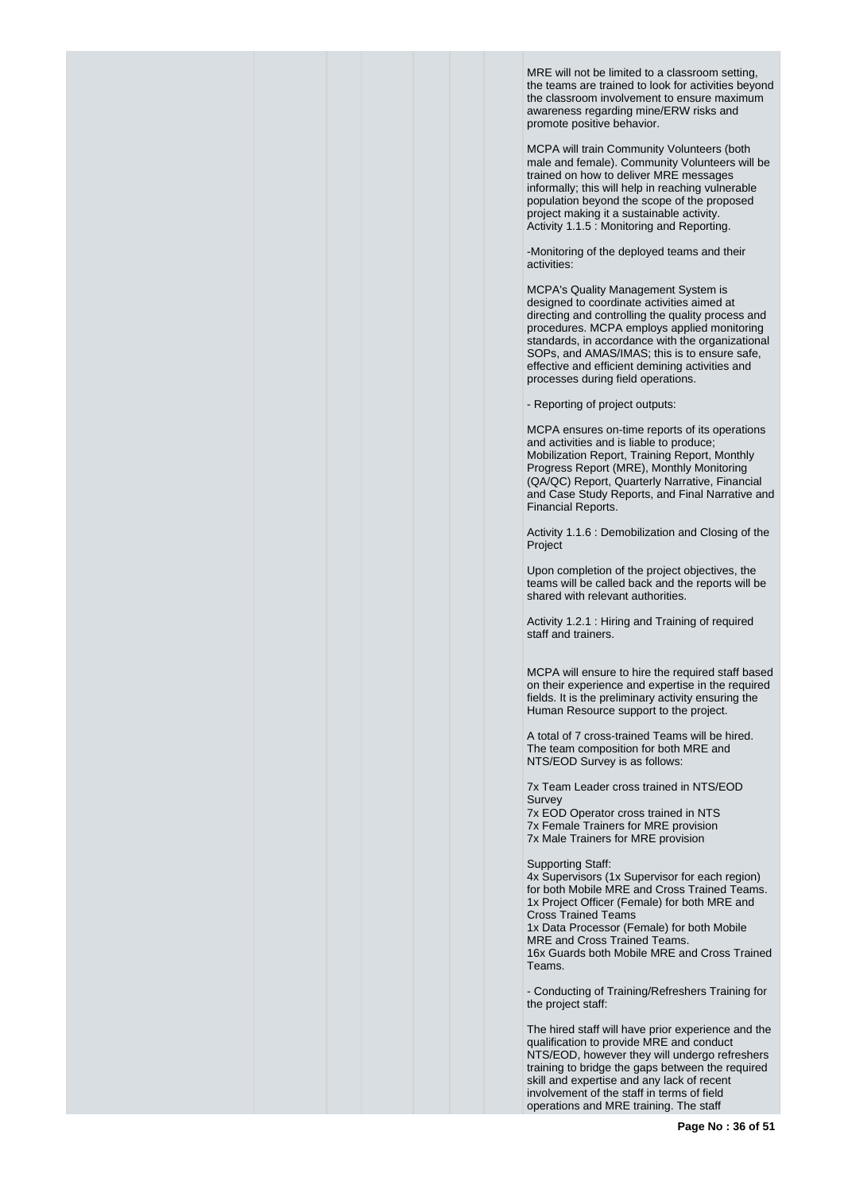MRE will not be limited to a classroom setting, the teams are trained to look for activities beyond the classroom involvement to ensure maximum awareness regarding mine/ERW risks and promote positive behavior.

MCPA will train Community Volunteers (both male and female). Community Volunteers will be trained on how to deliver MRE messages informally; this will help in reaching vulnerable population beyond the scope of the proposed project making it a sustainable activity.
Activity 1.1.5 : Monitoring and Reporting.

-Monitoring of the deployed teams and their activities:

MCPA's Quality Management System is designed to coordinate activities aimed at directing and controlling the quality process and procedures. MCPA employs applied monitoring standards, in accordance with the organizational SOPs, and AMAS/IMAS; this is to ensure safe, effective and efficient demining activities and processes during field operations.

- Reporting of project outputs:

MCPA ensures on-time reports of its operations and activities and is liable to produce; Mobilization Report, Training Report, Monthly Progress Report (MRE), Monthly Monitoring (QA/QC) Report, Quarterly Narrative, Financial and Case Study Reports, and Final Narrative and Financial Reports.

Activity 1.1.6 : Demobilization and Closing of the Project

Upon completion of the project objectives, the teams will be called back and the reports will be shared with relevant authorities.

Activity 1.2.1 : Hiring and Training of required staff and trainers.

MCPA will ensure to hire the required staff based on their experience and expertise in the required fields. It is the preliminary activity ensuring the Human Resource support to the project.

A total of 7 cross-trained Teams will be hired. The team composition for both MRE and NTS/EOD Survey is as follows:

7x Team Leader cross trained in NTS/EOD Survey
7x EOD Operator cross trained in NTS
7x Female Trainers for MRE provision
7x Male Trainers for MRE provision

Supporting Staff:
4x Supervisors (1x Supervisor for each region) for both Mobile MRE and Cross Trained Teams.
1x Project Officer (Female) for both MRE and Cross Trained Teams
1x Data Processor (Female) for both Mobile MRE and Cross Trained Teams.
16x Guards both Mobile MRE and Cross Trained Teams.

- Conducting of Training/Refreshers Training for the project staff:

The hired staff will have prior experience and the qualification to provide MRE and conduct NTS/EOD, however they will undergo refreshers training to bridge the gaps between the required skill and expertise and any lack of recent involvement of the staff in terms of field operations and MRE training. The staff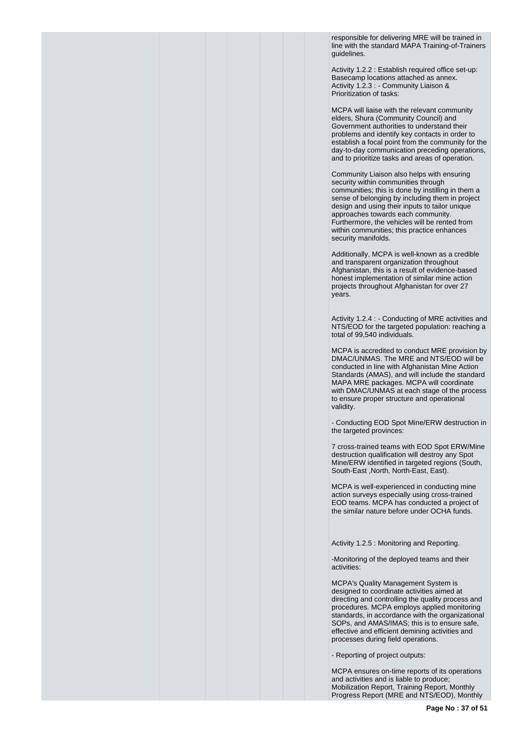responsible for delivering MRE will be trained in line with the standard MAPA Training-of-Trainers guidelines.

Activity 1.2.2 : Establish required office set-up: Basecamp locations attached as annex.
Activity 1.2.3 : - Community Liaison & Prioritization of tasks:

MCPA will liaise with the relevant community elders, Shura (Community Council) and Government authorities to understand their problems and identify key contacts in order to establish a focal point from the community for the day-to-day communication preceding operations, and to prioritize tasks and areas of operation.

Community Liaison also helps with ensuring security within communities through communities; this is done by instilling in them a sense of belonging by including them in project design and using their inputs to tailor unique approaches towards each community. Furthermore, the vehicles will be rented from within communities; this practice enhances security manifolds.

Additionally, MCPA is well-known as a credible and transparent organization throughout Afghanistan, this is a result of evidence-based honest implementation of similar mine action projects throughout Afghanistan for over 27 years.

Activity 1.2.4 : - Conducting of MRE activities and NTS/EOD for the targeted population: reaching a total of 99,540 individuals.

MCPA is accredited to conduct MRE provision by DMAC/UNMAS. The MRE and NTS/EOD will be conducted in line with Afghanistan Mine Action Standards (AMAS), and will include the standard MAPA MRE packages. MCPA will coordinate with DMAC/UNMAS at each stage of the process to ensure proper structure and operational validity.

- Conducting EOD Spot Mine/ERW destruction in the targeted provinces:

7 cross-trained teams with EOD Spot ERW/Mine destruction qualification will destroy any Spot Mine/ERW identified in targeted regions (South, South-East ,North, North-East, East).

MCPA is well-experienced in conducting mine action surveys especially using cross-trained EOD teams. MCPA has conducted a project of the similar nature before under OCHA funds.

Activity 1.2.5 : Monitoring and Reporting.

-Monitoring of the deployed teams and their activities:

MCPA's Quality Management System is designed to coordinate activities aimed at directing and controlling the quality process and procedures. MCPA employs applied monitoring standards, in accordance with the organizational SOPs, and AMAS/IMAS; this is to ensure safe, effective and efficient demining activities and processes during field operations.

- Reporting of project outputs:

MCPA ensures on-time reports of its operations and activities and is liable to produce; Mobilization Report, Training Report, Monthly Progress Report (MRE and NTS/EOD), Monthly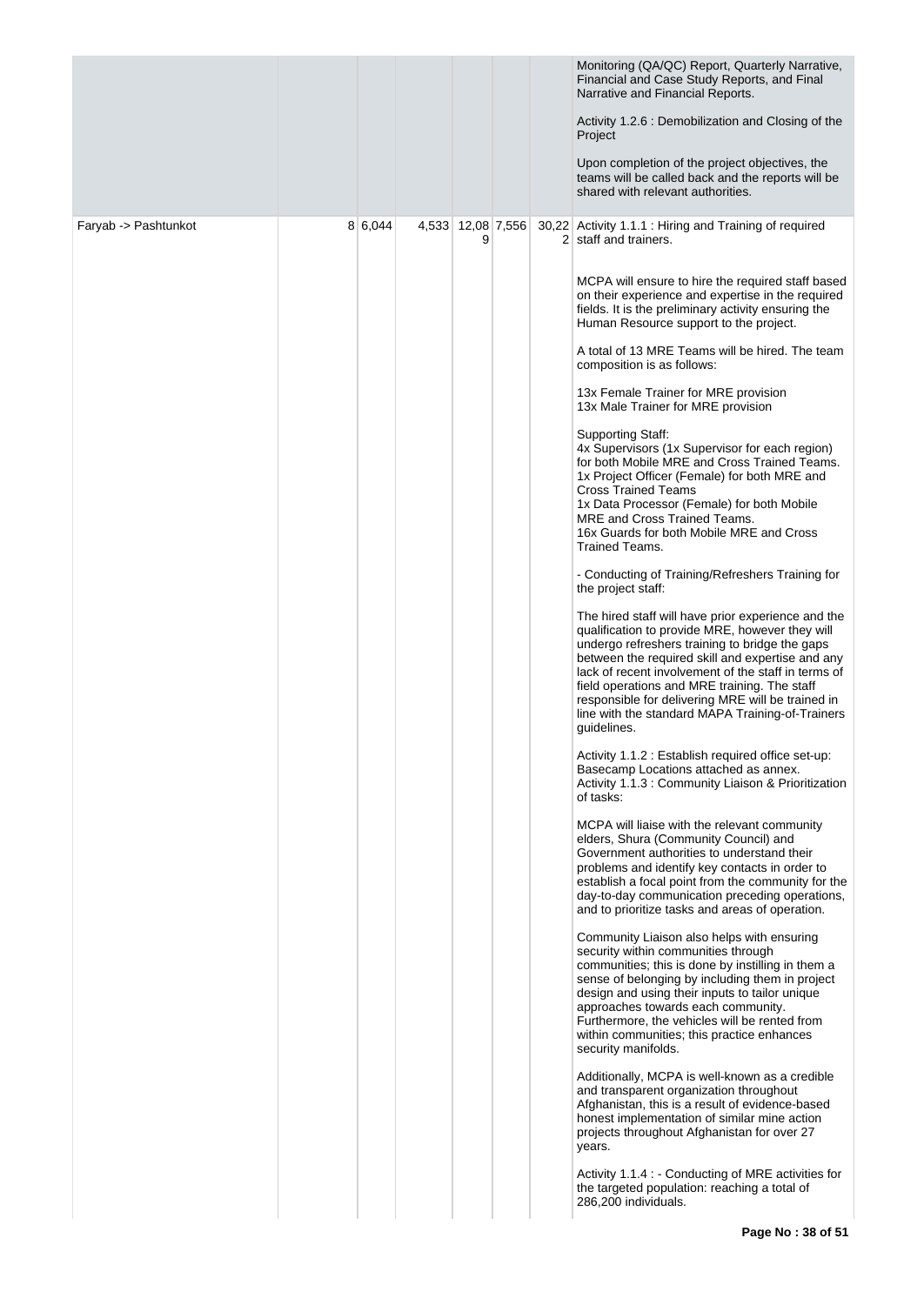| | | | | | | | |
|---|---|---|---|---|---|---|---|
| | | | | | | | Monitoring (QA/QC) Report, Quarterly Narrative, Financial and Case Study Reports, and Final Narrative and Financial Reports.<br><br>Activity 1.2.6 : Demobilization and Closing of the Project<br><br>Upon completion of the project objectives, the teams will be called back and the reports will be shared with relevant authorities. |
| Faryab -> Pashtunkot | 8 | 6,044 | 4,533 | 12,089 | 7,556 | 30,222 | Activity 1.1.1 : Hiring and Training of required staff and trainers.<br><br>MCPA will ensure to hire the required staff based on their experience and expertise in the required fields. It is the preliminary activity ensuring the Human Resource support to the project.<br><br>A total of 13 MRE Teams will be hired. The team composition is as follows:<br><br>13x Female Trainer for MRE provision<br>13x Male Trainer for MRE provision<br><br>Supporting Staff:<br>4x Supervisors (1x Supervisor for each region) for both Mobile MRE and Cross Trained Teams.<br>1x Project Officer (Female) for both MRE and Cross Trained Teams<br>1x Data Processor (Female) for both Mobile MRE and Cross Trained Teams.<br>16x Guards for both Mobile MRE and Cross Trained Teams.<br><br>- Conducting of Training/Refreshers Training for the project staff:<br><br>The hired staff will have prior experience and the qualification to provide MRE, however they will undergo refreshers training to bridge the gaps between the required skill and expertise and any lack of recent involvement of the staff in terms of field operations and MRE training. The staff responsible for delivering MRE will be trained in line with the standard MAPA Training-of-Trainers guidelines.<br><br>Activity 1.1.2 : Establish required office set-up: Basecamp Locations attached as annex.<br>Activity 1.1.3 : Community Liaison & Prioritization of tasks:<br><br>MCPA will liaise with the relevant community elders, Shura (Community Council) and Government authorities to understand their problems and identify key contacts in order to establish a focal point from the community for the day-to-day communication preceding operations, and to prioritize tasks and areas of operation.<br><br>Community Liaison also helps with ensuring security within communities through communities; this is done by instilling in them a sense of belonging by including them in project design and using their inputs to tailor unique approaches towards each community. Furthermore, the vehicles will be rented from within communities; this practice enhances security manifolds.<br><br>Additionally, MCPA is well-known as a credible and transparent organization throughout Afghanistan, this is a result of evidence-based honest implementation of similar mine action projects throughout Afghanistan for over 27 years.<br><br>Activity 1.1.4 : - Conducting of MRE activities for the targeted population: reaching a total of 286,200 individuals. |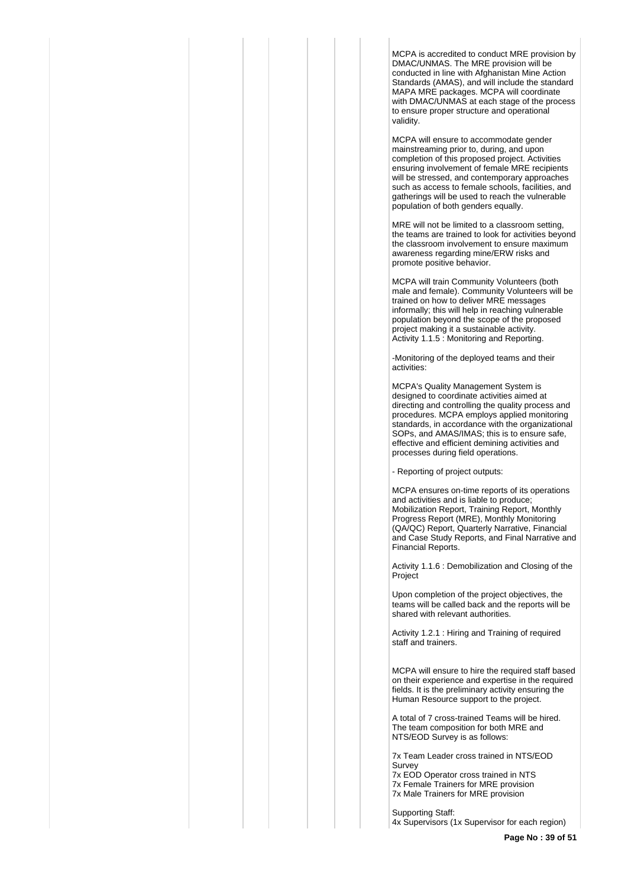MCPA is accredited to conduct MRE provision by DMAC/UNMAS. The MRE provision will be conducted in line with Afghanistan Mine Action Standards (AMAS), and will include the standard MAPA MRE packages. MCPA will coordinate with DMAC/UNMAS at each stage of the process to ensure proper structure and operational validity.

MCPA will ensure to accommodate gender mainstreaming prior to, during, and upon completion of this proposed project. Activities ensuring involvement of female MRE recipients will be stressed, and contemporary approaches such as access to female schools, facilities, and gatherings will be used to reach the vulnerable population of both genders equally.

MRE will not be limited to a classroom setting, the teams are trained to look for activities beyond the classroom involvement to ensure maximum awareness regarding mine/ERW risks and promote positive behavior.

MCPA will train Community Volunteers (both male and female). Community Volunteers will be trained on how to deliver MRE messages informally; this will help in reaching vulnerable population beyond the scope of the proposed project making it a sustainable activity.
Activity 1.1.5 : Monitoring and Reporting.

-Monitoring of the deployed teams and their activities:

MCPA's Quality Management System is designed to coordinate activities aimed at directing and controlling the quality process and procedures. MCPA employs applied monitoring standards, in accordance with the organizational SOPs, and AMAS/IMAS; this is to ensure safe, effective and efficient demining activities and processes during field operations.

- Reporting of project outputs:

MCPA ensures on-time reports of its operations and activities and is liable to produce; Mobilization Report, Training Report, Monthly Progress Report (MRE), Monthly Monitoring (QA/QC) Report, Quarterly Narrative, Financial and Case Study Reports, and Final Narrative and Financial Reports.

Activity 1.1.6 : Demobilization and Closing of the Project

Upon completion of the project objectives, the teams will be called back and the reports will be shared with relevant authorities.

Activity 1.2.1 : Hiring and Training of required staff and trainers.

MCPA will ensure to hire the required staff based on their experience and expertise in the required fields. It is the preliminary activity ensuring the Human Resource support to the project.

A total of 7 cross-trained Teams will be hired. The team composition for both MRE and NTS/EOD Survey is as follows:

7x Team Leader cross trained in NTS/EOD Survey
7x EOD Operator cross trained in NTS
7x Female Trainers for MRE provision
7x Male Trainers for MRE provision

Supporting Staff:
4x Supervisors (1x Supervisor for each region)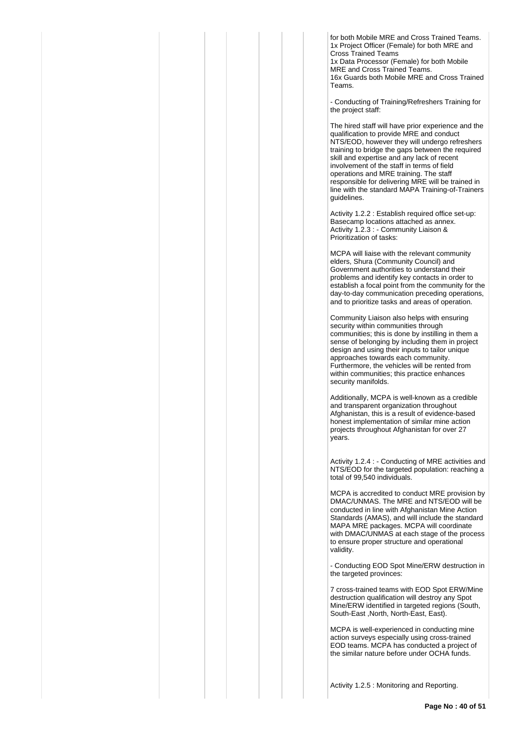for both Mobile MRE and Cross Trained Teams.
1x Project Officer (Female) for both MRE and Cross Trained Teams
1x Data Processor (Female) for both Mobile MRE and Cross Trained Teams.
16x Guards both Mobile MRE and Cross Trained Teams.

- Conducting of Training/Refreshers Training for the project staff:

The hired staff will have prior experience and the qualification to provide MRE and conduct NTS/EOD, however they will undergo refreshers training to bridge the gaps between the required skill and expertise and any lack of recent involvement of the staff in terms of field operations and MRE training. The staff responsible for delivering MRE will be trained in line with the standard MAPA Training-of-Trainers guidelines.

Activity 1.2.2 : Establish required office set-up: Basecamp locations attached as annex.
Activity 1.2.3 : - Community Liaison & Prioritization of tasks:

MCPA will liaise with the relevant community elders, Shura (Community Council) and Government authorities to understand their problems and identify key contacts in order to establish a focal point from the community for the day-to-day communication preceding operations, and to prioritize tasks and areas of operation.

Community Liaison also helps with ensuring security within communities through communities; this is done by instilling in them a sense of belonging by including them in project design and using their inputs to tailor unique approaches towards each community. Furthermore, the vehicles will be rented from within communities; this practice enhances security manifolds.

Additionally, MCPA is well-known as a credible and transparent organization throughout Afghanistan, this is a result of evidence-based honest implementation of similar mine action projects throughout Afghanistan for over 27 years.

Activity 1.2.4 : - Conducting of MRE activities and NTS/EOD for the targeted population: reaching a total of 99,540 individuals.

MCPA is accredited to conduct MRE provision by DMAC/UNMAS. The MRE and NTS/EOD will be conducted in line with Afghanistan Mine Action Standards (AMAS), and will include the standard MAPA MRE packages. MCPA will coordinate with DMAC/UNMAS at each stage of the process to ensure proper structure and operational validity.

- Conducting EOD Spot Mine/ERW destruction in the targeted provinces:

7 cross-trained teams with EOD Spot ERW/Mine destruction qualification will destroy any Spot Mine/ERW identified in targeted regions (South, South-East ,North, North-East, East).

MCPA is well-experienced in conducting mine action surveys especially using cross-trained EOD teams. MCPA has conducted a project of the similar nature before under OCHA funds.

Activity 1.2.5 : Monitoring and Reporting.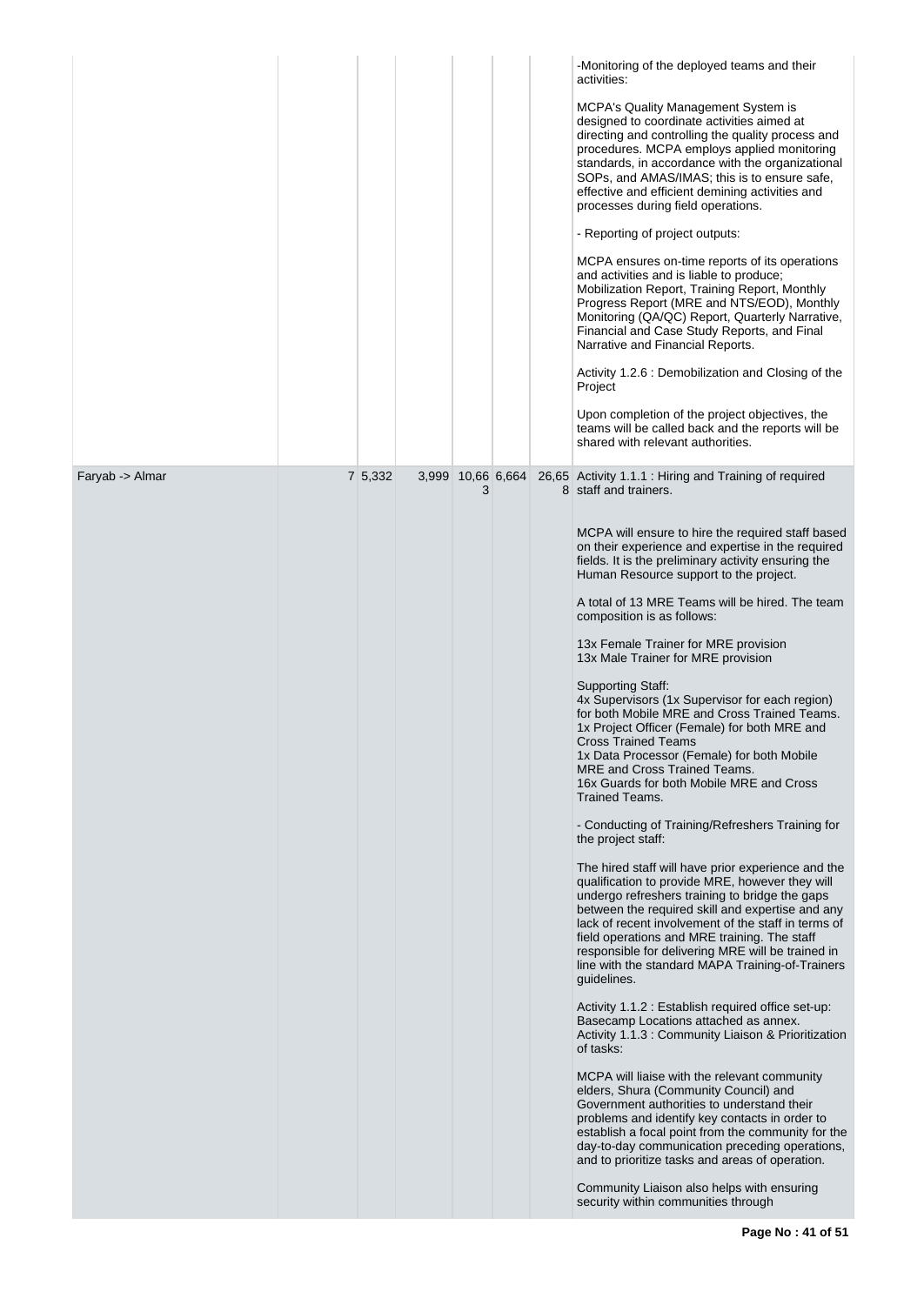| | | | | | | | |
|---|---|---|---|---|---|---|---|
| | | | | | | | -Monitoring of the deployed teams and their activities:<br><br>MCPA's Quality Management System is designed to coordinate activities aimed at directing and controlling the quality process and procedures. MCPA employs applied monitoring standards, in accordance with the organizational SOPs, and AMAS/IMAS; this is to ensure safe, effective and efficient demining activities and processes during field operations.<br><br>- Reporting of project outputs:<br><br>MCPA ensures on-time reports of its operations and activities and is liable to produce; Mobilization Report, Training Report, Monthly Progress Report (MRE and NTS/EOD), Monthly Monitoring (QA/QC) Report, Quarterly Narrative, Financial and Case Study Reports, and Final Narrative and Financial Reports.<br><br>Activity 1.2.6 : Demobilization and Closing of the Project<br><br>Upon completion of the project objectives, the teams will be called back and the reports will be shared with relevant authorities. |
| Faryab -> Almar | | 7 | 5,332 | 3,999 | 10,663 | 6,664 | 26,658 Activity 1.1.1 : Hiring and Training of required staff and trainers.<br><br>MCPA will ensure to hire the required staff based on their experience and expertise in the required fields. It is the preliminary activity ensuring the Human Resource support to the project.<br><br>A total of 13 MRE Teams will be hired. The team composition is as follows:<br><br>13x Female Trainer for MRE provision<br>13x Male Trainer for MRE provision<br><br>Supporting Staff:<br>4x Supervisors (1x Supervisor for each region) for both Mobile MRE and Cross Trained Teams.<br>1x Project Officer (Female) for both MRE and Cross Trained Teams<br>1x Data Processor (Female) for both Mobile MRE and Cross Trained Teams.<br>16x Guards for both Mobile MRE and Cross Trained Teams.<br><br>- Conducting of Training/Refreshers Training for the project staff:<br><br>The hired staff will have prior experience and the qualification to provide MRE, however they will undergo refreshers training to bridge the gaps between the required skill and expertise and any lack of recent involvement of the staff in terms of field operations and MRE training. The staff responsible for delivering MRE will be trained in line with the standard MAPA Training-of-Trainers guidelines.<br><br>Activity 1.1.2 : Establish required office set-up: Basecamp Locations attached as annex.<br>Activity 1.1.3 : Community Liaison & Prioritization of tasks:<br><br>MCPA will liaise with the relevant community elders, Shura (Community Council) and Government authorities to understand their problems and identify key contacts in order to establish a focal point from the community for the day-to-day communication preceding operations, and to prioritize tasks and areas of operation.<br><br>Community Liaison also helps with ensuring security within communities through |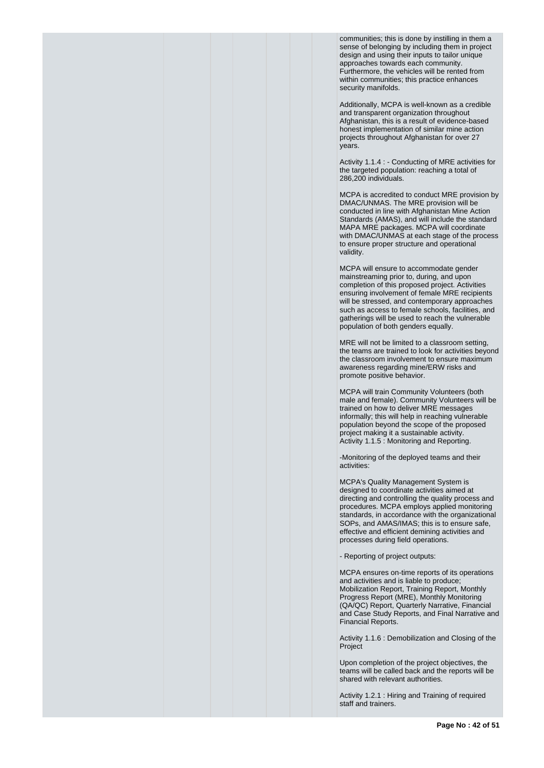communities; this is done by instilling in them a sense of belonging by including them in project design and using their inputs to tailor unique approaches towards each community. Furthermore, the vehicles will be rented from within communities; this practice enhances security manifolds.

Additionally, MCPA is well-known as a credible and transparent organization throughout Afghanistan, this is a result of evidence-based honest implementation of similar mine action projects throughout Afghanistan for over 27 years.

Activity 1.1.4 : - Conducting of MRE activities for the targeted population: reaching a total of 286,200 individuals.

MCPA is accredited to conduct MRE provision by DMAC/UNMAS. The MRE provision will be conducted in line with Afghanistan Mine Action Standards (AMAS), and will include the standard MAPA MRE packages. MCPA will coordinate with DMAC/UNMAS at each stage of the process to ensure proper structure and operational validity.

MCPA will ensure to accommodate gender mainstreaming prior to, during, and upon completion of this proposed project. Activities ensuring involvement of female MRE recipients will be stressed, and contemporary approaches such as access to female schools, facilities, and gatherings will be used to reach the vulnerable population of both genders equally.

MRE will not be limited to a classroom setting, the teams are trained to look for activities beyond the classroom involvement to ensure maximum awareness regarding mine/ERW risks and promote positive behavior.

MCPA will train Community Volunteers (both male and female). Community Volunteers will be trained on how to deliver MRE messages informally; this will help in reaching vulnerable population beyond the scope of the proposed project making it a sustainable activity.
Activity 1.1.5 : Monitoring and Reporting.

-Monitoring of the deployed teams and their activities:

MCPA's Quality Management System is designed to coordinate activities aimed at directing and controlling the quality process and procedures. MCPA employs applied monitoring standards, in accordance with the organizational SOPs, and AMAS/IMAS; this is to ensure safe, effective and efficient demining activities and processes during field operations.

- Reporting of project outputs:

MCPA ensures on-time reports of its operations and activities and is liable to produce; Mobilization Report, Training Report, Monthly Progress Report (MRE), Monthly Monitoring (QA/QC) Report, Quarterly Narrative, Financial and Case Study Reports, and Final Narrative and Financial Reports.

Activity 1.1.6 : Demobilization and Closing of the Project

Upon completion of the project objectives, the teams will be called back and the reports will be shared with relevant authorities.

Activity 1.2.1 : Hiring and Training of required staff and trainers.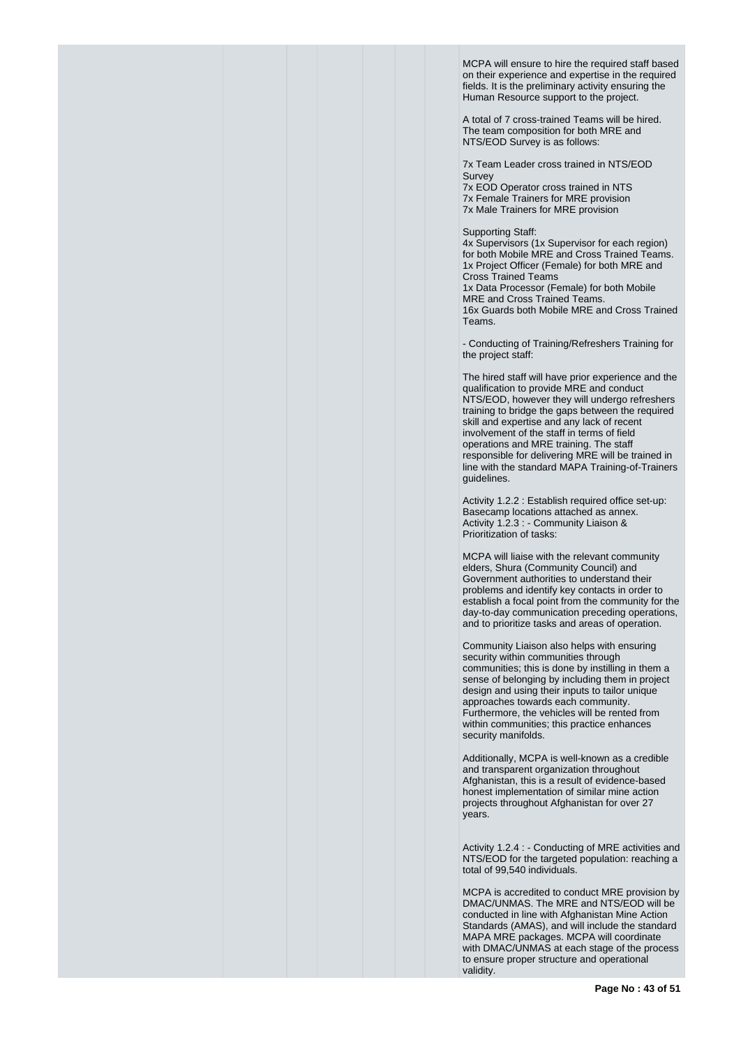MCPA will ensure to hire the required staff based on their experience and expertise in the required fields. It is the preliminary activity ensuring the Human Resource support to the project.

A total of 7 cross-trained Teams will be hired. The team composition for both MRE and NTS/EOD Survey is as follows:

7x Team Leader cross trained in NTS/EOD Survey
7x EOD Operator cross trained in NTS
7x Female Trainers for MRE provision
7x Male Trainers for MRE provision

Supporting Staff:
4x Supervisors (1x Supervisor for each region) for both Mobile MRE and Cross Trained Teams.
1x Project Officer (Female) for both MRE and Cross Trained Teams
1x Data Processor (Female) for both Mobile MRE and Cross Trained Teams.
16x Guards both Mobile MRE and Cross Trained Teams.

- Conducting of Training/Refreshers Training for the project staff:

The hired staff will have prior experience and the qualification to provide MRE and conduct NTS/EOD, however they will undergo refreshers training to bridge the gaps between the required skill and expertise and any lack of recent involvement of the staff in terms of field operations and MRE training. The staff responsible for delivering MRE will be trained in line with the standard MAPA Training-of-Trainers guidelines.

Activity 1.2.2 : Establish required office set-up: Basecamp locations attached as annex.
Activity 1.2.3 : - Community Liaison & Prioritization of tasks:

MCPA will liaise with the relevant community elders, Shura (Community Council) and Government authorities to understand their problems and identify key contacts in order to establish a focal point from the community for the day-to-day communication preceding operations, and to prioritize tasks and areas of operation.

Community Liaison also helps with ensuring security within communities through communities; this is done by instilling in them a sense of belonging by including them in project design and using their inputs to tailor unique approaches towards each community. Furthermore, the vehicles will be rented from within communities; this practice enhances security manifolds.

Additionally, MCPA is well-known as a credible and transparent organization throughout Afghanistan, this is a result of evidence-based honest implementation of similar mine action projects throughout Afghanistan for over 27 years.

Activity 1.2.4 : - Conducting of MRE activities and NTS/EOD for the targeted population: reaching a total of 99,540 individuals.

MCPA is accredited to conduct MRE provision by DMAC/UNMAS. The MRE and NTS/EOD will be conducted in line with Afghanistan Mine Action Standards (AMAS), and will include the standard MAPA MRE packages. MCPA will coordinate with DMAC/UNMAS at each stage of the process to ensure proper structure and operational validity.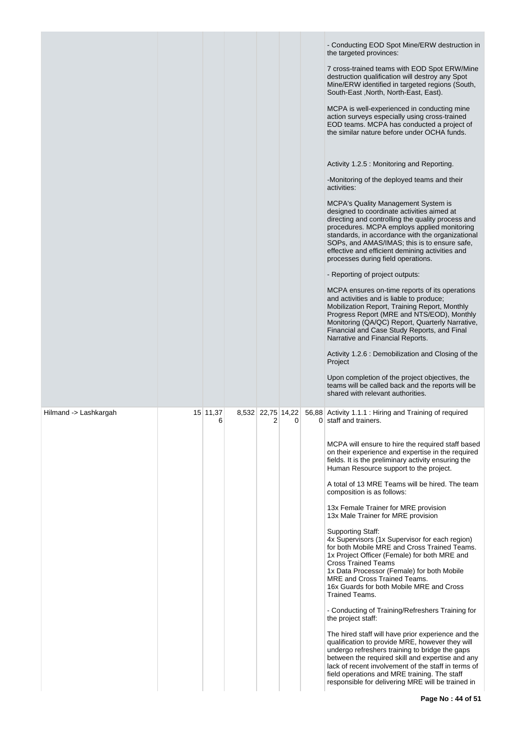| | | | | | | | |
|---|---|---|---|---|---|---|---|
| | | | | | | | - Conducting EOD Spot Mine/ERW destruction in the targeted provinces:<br><br>7 cross-trained teams with EOD Spot ERW/Mine destruction qualification will destroy any Spot Mine/ERW identified in targeted regions (South, South-East ,North, North-East, East).<br><br>MCPA is well-experienced in conducting mine action surveys especially using cross-trained EOD teams. MCPA has conducted a project of the similar nature before under OCHA funds.<br><br>Activity 1.2.5 : Monitoring and Reporting.<br><br>-Monitoring of the deployed teams and their activities:<br><br>MCPA's Quality Management System is designed to coordinate activities aimed at directing and controlling the quality process and procedures. MCPA employs applied monitoring standards, in accordance with the organizational SOPs, and AMAS/IMAS; this is to ensure safe, effective and efficient demining activities and processes during field operations.<br><br>- Reporting of project outputs:<br><br>MCPA ensures on-time reports of its operations and activities and is liable to produce; Mobilization Report, Training Report, Monthly Progress Report (MRE and NTS/EOD), Monthly Monitoring (QA/QC) Report, Quarterly Narrative, Financial and Case Study Reports, and Final Narrative and Financial Reports.<br><br>Activity 1.2.6 : Demobilization and Closing of the Project<br><br>Upon completion of the project objectives, the teams will be called back and the reports will be shared with relevant authorities. |
| Hilmand -> Lashkargah | 15 | 11,376 | 8,532 | 22,752 | 14,220 | 56,880 | Activity 1.1.1 : Hiring and Training of required staff and trainers.<br><br>MCPA will ensure to hire the required staff based on their experience and expertise in the required fields. It is the preliminary activity ensuring the Human Resource support to the project.<br><br>A total of 13 MRE Teams will be hired. The team composition is as follows:<br><br>13x Female Trainer for MRE provision<br>13x Male Trainer for MRE provision<br><br>Supporting Staff:<br>4x Supervisors (1x Supervisor for each region) for both Mobile MRE and Cross Trained Teams.<br>1x Project Officer (Female) for both MRE and Cross Trained Teams<br>1x Data Processor (Female) for both Mobile MRE and Cross Trained Teams.<br>16x Guards for both Mobile MRE and Cross Trained Teams.<br><br>- Conducting of Training/Refreshers Training for the project staff:<br><br>The hired staff will have prior experience and the qualification to provide MRE, however they will undergo refreshers training to bridge the gaps between the required skill and expertise and any lack of recent involvement of the staff in terms of field operations and MRE training. The staff responsible for delivering MRE will be trained in |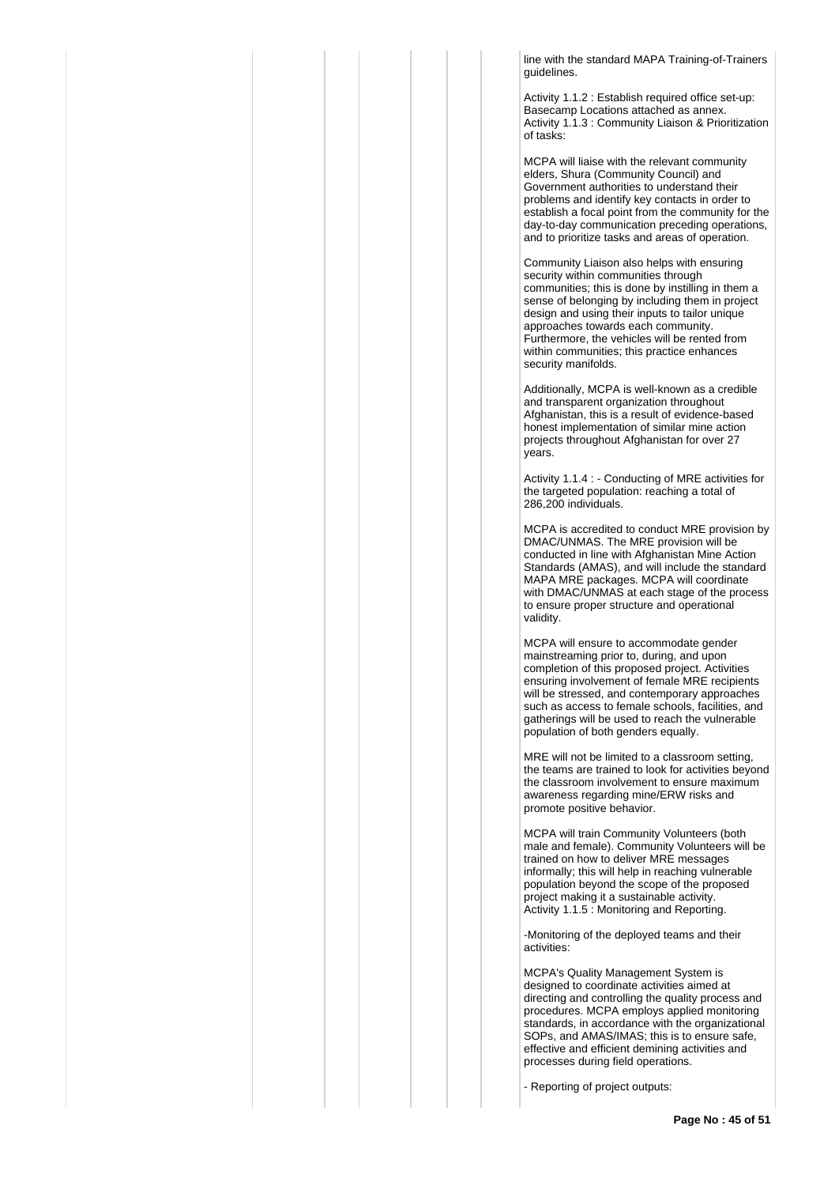line with the standard MAPA Training-of-Trainers guidelines.

Activity 1.1.2 : Establish required office set-up: Basecamp Locations attached as annex.
Activity 1.1.3 : Community Liaison & Prioritization of tasks:

MCPA will liaise with the relevant community elders, Shura (Community Council) and Government authorities to understand their problems and identify key contacts in order to establish a focal point from the community for the day-to-day communication preceding operations, and to prioritize tasks and areas of operation.

Community Liaison also helps with ensuring security within communities through communities; this is done by instilling in them a sense of belonging by including them in project design and using their inputs to tailor unique approaches towards each community. Furthermore, the vehicles will be rented from within communities; this practice enhances security manifolds.

Additionally, MCPA is well-known as a credible and transparent organization throughout Afghanistan, this is a result of evidence-based honest implementation of similar mine action projects throughout Afghanistan for over 27 years.

Activity 1.1.4 : - Conducting of MRE activities for the targeted population: reaching a total of 286,200 individuals.

MCPA is accredited to conduct MRE provision by DMAC/UNMAS. The MRE provision will be conducted in line with Afghanistan Mine Action Standards (AMAS), and will include the standard MAPA MRE packages. MCPA will coordinate with DMAC/UNMAS at each stage of the process to ensure proper structure and operational validity.

MCPA will ensure to accommodate gender mainstreaming prior to, during, and upon completion of this proposed project. Activities ensuring involvement of female MRE recipients will be stressed, and contemporary approaches such as access to female schools, facilities, and gatherings will be used to reach the vulnerable population of both genders equally.

MRE will not be limited to a classroom setting, the teams are trained to look for activities beyond the classroom involvement to ensure maximum awareness regarding mine/ERW risks and promote positive behavior.

MCPA will train Community Volunteers (both male and female). Community Volunteers will be trained on how to deliver MRE messages informally; this will help in reaching vulnerable population beyond the scope of the proposed project making it a sustainable activity.
Activity 1.1.5 : Monitoring and Reporting.

-Monitoring of the deployed teams and their activities:

MCPA's Quality Management System is designed to coordinate activities aimed at directing and controlling the quality process and procedures. MCPA employs applied monitoring standards, in accordance with the organizational SOPs, and AMAS/IMAS; this is to ensure safe, effective and efficient demining activities and processes during field operations.

- Reporting of project outputs: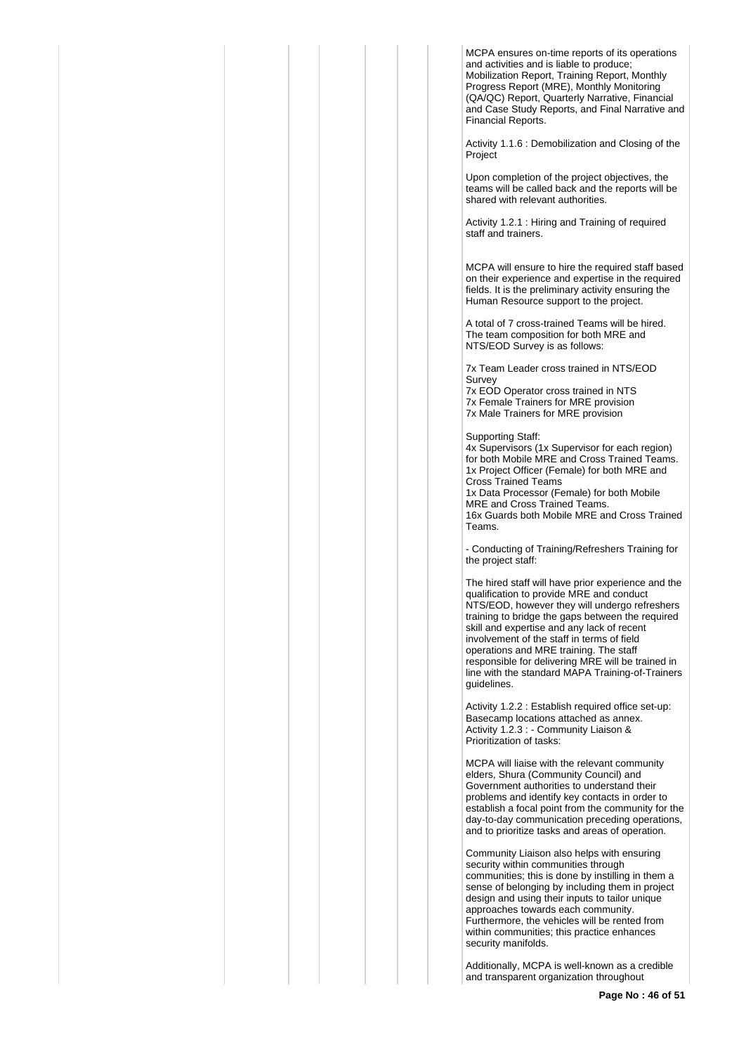MCPA ensures on-time reports of its operations and activities and is liable to produce; Mobilization Report, Training Report, Monthly Progress Report (MRE), Monthly Monitoring (QA/QC) Report, Quarterly Narrative, Financial and Case Study Reports, and Final Narrative and Financial Reports.

Activity 1.1.6 : Demobilization and Closing of the Project

Upon completion of the project objectives, the teams will be called back and the reports will be shared with relevant authorities.

Activity 1.2.1 : Hiring and Training of required staff and trainers.

MCPA will ensure to hire the required staff based on their experience and expertise in the required fields. It is the preliminary activity ensuring the Human Resource support to the project.

A total of 7 cross-trained Teams will be hired. The team composition for both MRE and NTS/EOD Survey is as follows:

7x Team Leader cross trained in NTS/EOD Survey
7x EOD Operator cross trained in NTS
7x Female Trainers for MRE provision
7x Male Trainers for MRE provision

Supporting Staff:
4x Supervisors (1x Supervisor for each region) for both Mobile MRE and Cross Trained Teams.
1x Project Officer (Female) for both MRE and Cross Trained Teams
1x Data Processor (Female) for both Mobile MRE and Cross Trained Teams.
16x Guards both Mobile MRE and Cross Trained Teams.

- Conducting of Training/Refreshers Training for the project staff:

The hired staff will have prior experience and the qualification to provide MRE and conduct NTS/EOD, however they will undergo refreshers training to bridge the gaps between the required skill and expertise and any lack of recent involvement of the staff in terms of field operations and MRE training. The staff responsible for delivering MRE will be trained in line with the standard MAPA Training-of-Trainers guidelines.

Activity 1.2.2 : Establish required office set-up: Basecamp locations attached as annex.
Activity 1.2.3 : - Community Liaison & Prioritization of tasks:

MCPA will liaise with the relevant community elders, Shura (Community Council) and Government authorities to understand their problems and identify key contacts in order to establish a focal point from the community for the day-to-day communication preceding operations, and to prioritize tasks and areas of operation.

Community Liaison also helps with ensuring security within communities through communities; this is done by instilling in them a sense of belonging by including them in project design and using their inputs to tailor unique approaches towards each community. Furthermore, the vehicles will be rented from within communities; this practice enhances security manifolds.

Additionally, MCPA is well-known as a credible and transparent organization throughout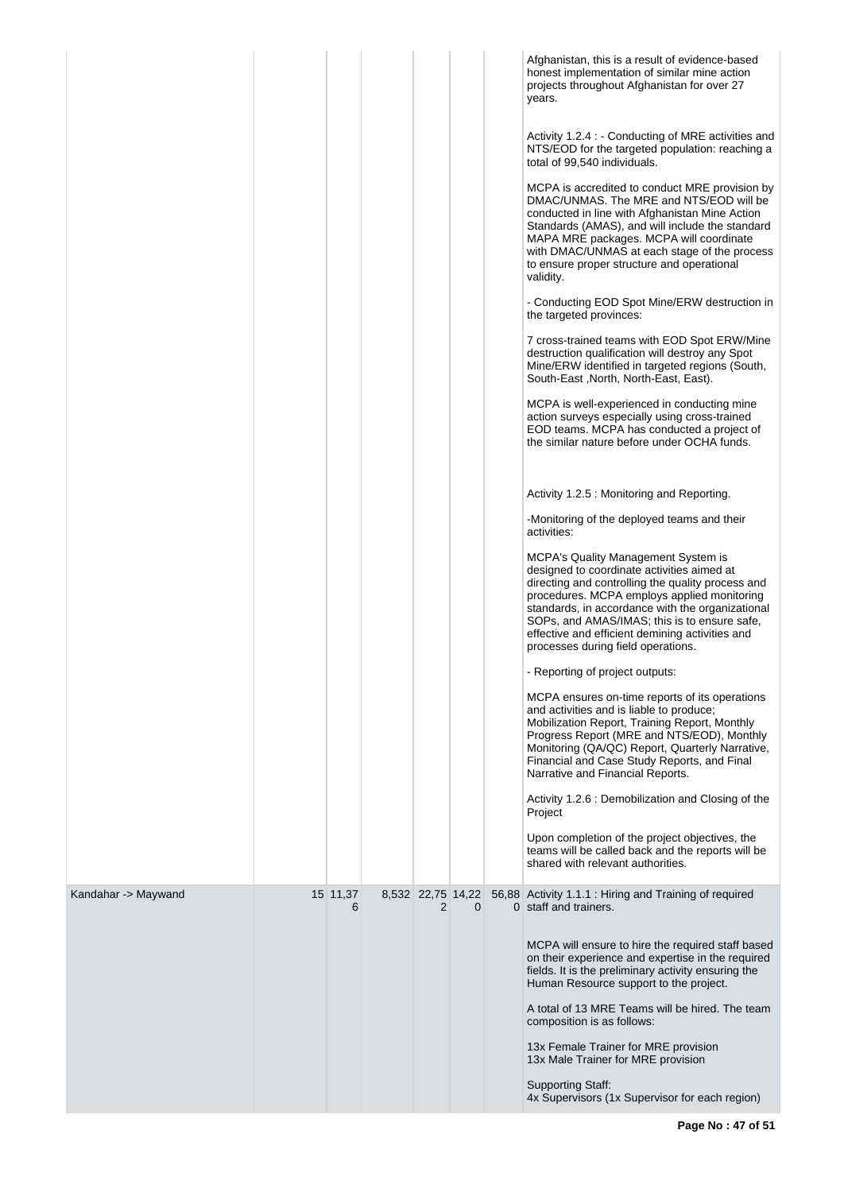| | | | | | | | |
|---|---|---|---|---|---|---|---|
| | | | | | | | Afghanistan, this is a result of evidence-based honest implementation of similar mine action projects throughout Afghanistan for over 27 years.<br><br>Activity 1.2.4 : - Conducting of MRE activities and NTS/EOD for the targeted population: reaching a total of 99,540 individuals.<br><br>MCPA is accredited to conduct MRE provision by DMAC/UNMAS. The MRE and NTS/EOD will be conducted in line with Afghanistan Mine Action Standards (AMAS), and will include the standard MAPA MRE packages. MCPA will coordinate with DMAC/UNMAS at each stage of the process to ensure proper structure and operational validity.<br><br>- Conducting EOD Spot Mine/ERW destruction in the targeted provinces:<br><br>7 cross-trained teams with EOD Spot ERW/Mine destruction qualification will destroy any Spot Mine/ERW identified in targeted regions (South, South-East ,North, North-East, East).<br><br>MCPA is well-experienced in conducting mine action surveys especially using cross-trained EOD teams. MCPA has conducted a project of the similar nature before under OCHA funds.<br><br>Activity 1.2.5 : Monitoring and Reporting.<br><br>-Monitoring of the deployed teams and their activities:<br><br>MCPA's Quality Management System is designed to coordinate activities aimed at directing and controlling the quality process and procedures. MCPA employs applied monitoring standards, in accordance with the organizational SOPs, and AMAS/IMAS; this is to ensure safe, effective and efficient demining activities and processes during field operations.<br><br>- Reporting of project outputs:<br><br>MCPA ensures on-time reports of its operations and activities and is liable to produce; Mobilization Report, Training Report, Monthly Progress Report (MRE and NTS/EOD), Monthly Monitoring (QA/QC) Report, Quarterly Narrative, Financial and Case Study Reports, and Final Narrative and Financial Reports.<br><br>Activity 1.2.6 : Demobilization and Closing of the Project<br><br>Upon completion of the project objectives, the teams will be called back and the reports will be shared with relevant authorities. |
| Kandahar -> Maywand | 15 | 11,376 | 8,532 | 22,752 | 14,220 | 56,880 | Activity 1.1.1 : Hiring and Training of required staff and trainers.<br><br>MCPA will ensure to hire the required staff based on their experience and expertise in the required fields. It is the preliminary activity ensuring the Human Resource support to the project.<br><br>A total of 13 MRE Teams will be hired. The team composition is as follows:<br><br>13x Female Trainer for MRE provision<br>13x Male Trainer for MRE provision<br><br>Supporting Staff:<br>4x Supervisors (1x Supervisor for each region) |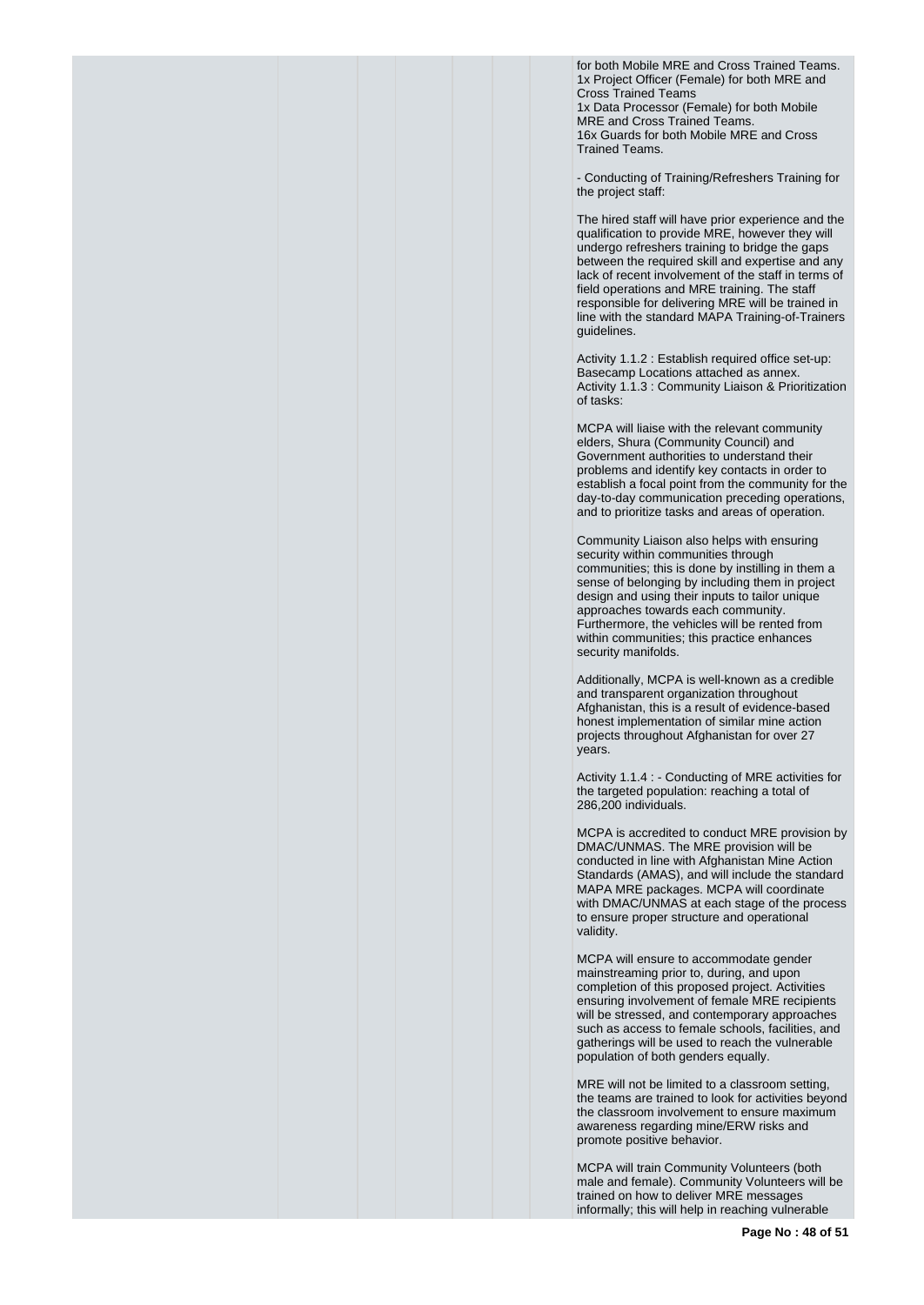for both Mobile MRE and Cross Trained Teams.
1x Project Officer (Female) for both MRE and Cross Trained Teams
1x Data Processor (Female) for both Mobile MRE and Cross Trained Teams.
16x Guards for both Mobile MRE and Cross Trained Teams.

- Conducting of Training/Refreshers Training for the project staff:

The hired staff will have prior experience and the qualification to provide MRE, however they will undergo refreshers training to bridge the gaps between the required skill and expertise and any lack of recent involvement of the staff in terms of field operations and MRE training. The staff responsible for delivering MRE will be trained in line with the standard MAPA Training-of-Trainers guidelines.

Activity 1.1.2 : Establish required office set-up: Basecamp Locations attached as annex.
Activity 1.1.3 : Community Liaison & Prioritization of tasks:

MCPA will liaise with the relevant community elders, Shura (Community Council) and Government authorities to understand their problems and identify key contacts in order to establish a focal point from the community for the day-to-day communication preceding operations, and to prioritize tasks and areas of operation.

Community Liaison also helps with ensuring security within communities through communities; this is done by instilling in them a sense of belonging by including them in project design and using their inputs to tailor unique approaches towards each community. Furthermore, the vehicles will be rented from within communities; this practice enhances security manifolds.

Additionally, MCPA is well-known as a credible and transparent organization throughout Afghanistan, this is a result of evidence-based honest implementation of similar mine action projects throughout Afghanistan for over 27 years.

Activity 1.1.4 : - Conducting of MRE activities for the targeted population: reaching a total of 286,200 individuals.

MCPA is accredited to conduct MRE provision by DMAC/UNMAS. The MRE provision will be conducted in line with Afghanistan Mine Action Standards (AMAS), and will include the standard MAPA MRE packages. MCPA will coordinate with DMAC/UNMAS at each stage of the process to ensure proper structure and operational validity.

MCPA will ensure to accommodate gender mainstreaming prior to, during, and upon completion of this proposed project. Activities ensuring involvement of female MRE recipients will be stressed, and contemporary approaches such as access to female schools, facilities, and gatherings will be used to reach the vulnerable population of both genders equally.

MRE will not be limited to a classroom setting, the teams are trained to look for activities beyond the classroom involvement to ensure maximum awareness regarding mine/ERW risks and promote positive behavior.

MCPA will train Community Volunteers (both male and female). Community Volunteers will be trained on how to deliver MRE messages informally; this will help in reaching vulnerable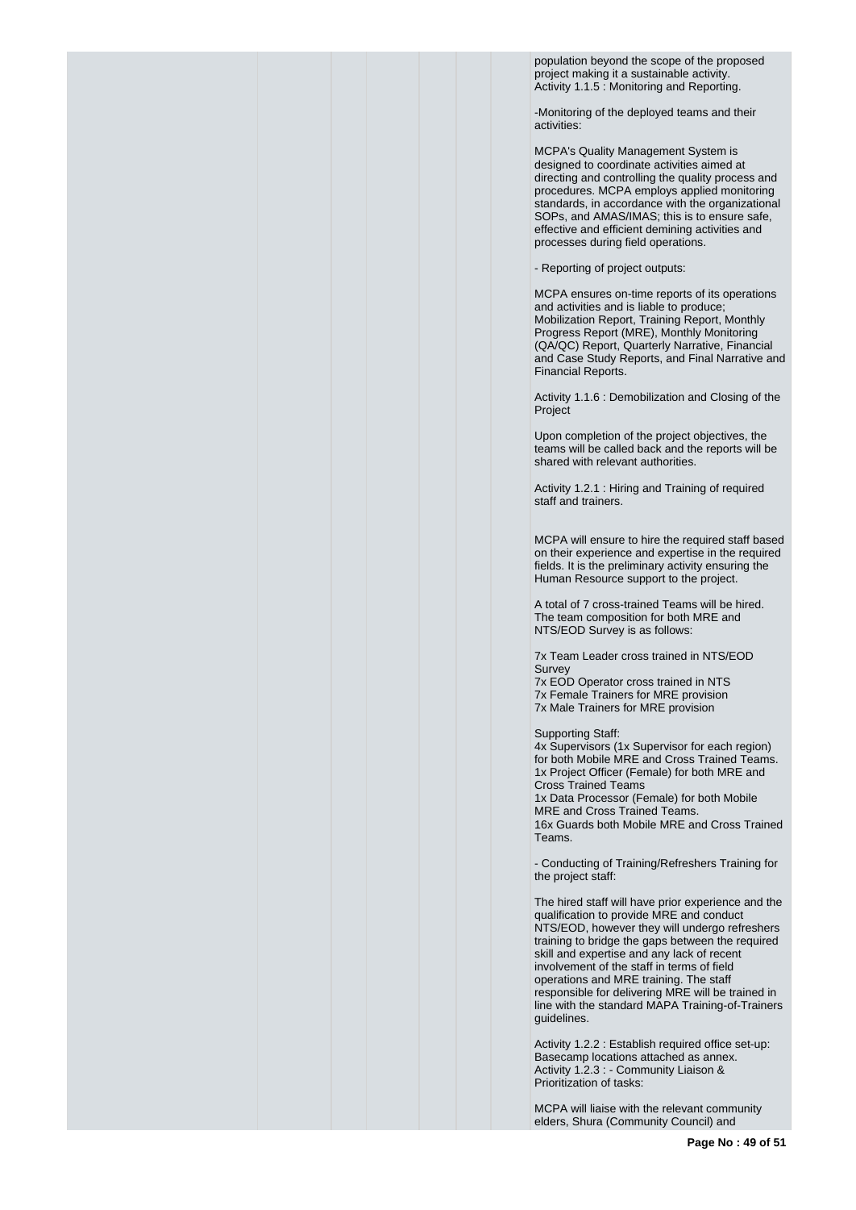population beyond the scope of the proposed project making it a sustainable activity.
Activity 1.1.5 : Monitoring and Reporting.

-Monitoring of the deployed teams and their activities:

MCPA's Quality Management System is designed to coordinate activities aimed at directing and controlling the quality process and procedures. MCPA employs applied monitoring standards, in accordance with the organizational SOPs, and AMAS/IMAS; this is to ensure safe, effective and efficient demining activities and processes during field operations.

- Reporting of project outputs:

MCPA ensures on-time reports of its operations and activities and is liable to produce; Mobilization Report, Training Report, Monthly Progress Report (MRE), Monthly Monitoring (QA/QC) Report, Quarterly Narrative, Financial and Case Study Reports, and Final Narrative and Financial Reports.

Activity 1.1.6 : Demobilization and Closing of the Project

Upon completion of the project objectives, the teams will be called back and the reports will be shared with relevant authorities.

Activity 1.2.1 : Hiring and Training of required staff and trainers.

MCPA will ensure to hire the required staff based on their experience and expertise in the required fields. It is the preliminary activity ensuring the Human Resource support to the project.

A total of 7 cross-trained Teams will be hired. The team composition for both MRE and NTS/EOD Survey is as follows:

7x Team Leader cross trained in NTS/EOD Survey
7x EOD Operator cross trained in NTS
7x Female Trainers for MRE provision
7x Male Trainers for MRE provision

Supporting Staff:
4x Supervisors (1x Supervisor for each region) for both Mobile MRE and Cross Trained Teams.
1x Project Officer (Female) for both MRE and Cross Trained Teams
1x Data Processor (Female) for both Mobile MRE and Cross Trained Teams.
16x Guards both Mobile MRE and Cross Trained Teams.

- Conducting of Training/Refreshers Training for the project staff:

The hired staff will have prior experience and the qualification to provide MRE and conduct NTS/EOD, however they will undergo refreshers training to bridge the gaps between the required skill and expertise and any lack of recent involvement of the staff in terms of field operations and MRE training. The staff responsible for delivering MRE will be trained in line with the standard MAPA Training-of-Trainers guidelines.

Activity 1.2.2 : Establish required office set-up: Basecamp locations attached as annex.
Activity 1.2.3 : - Community Liaison & Prioritization of tasks:

MCPA will liaise with the relevant community elders, Shura (Community Council) and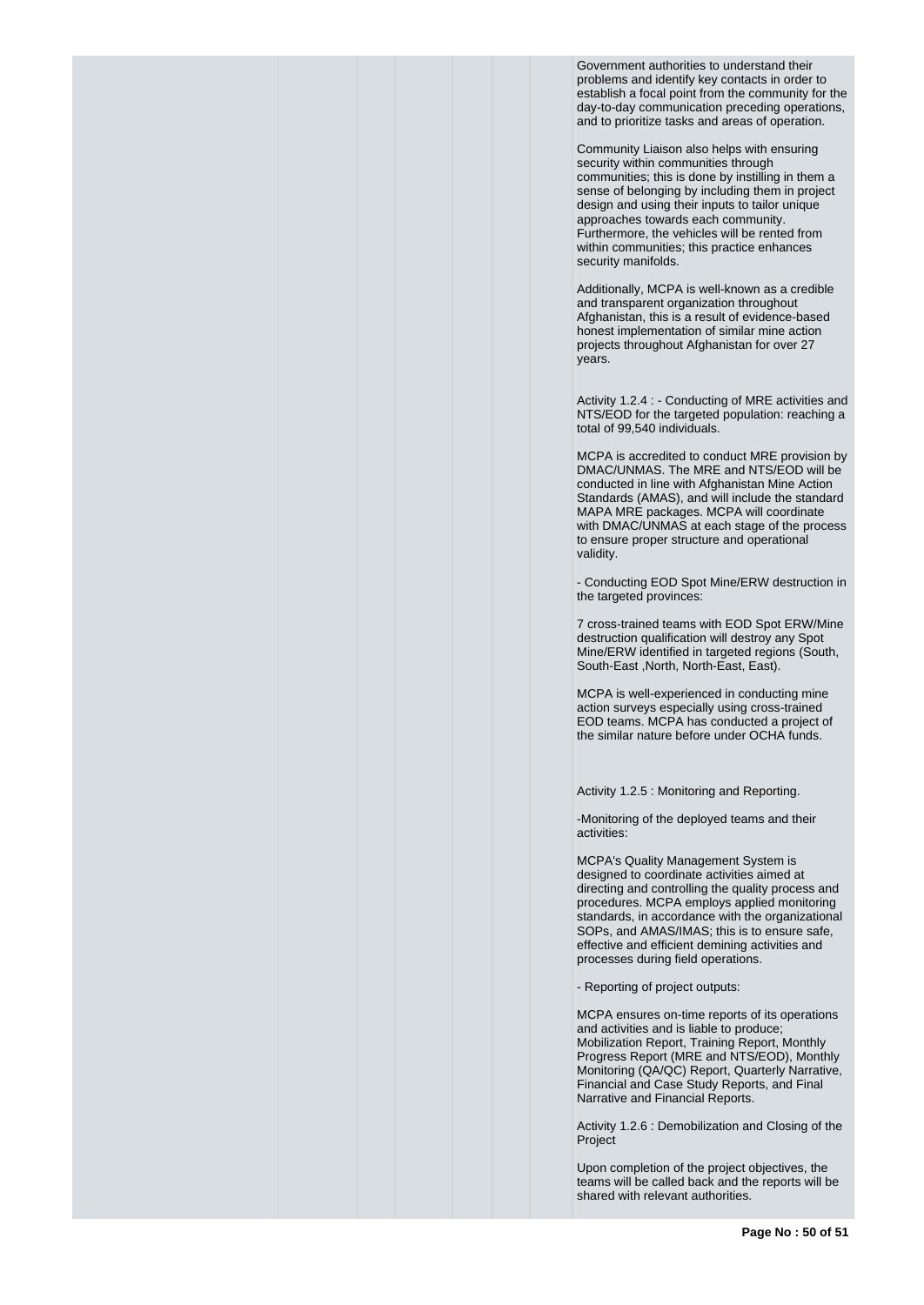Government authorities to understand their problems and identify key contacts in order to establish a focal point from the community for the day-to-day communication preceding operations, and to prioritize tasks and areas of operation.

Community Liaison also helps with ensuring security within communities through communities; this is done by instilling in them a sense of belonging by including them in project design and using their inputs to tailor unique approaches towards each community. Furthermore, the vehicles will be rented from within communities; this practice enhances security manifolds.

Additionally, MCPA is well-known as a credible and transparent organization throughout Afghanistan, this is a result of evidence-based honest implementation of similar mine action projects throughout Afghanistan for over 27 years.

Activity 1.2.4 : - Conducting of MRE activities and NTS/EOD for the targeted population: reaching a total of 99,540 individuals.

MCPA is accredited to conduct MRE provision by DMAC/UNMAS. The MRE and NTS/EOD will be conducted in line with Afghanistan Mine Action Standards (AMAS), and will include the standard MAPA MRE packages. MCPA will coordinate with DMAC/UNMAS at each stage of the process to ensure proper structure and operational validity.

- Conducting EOD Spot Mine/ERW destruction in the targeted provinces:

7 cross-trained teams with EOD Spot ERW/Mine destruction qualification will destroy any Spot Mine/ERW identified in targeted regions (South, South-East ,North, North-East, East).

MCPA is well-experienced in conducting mine action surveys especially using cross-trained EOD teams. MCPA has conducted a project of the similar nature before under OCHA funds.

Activity 1.2.5 : Monitoring and Reporting.

-Monitoring of the deployed teams and their activities:

MCPA's Quality Management System is designed to coordinate activities aimed at directing and controlling the quality process and procedures. MCPA employs applied monitoring standards, in accordance with the organizational SOPs, and AMAS/IMAS; this is to ensure safe, effective and efficient demining activities and processes during field operations.

- Reporting of project outputs:

MCPA ensures on-time reports of its operations and activities and is liable to produce; Mobilization Report, Training Report, Monthly Progress Report (MRE and NTS/EOD), Monthly Monitoring (QA/QC) Report, Quarterly Narrative, Financial and Case Study Reports, and Final Narrative and Financial Reports.

Activity 1.2.6 : Demobilization and Closing of the Project

Upon completion of the project objectives, the teams will be called back and the reports will be shared with relevant authorities.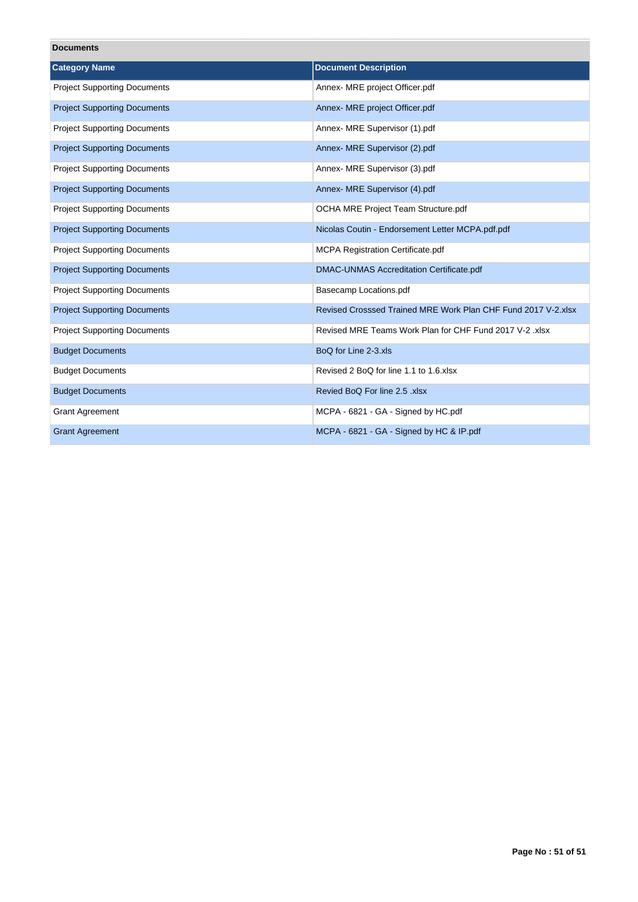**Documents**

| Category Name | Document Description |
| --- | --- |
| Project Supporting Documents | Annex- MRE project Officer.pdf |
| Project Supporting Documents | Annex- MRE project Officer.pdf |
| Project Supporting Documents | Annex- MRE Supervisor (1).pdf |
| Project Supporting Documents | Annex- MRE Supervisor (2).pdf |
| Project Supporting Documents | Annex- MRE Supervisor (3).pdf |
| Project Supporting Documents | Annex- MRE Supervisor (4).pdf |
| Project Supporting Documents | OCHA MRE Project Team Structure.pdf |
| Project Supporting Documents | Nicolas Coutin - Endorsement Letter MCPA.pdf.pdf |
| Project Supporting Documents | MCPA Registration Certificate.pdf |
| Project Supporting Documents | DMAC-UNMAS Accreditation Certificate.pdf |
| Project Supporting Documents | Basecamp Locations.pdf |
| Project Supporting Documents | Revised Crosssed Trained MRE Work Plan CHF Fund 2017 V-2.xlsx |
| Project Supporting Documents | Revised MRE Teams Work Plan for CHF Fund 2017 V-2 .xlsx |
| Budget Documents | BoQ for Line 2-3.xls |
| Budget Documents | Revised 2 BoQ for line 1.1 to 1.6.xlsx |
| Budget Documents | Revied BoQ For line 2.5 .xlsx |
| Grant Agreement | MCPA - 6821 - GA - Signed by HC.pdf |
| Grant Agreement | MCPA - 6821 - GA - Signed by HC & IP.pdf |